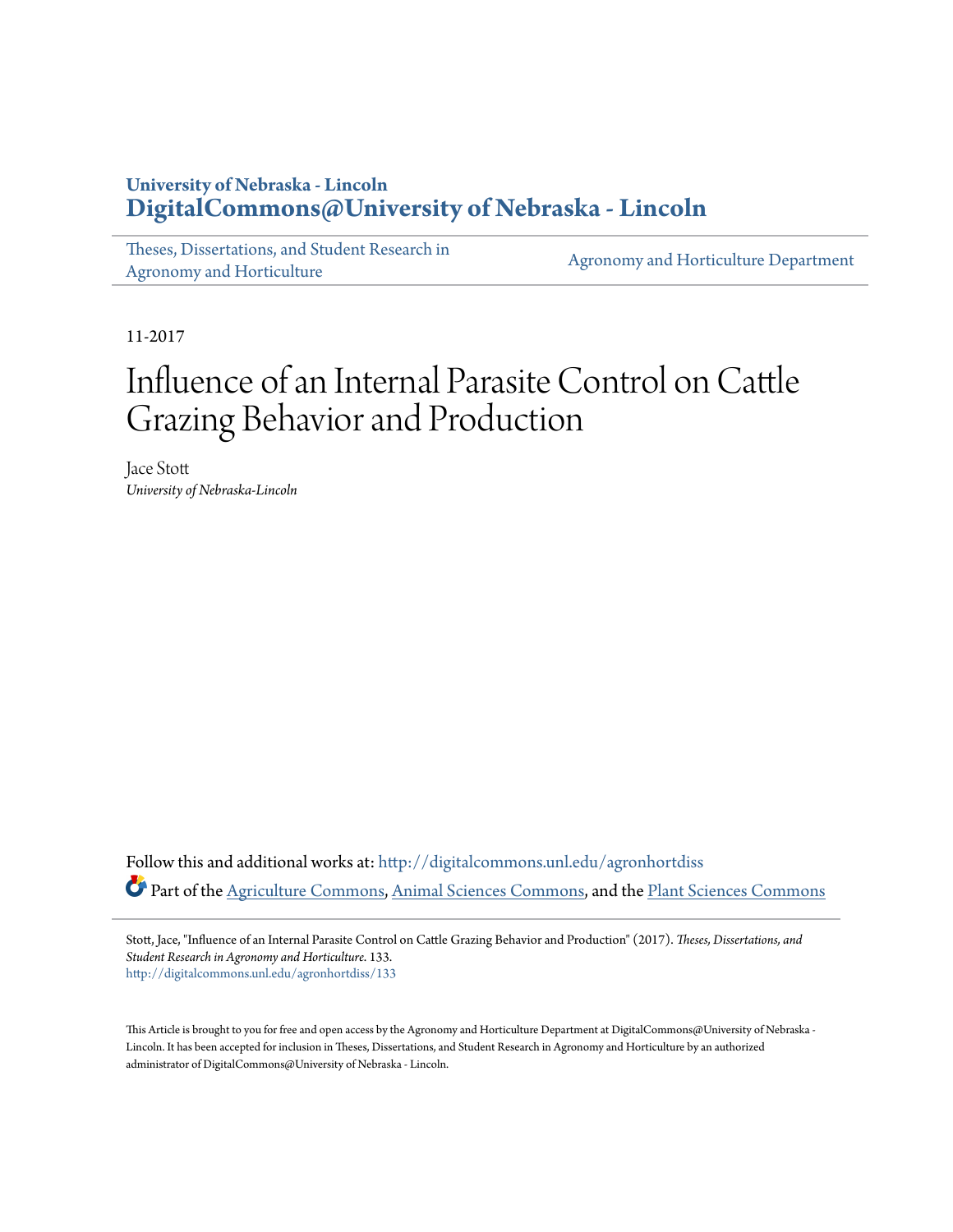**University of Nebraska - Lincoln**
**DigitalCommons@University of Nebraska - Lincoln**

Theses, Dissertations, and Student Research in Agronomy and Horticulture | Agronomy and Horticulture Department

11-2017

# Influence of an Internal Parasite Control on Cattle Grazing Behavior and Production

Jace Stott
*University of Nebraska-Lincoln*

Follow this and additional works at: http://digitalcommons.unl.edu/agronhortdiss

Part of the Agriculture Commons, Animal Sciences Commons, and the Plant Sciences Commons

Stott, Jace, "Influence of an Internal Parasite Control on Cattle Grazing Behavior and Production" (2017). *Theses, Dissertations, and Student Research in Agronomy and Horticulture*. 133.
http://digitalcommons.unl.edu/agronhortdiss/133

This Article is brought to you for free and open access by the Agronomy and Horticulture Department at DigitalCommons@University of Nebraska - Lincoln. It has been accepted for inclusion in Theses, Dissertations, and Student Research in Agronomy and Horticulture by an authorized administrator of DigitalCommons@University of Nebraska - Lincoln.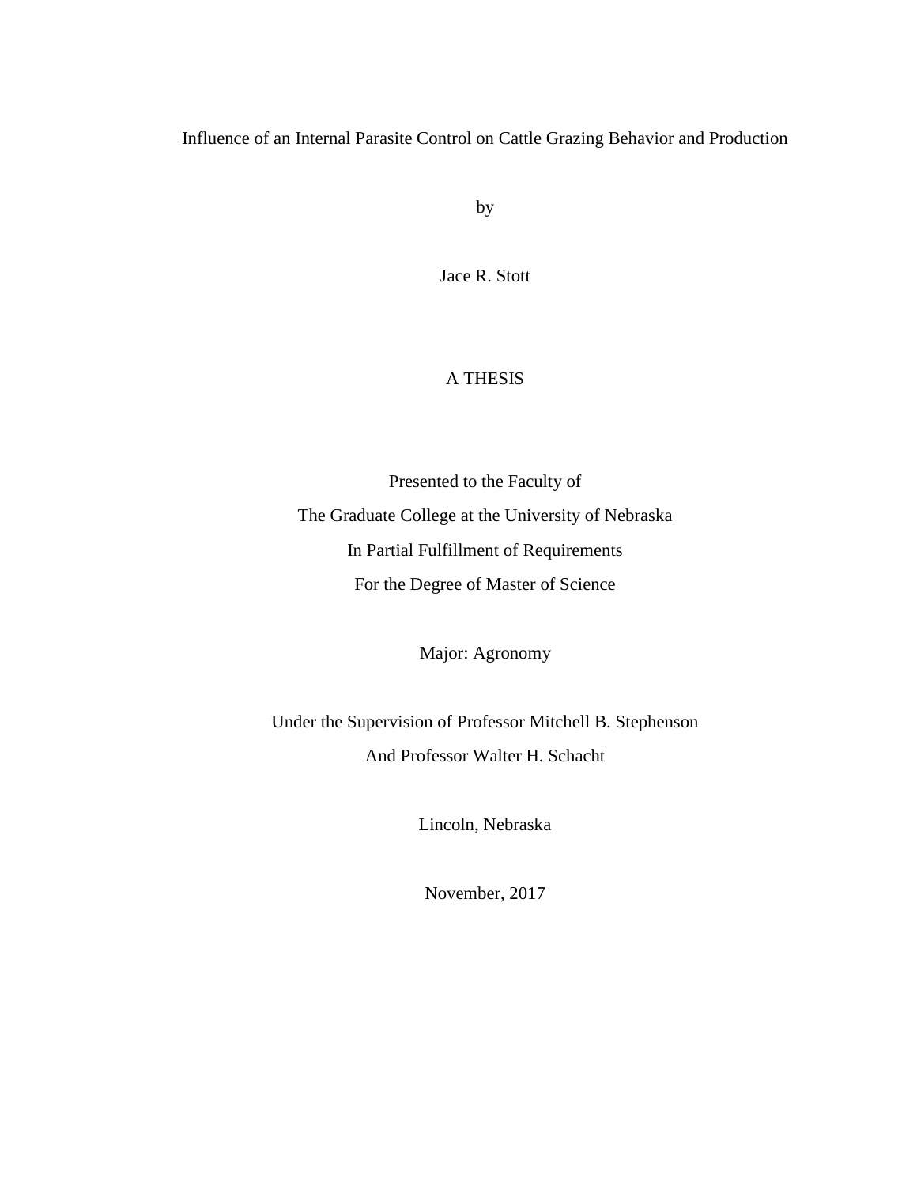# Influence of an Internal Parasite Control on Cattle Grazing Behavior and Production

by

Jace R. Stott

A THESIS

Presented to the Faculty of

The Graduate College at the University of Nebraska

In Partial Fulfillment of Requirements

For the Degree of Master of Science

Major: Agronomy

Under the Supervision of Professor Mitchell B. Stephenson

And Professor Walter H. Schacht

Lincoln, Nebraska

November, 2017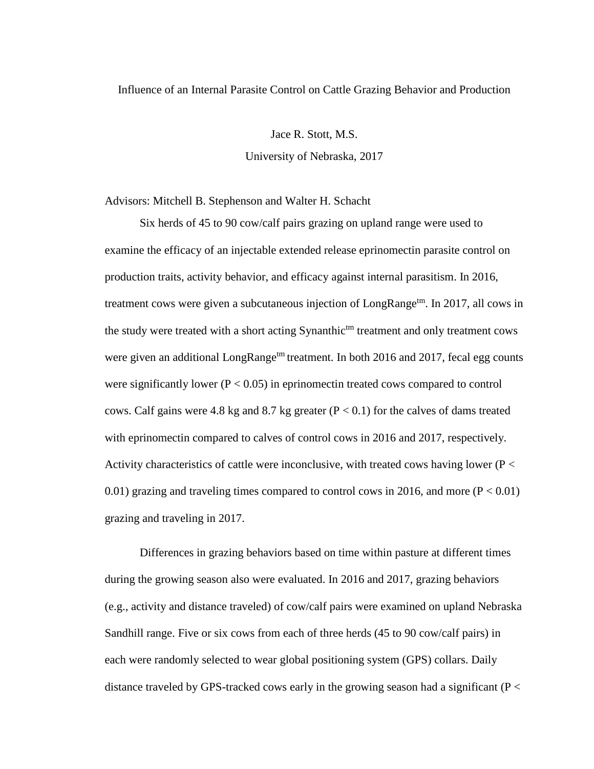Influence of an Internal Parasite Control on Cattle Grazing Behavior and Production

Jace R. Stott, M.S.

University of Nebraska, 2017

Advisors: Mitchell B. Stephenson and Walter H. Schacht

Six herds of 45 to 90 cow/calf pairs grazing on upland range were used to examine the efficacy of an injectable extended release eprinomectin parasite control on production traits, activity behavior, and efficacy against internal parasitism. In 2016, treatment cows were given a subcutaneous injection of LongRange[tm]. In 2017, all cows in the study were treated with a short acting Synanthic[tm] treatment and only treatment cows were given an additional LongRange[tm] treatment. In both 2016 and 2017, fecal egg counts were significantly lower ($P < 0.05$) in eprinomectin treated cows compared to control cows. Calf gains were 4.8 kg and 8.7 kg greater ($P < 0.1$) for the calves of dams treated with eprinomectin compared to calves of control cows in 2016 and 2017, respectively. Activity characteristics of cattle were inconclusive, with treated cows having lower ($P < 0.01$) grazing and traveling times compared to control cows in 2016, and more ($P < 0.01$) grazing and traveling in 2017.

Differences in grazing behaviors based on time within pasture at different times during the growing season also were evaluated. In 2016 and 2017, grazing behaviors (e.g., activity and distance traveled) of cow/calf pairs were examined on upland Nebraska Sandhill range. Five or six cows from each of three herds (45 to 90 cow/calf pairs) in each were randomly selected to wear global positioning system (GPS) collars. Daily distance traveled by GPS-tracked cows early in the growing season had a significant (P <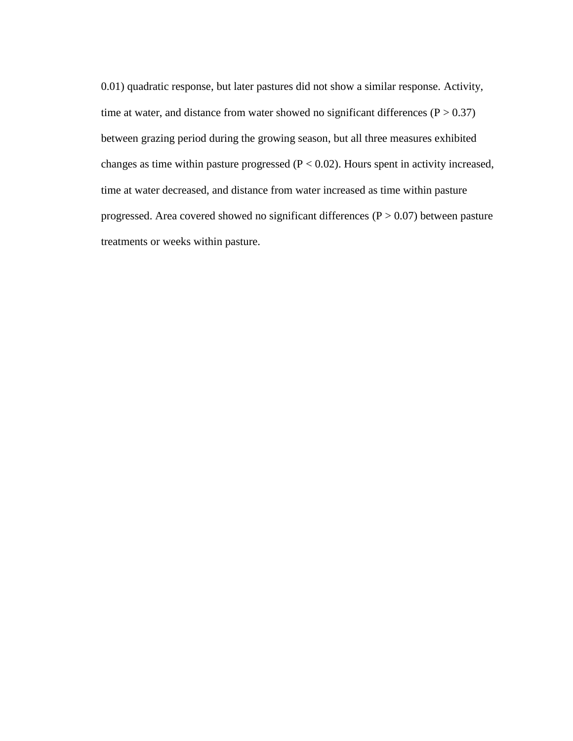0.01) quadratic response, but later pastures did not show a similar response. Activity, time at water, and distance from water showed no significant differences ($P > 0.37$) between grazing period during the growing season, but all three measures exhibited changes as time within pasture progressed ($P < 0.02$). Hours spent in activity increased, time at water decreased, and distance from water increased as time within pasture progressed. Area covered showed no significant differences ($P > 0.07$) between pasture treatments or weeks within pasture.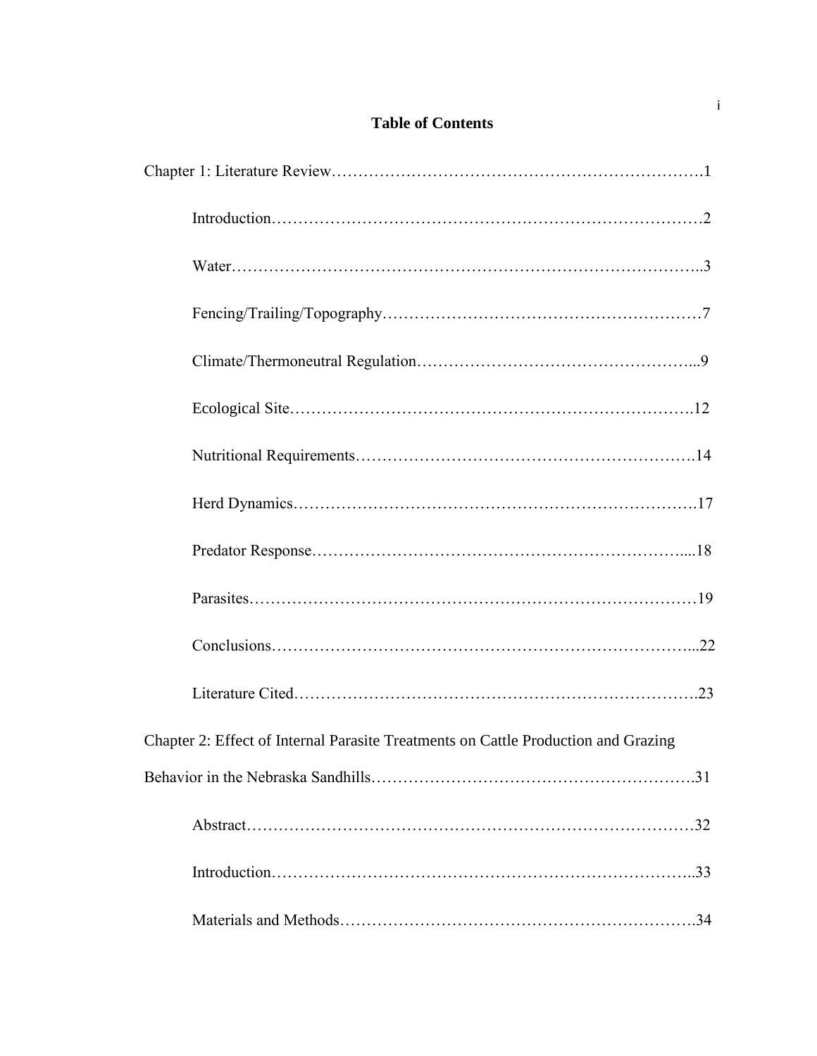# Table of Contents

Chapter 1: Literature Review……………………………………………………………….1

Introduction……………………………………………………………………2

Water…………………………………………………………………………..3

Fencing/Trailing/Topography…………………………………………………7

Climate/Thermoneutral Regulation…………………………………………...9

Ecological Site……………………………………………………………….12

Nutritional Requirements…………………………………………………….14

Herd Dynamics……………………………………………………………….17

Predator Response…………………………………………………………....18

Parasites………………………………………………………………………19

Conclusions…………………………………………………………………...22

Literature Cited……………………………………………………………….23

Chapter 2: Effect of Internal Parasite Treatments on Cattle Production and Grazing Behavior in the Nebraska Sandhills…………………………………………………….31

Abstract………………………………………………………………………32

Introduction…………………………………………………………………..33

Materials and Methods……………………………………………………….34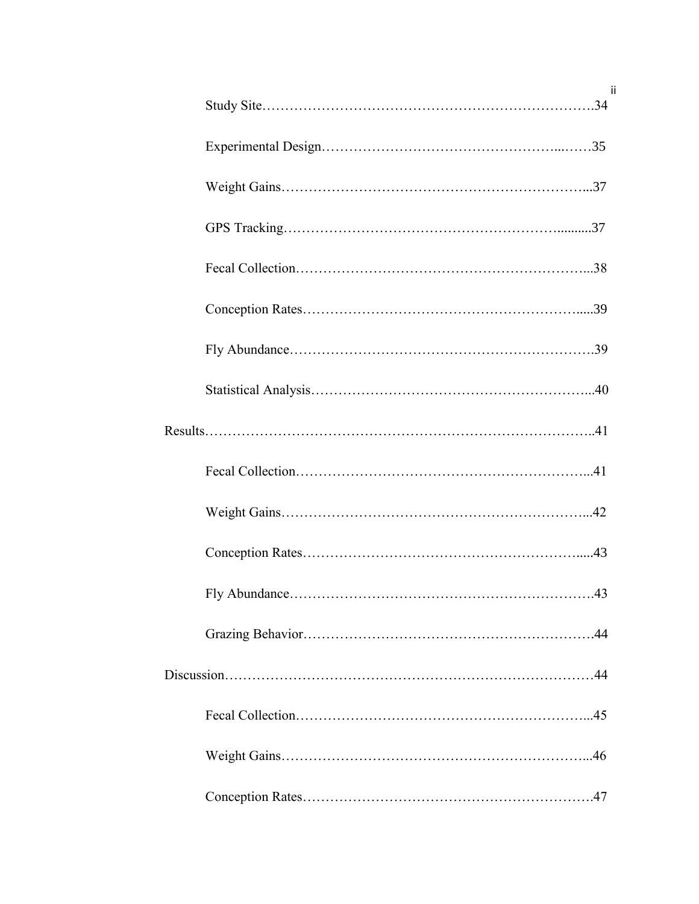Study Site……………………………………………………………….34

Experimental Design…………………………………………...……35

Weight Gains………………………………………………………...37

GPS Tracking…………………………………………………..........37

Fecal Collection……………………………………………………...38

Conception Rates………….…………………………………….......39

Fly Abundance……………………………………………………….39

Statistical Analysis…………………………………………………...40

Results………………………………………………………………………..41

Fecal Collection……………………………………………………...41

Weight Gains………………………………………………………...42

Conception Rates………………………………………………….....43

Fly Abundance……………………………………………………….43

Grazing Behavior…………………………………………………….44

Discussion…………………………………………………………………….44

Fecal Collection……………………………………………………...45

Weight Gains………………………………………………………...46

Conception Rates…………………………………………………….47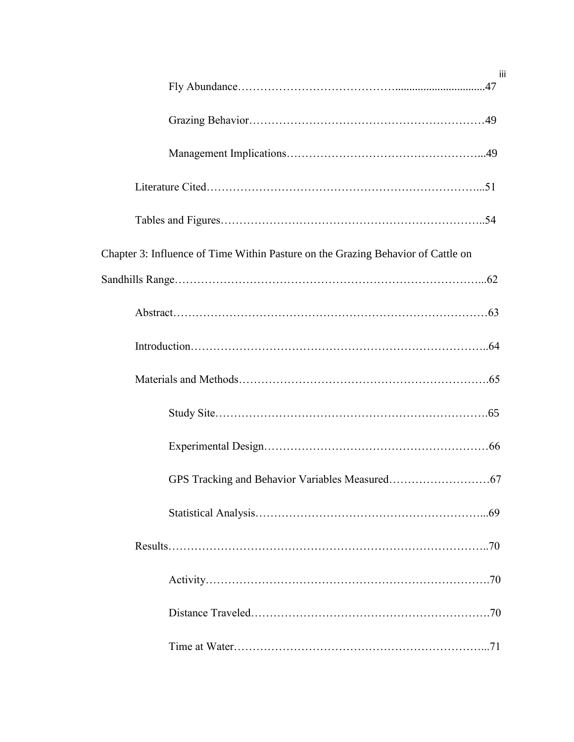Fly Abundance……………………………………................................47

Grazing Behavior………………………………………………………49

Management Implications…………………………………………...49

Literature Cited……………………………………………………………...51

Tables and Figures…………………………………………………………..54

Chapter 3: Influence of Time Within Pasture on the Grazing Behavior of Cattle on Sandhills Range……………………………………………………………………...62

Abstract………………………………………………………………………63

Introduction…………………………………………………………………..64

Materials and Methods……………………………………………………….65

Study Site……………………………………………………………….65

Experimental Design……………………………………………………66

GPS Tracking and Behavior Variables Measured………………………67

Statistical Analysis……………………………………………………...69

Results………………………………………………………………………..70

Activity………………………………………………………………….70

Distance Traveled……………………………………………………….70

Time at Water…………………………………………………………...71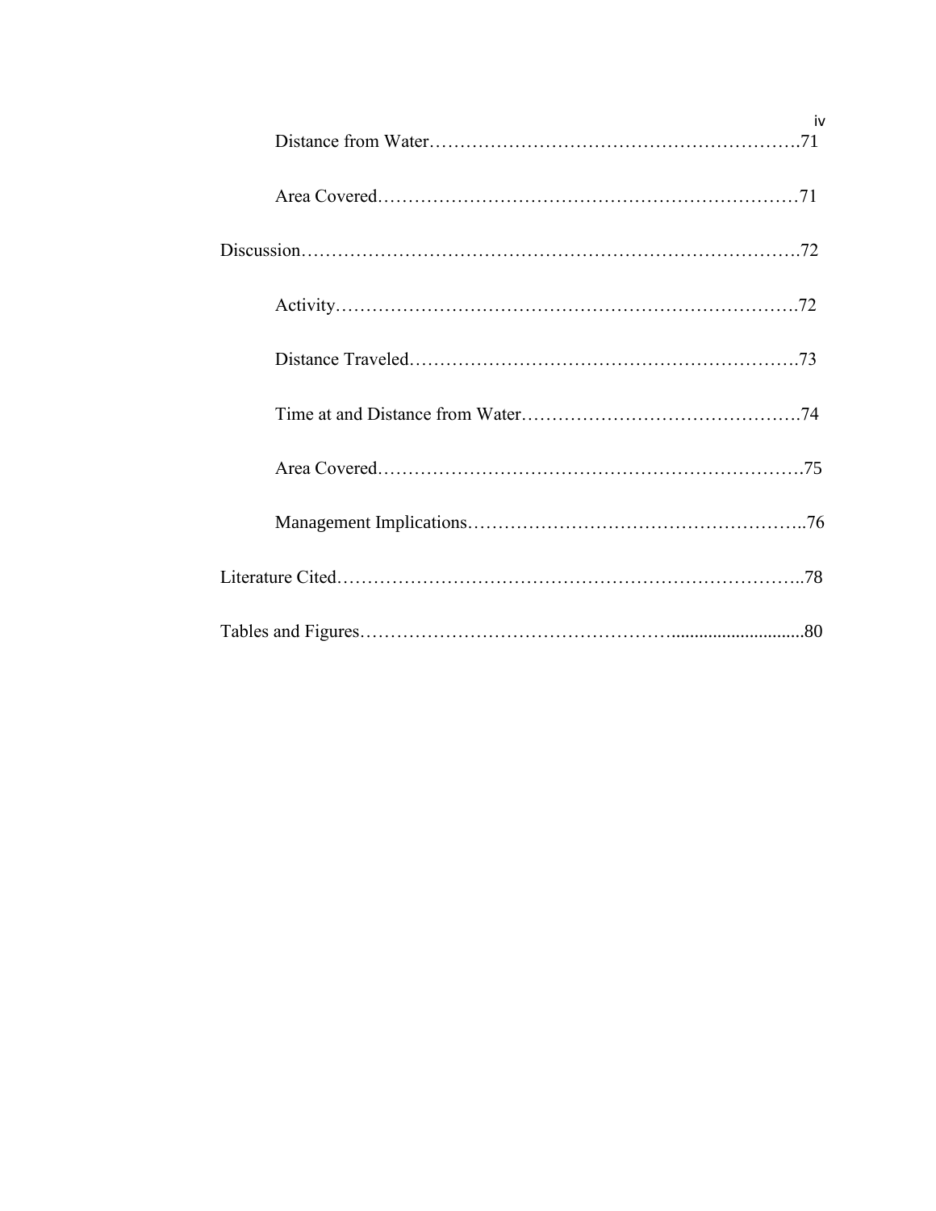Distance from Water……………………………………………………….71

Area Covered……………………………………………………………71

Discussion…………………………………………………………………….72

Activity………………………………………………………………….72

Distance Traveled……………………………………………………….73

Time at and Distance from Water……………………………………….74

Area Covered…………………………………………………………….75

Management Implications……………………………………………….76

Literature Cited…………………………………………………………………..78

Tables and Figures………………………………………….............................80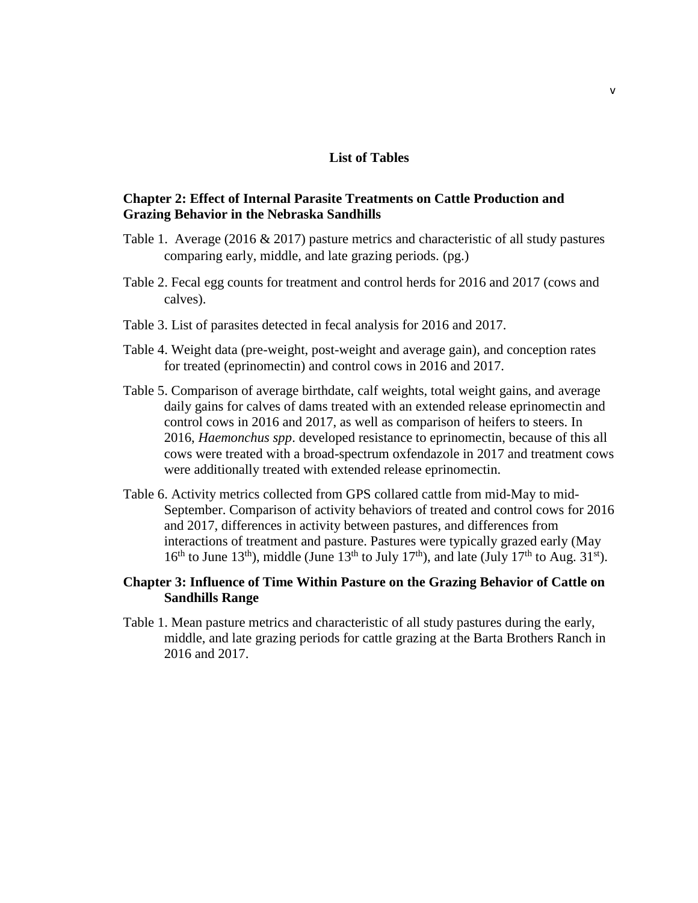## List of Tables

### Chapter 2: Effect of Internal Parasite Treatments on Cattle Production and Grazing Behavior in the Nebraska Sandhills

Table 1. Average (2016 & 2017) pasture metrics and characteristic of all study pastures comparing early, middle, and late grazing periods. (pg.)

Table 2. Fecal egg counts for treatment and control herds for 2016 and 2017 (cows and calves).

Table 3. List of parasites detected in fecal analysis for 2016 and 2017.

Table 4. Weight data (pre-weight, post-weight and average gain), and conception rates for treated (eprinomectin) and control cows in 2016 and 2017.

Table 5. Comparison of average birthdate, calf weights, total weight gains, and average daily gains for calves of dams treated with an extended release eprinomectin and control cows in 2016 and 2017, as well as comparison of heifers to steers. In 2016, *Haemonchus spp*. developed resistance to eprinomectin, because of this all cows were treated with a broad-spectrum oxfendazole in 2017 and treatment cows were additionally treated with extended release eprinomectin.

Table 6. Activity metrics collected from GPS collared cattle from mid-May to mid-September. Comparison of activity behaviors of treated and control cows for 2016 and 2017, differences in activity between pastures, and differences from interactions of treatment and pasture. Pastures were typically grazed early (May 16th to June 13th), middle (June 13th to July 17th), and late (July 17th to Aug. 31st).

### Chapter 3: Influence of Time Within Pasture on the Grazing Behavior of Cattle on Sandhills Range

Table 1. Mean pasture metrics and characteristic of all study pastures during the early, middle, and late grazing periods for cattle grazing at the Barta Brothers Ranch in 2016 and 2017.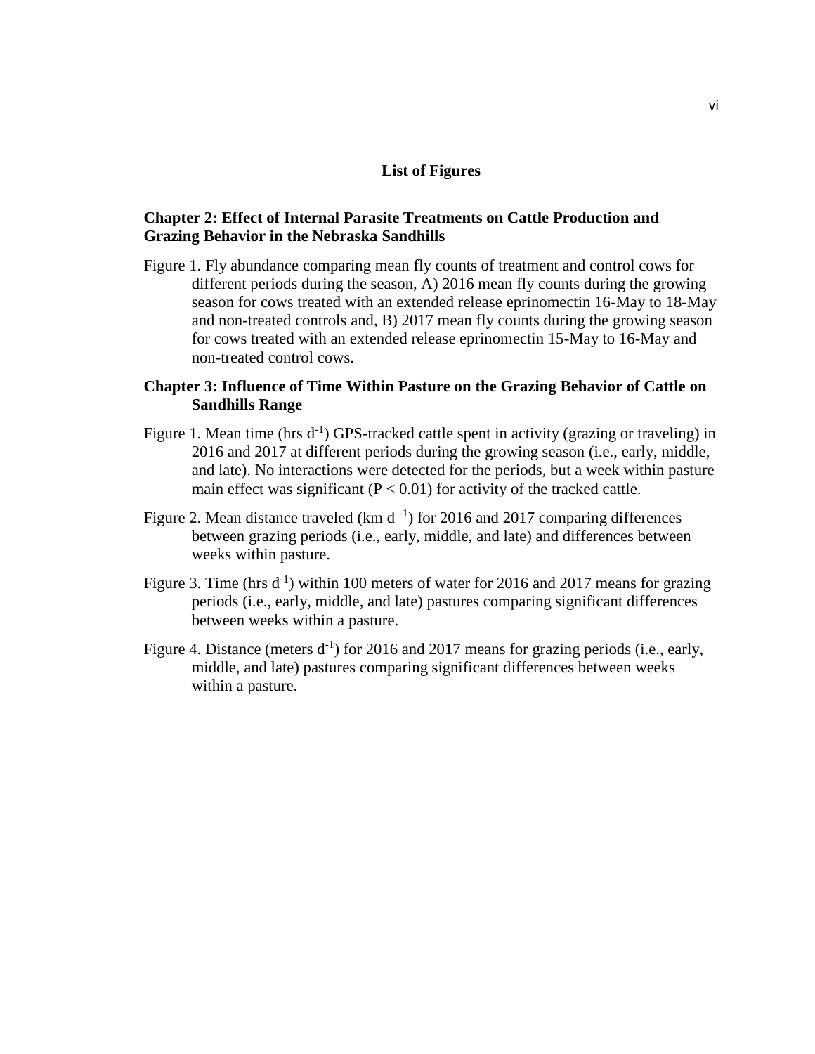## List of Figures

### Chapter 2: Effect of Internal Parasite Treatments on Cattle Production and Grazing Behavior in the Nebraska Sandhills

Figure 1. Fly abundance comparing mean fly counts of treatment and control cows for different periods during the season, A) 2016 mean fly counts during the growing season for cows treated with an extended release eprinomectin 16-May to 18-May and non-treated controls and, B) 2017 mean fly counts during the growing season for cows treated with an extended release eprinomectin 15-May to 16-May and non-treated control cows.

### Chapter 3: Influence of Time Within Pasture on the Grazing Behavior of Cattle on Sandhills Range

Figure 1. Mean time (hrs $d^{-1}$) GPS-tracked cattle spent in activity (grazing or traveling) in 2016 and 2017 at different periods during the growing season (i.e., early, middle, and late). No interactions were detected for the periods, but a week within pasture main effect was significant ($P < 0.01$) for activity of the tracked cattle.

Figure 2. Mean distance traveled (km $d^{-1}$) for 2016 and 2017 comparing differences between grazing periods (i.e., early, middle, and late) and differences between weeks within pasture.

Figure 3. Time (hrs $d^{-1}$) within 100 meters of water for 2016 and 2017 means for grazing periods (i.e., early, middle, and late) pastures comparing significant differences between weeks within a pasture.

Figure 4. Distance (meters $d^{-1}$) for 2016 and 2017 means for grazing periods (i.e., early, middle, and late) pastures comparing significant differences between weeks within a pasture.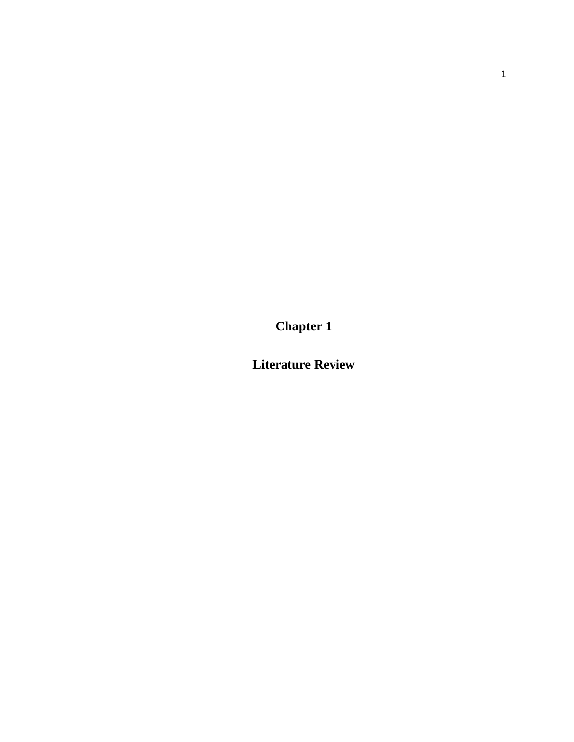# Chapter 1

# Literature Review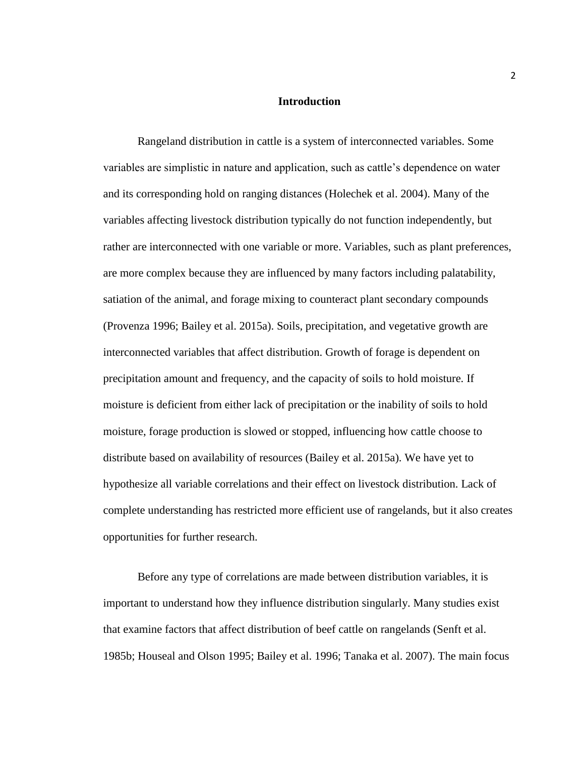## Introduction

Rangeland distribution in cattle is a system of interconnected variables. Some variables are simplistic in nature and application, such as cattle's dependence on water and its corresponding hold on ranging distances (Holechek et al. 2004). Many of the variables affecting livestock distribution typically do not function independently, but rather are interconnected with one variable or more. Variables, such as plant preferences, are more complex because they are influenced by many factors including palatability, satiation of the animal, and forage mixing to counteract plant secondary compounds (Provenza 1996; Bailey et al. 2015a). Soils, precipitation, and vegetative growth are interconnected variables that affect distribution. Growth of forage is dependent on precipitation amount and frequency, and the capacity of soils to hold moisture. If moisture is deficient from either lack of precipitation or the inability of soils to hold moisture, forage production is slowed or stopped, influencing how cattle choose to distribute based on availability of resources (Bailey et al. 2015a). We have yet to hypothesize all variable correlations and their effect on livestock distribution. Lack of complete understanding has restricted more efficient use of rangelands, but it also creates opportunities for further research.

Before any type of correlations are made between distribution variables, it is important to understand how they influence distribution singularly. Many studies exist that examine factors that affect distribution of beef cattle on rangelands (Senft et al. 1985b; Houseal and Olson 1995; Bailey et al. 1996; Tanaka et al. 2007). The main focus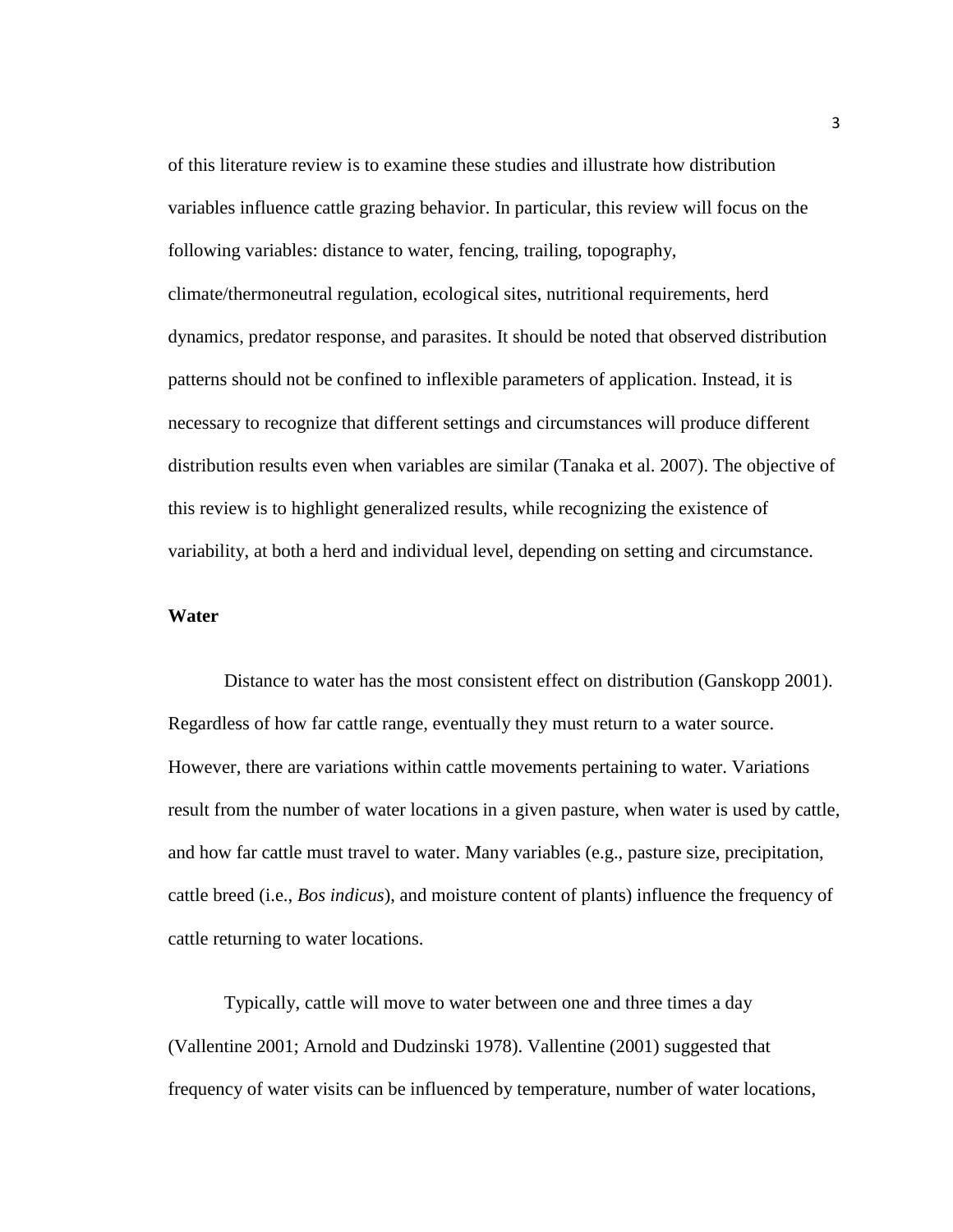of this literature review is to examine these studies and illustrate how distribution variables influence cattle grazing behavior. In particular, this review will focus on the following variables: distance to water, fencing, trailing, topography, climate/thermoneutral regulation, ecological sites, nutritional requirements, herd dynamics, predator response, and parasites. It should be noted that observed distribution patterns should not be confined to inflexible parameters of application. Instead, it is necessary to recognize that different settings and circumstances will produce different distribution results even when variables are similar (Tanaka et al. 2007). The objective of this review is to highlight generalized results, while recognizing the existence of variability, at both a herd and individual level, depending on setting and circumstance.

**Water**

Distance to water has the most consistent effect on distribution (Ganskopp 2001). Regardless of how far cattle range, eventually they must return to a water source. However, there are variations within cattle movements pertaining to water. Variations result from the number of water locations in a given pasture, when water is used by cattle, and how far cattle must travel to water. Many variables (e.g., pasture size, precipitation, cattle breed (i.e., *Bos indicus*), and moisture content of plants) influence the frequency of cattle returning to water locations.

Typically, cattle will move to water between one and three times a day (Vallentine 2001; Arnold and Dudzinski 1978). Vallentine (2001) suggested that frequency of water visits can be influenced by temperature, number of water locations,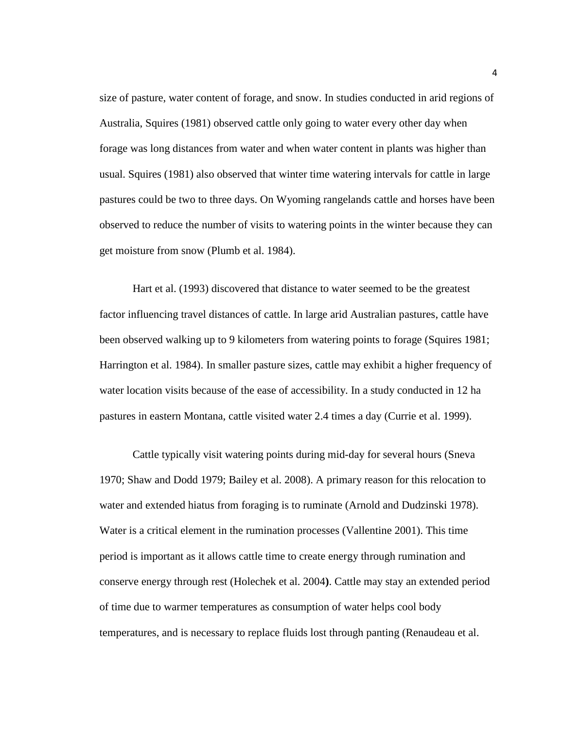size of pasture, water content of forage, and snow. In studies conducted in arid regions of Australia, Squires (1981) observed cattle only going to water every other day when forage was long distances from water and when water content in plants was higher than usual. Squires (1981) also observed that winter time watering intervals for cattle in large pastures could be two to three days. On Wyoming rangelands cattle and horses have been observed to reduce the number of visits to watering points in the winter because they can get moisture from snow (Plumb et al. 1984).

Hart et al. (1993) discovered that distance to water seemed to be the greatest factor influencing travel distances of cattle. In large arid Australian pastures, cattle have been observed walking up to 9 kilometers from watering points to forage (Squires 1981; Harrington et al. 1984). In smaller pasture sizes, cattle may exhibit a higher frequency of water location visits because of the ease of accessibility. In a study conducted in 12 ha pastures in eastern Montana, cattle visited water 2.4 times a day (Currie et al. 1999).

Cattle typically visit watering points during mid-day for several hours (Sneva 1970; Shaw and Dodd 1979; Bailey et al. 2008). A primary reason for this relocation to water and extended hiatus from foraging is to ruminate (Arnold and Dudzinski 1978). Water is a critical element in the rumination processes (Vallentine 2001). This time period is important as it allows cattle time to create energy through rumination and conserve energy through rest (Holechek et al. 2004). Cattle may stay an extended period of time due to warmer temperatures as consumption of water helps cool body temperatures, and is necessary to replace fluids lost through panting (Renaudeau et al.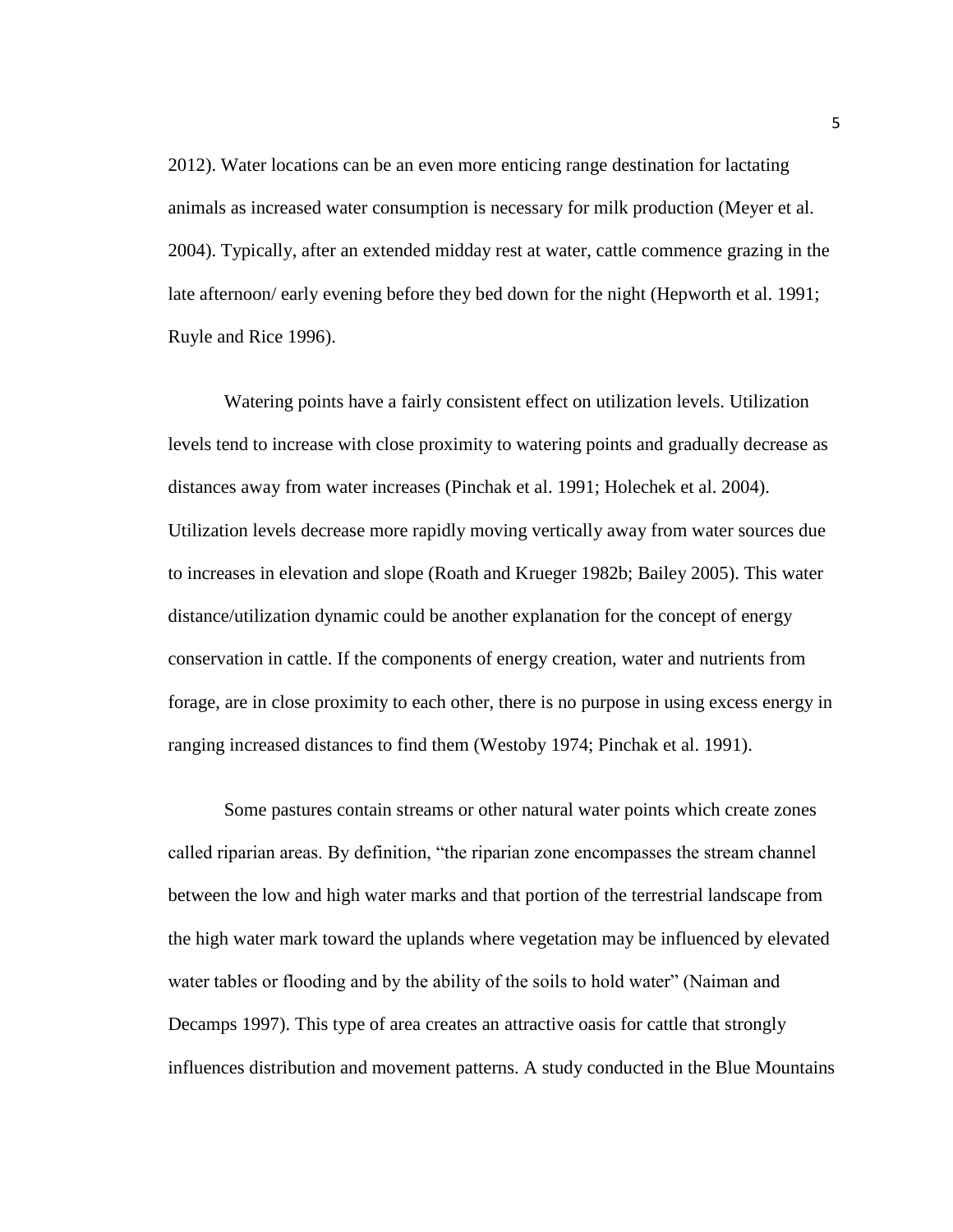2012). Water locations can be an even more enticing range destination for lactating animals as increased water consumption is necessary for milk production (Meyer et al. 2004). Typically, after an extended midday rest at water, cattle commence grazing in the late afternoon/ early evening before they bed down for the night (Hepworth et al. 1991; Ruyle and Rice 1996).

Watering points have a fairly consistent effect on utilization levels. Utilization levels tend to increase with close proximity to watering points and gradually decrease as distances away from water increases (Pinchak et al. 1991; Holechek et al. 2004). Utilization levels decrease more rapidly moving vertically away from water sources due to increases in elevation and slope (Roath and Krueger 1982b; Bailey 2005). This water distance/utilization dynamic could be another explanation for the concept of energy conservation in cattle. If the components of energy creation, water and nutrients from forage, are in close proximity to each other, there is no purpose in using excess energy in ranging increased distances to find them (Westoby 1974; Pinchak et al. 1991).

Some pastures contain streams or other natural water points which create zones called riparian areas. By definition, "the riparian zone encompasses the stream channel between the low and high water marks and that portion of the terrestrial landscape from the high water mark toward the uplands where vegetation may be influenced by elevated water tables or flooding and by the ability of the soils to hold water" (Naiman and Decamps 1997). This type of area creates an attractive oasis for cattle that strongly influences distribution and movement patterns. A study conducted in the Blue Mountains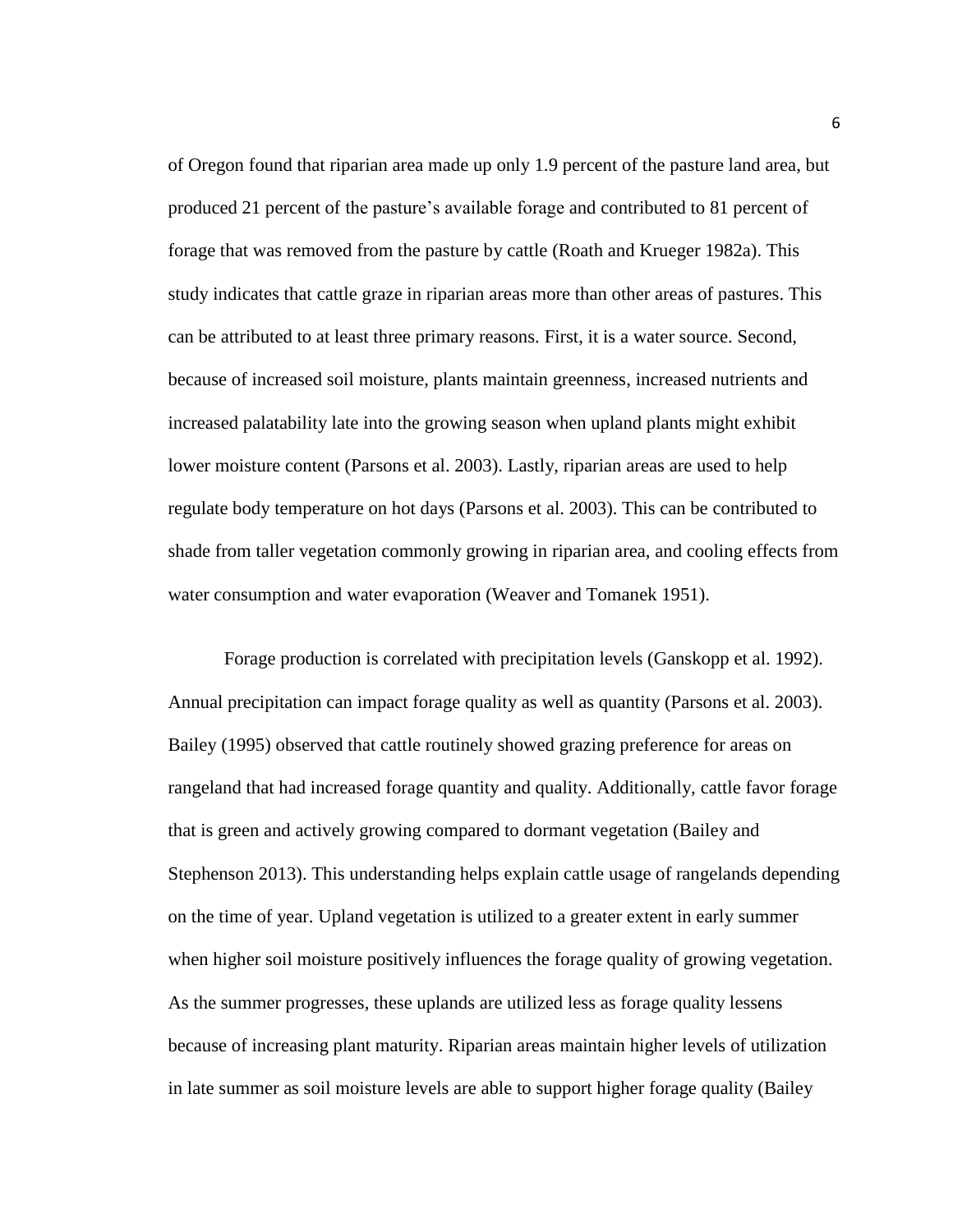of Oregon found that riparian area made up only 1.9 percent of the pasture land area, but produced 21 percent of the pasture's available forage and contributed to 81 percent of forage that was removed from the pasture by cattle (Roath and Krueger 1982a). This study indicates that cattle graze in riparian areas more than other areas of pastures. This can be attributed to at least three primary reasons. First, it is a water source. Second, because of increased soil moisture, plants maintain greenness, increased nutrients and increased palatability late into the growing season when upland plants might exhibit lower moisture content (Parsons et al. 2003). Lastly, riparian areas are used to help regulate body temperature on hot days (Parsons et al. 2003). This can be contributed to shade from taller vegetation commonly growing in riparian area, and cooling effects from water consumption and water evaporation (Weaver and Tomanek 1951).

Forage production is correlated with precipitation levels (Ganskopp et al. 1992). Annual precipitation can impact forage quality as well as quantity (Parsons et al. 2003). Bailey (1995) observed that cattle routinely showed grazing preference for areas on rangeland that had increased forage quantity and quality. Additionally, cattle favor forage that is green and actively growing compared to dormant vegetation (Bailey and Stephenson 2013). This understanding helps explain cattle usage of rangelands depending on the time of year. Upland vegetation is utilized to a greater extent in early summer when higher soil moisture positively influences the forage quality of growing vegetation. As the summer progresses, these uplands are utilized less as forage quality lessens because of increasing plant maturity. Riparian areas maintain higher levels of utilization in late summer as soil moisture levels are able to support higher forage quality (Bailey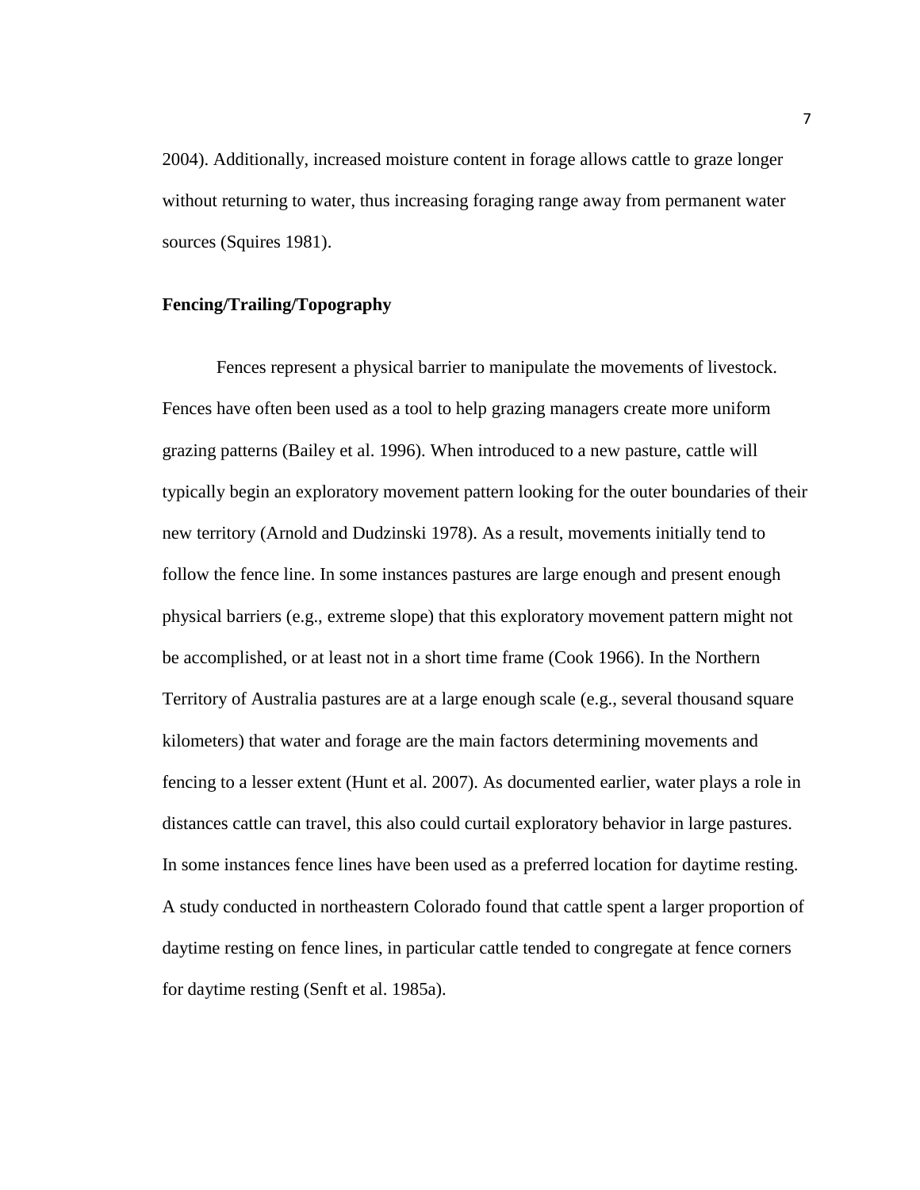2004). Additionally, increased moisture content in forage allows cattle to graze longer without returning to water, thus increasing foraging range away from permanent water sources (Squires 1981).

**Fencing/Trailing/Topography**

Fences represent a physical barrier to manipulate the movements of livestock. Fences have often been used as a tool to help grazing managers create more uniform grazing patterns (Bailey et al. 1996). When introduced to a new pasture, cattle will typically begin an exploratory movement pattern looking for the outer boundaries of their new territory (Arnold and Dudzinski 1978). As a result, movements initially tend to follow the fence line. In some instances pastures are large enough and present enough physical barriers (e.g., extreme slope) that this exploratory movement pattern might not be accomplished, or at least not in a short time frame (Cook 1966). In the Northern Territory of Australia pastures are at a large enough scale (e.g., several thousand square kilometers) that water and forage are the main factors determining movements and fencing to a lesser extent (Hunt et al. 2007). As documented earlier, water plays a role in distances cattle can travel, this also could curtail exploratory behavior in large pastures. In some instances fence lines have been used as a preferred location for daytime resting. A study conducted in northeastern Colorado found that cattle spent a larger proportion of daytime resting on fence lines, in particular cattle tended to congregate at fence corners for daytime resting (Senft et al. 1985a).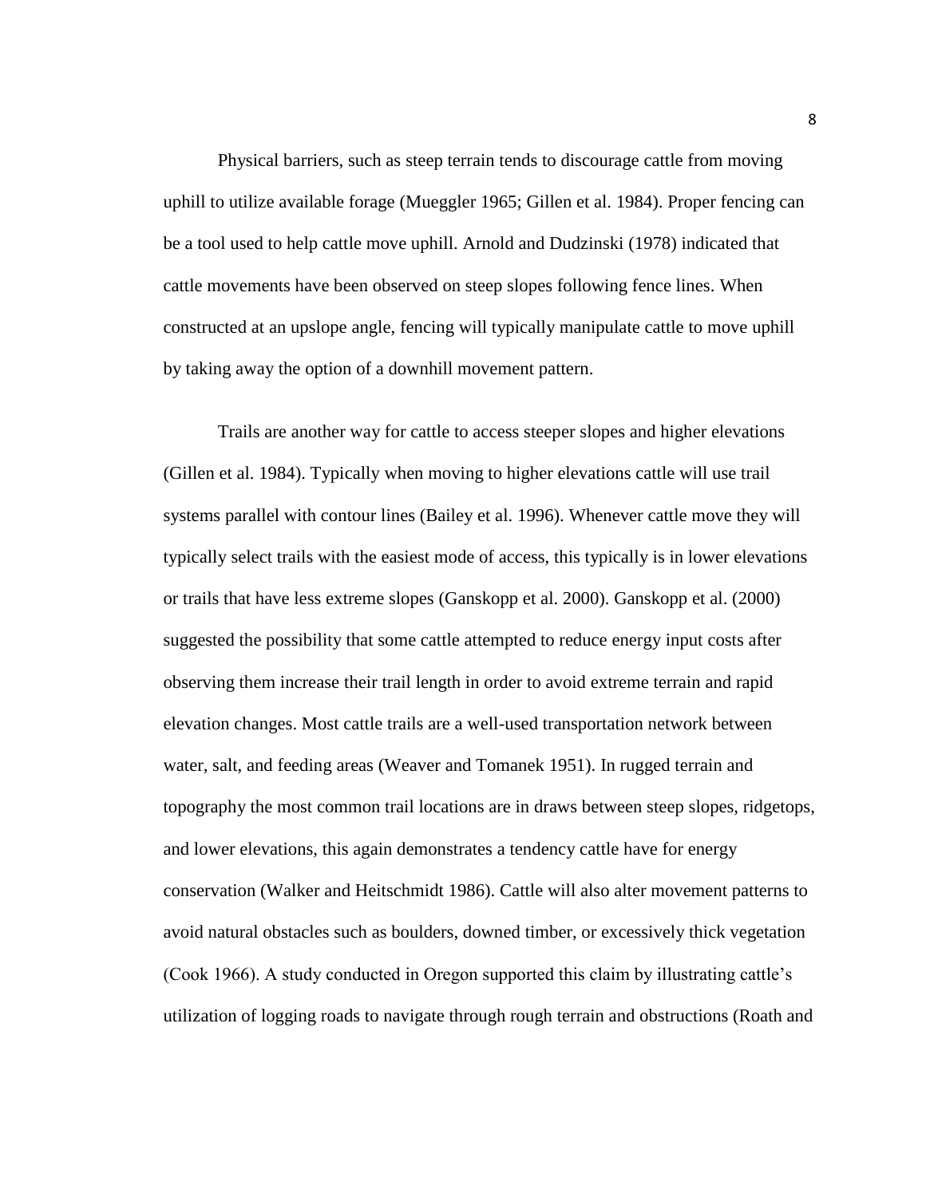Physical barriers, such as steep terrain tends to discourage cattle from moving uphill to utilize available forage (Mueggler 1965; Gillen et al. 1984). Proper fencing can be a tool used to help cattle move uphill. Arnold and Dudzinski (1978) indicated that cattle movements have been observed on steep slopes following fence lines. When constructed at an upslope angle, fencing will typically manipulate cattle to move uphill by taking away the option of a downhill movement pattern.

Trails are another way for cattle to access steeper slopes and higher elevations (Gillen et al. 1984). Typically when moving to higher elevations cattle will use trail systems parallel with contour lines (Bailey et al. 1996). Whenever cattle move they will typically select trails with the easiest mode of access, this typically is in lower elevations or trails that have less extreme slopes (Ganskopp et al. 2000). Ganskopp et al. (2000) suggested the possibility that some cattle attempted to reduce energy input costs after observing them increase their trail length in order to avoid extreme terrain and rapid elevation changes. Most cattle trails are a well-used transportation network between water, salt, and feeding areas (Weaver and Tomanek 1951). In rugged terrain and topography the most common trail locations are in draws between steep slopes, ridgetops, and lower elevations, this again demonstrates a tendency cattle have for energy conservation (Walker and Heitschmidt 1986). Cattle will also alter movement patterns to avoid natural obstacles such as boulders, downed timber, or excessively thick vegetation (Cook 1966). A study conducted in Oregon supported this claim by illustrating cattle's utilization of logging roads to navigate through rough terrain and obstructions (Roath and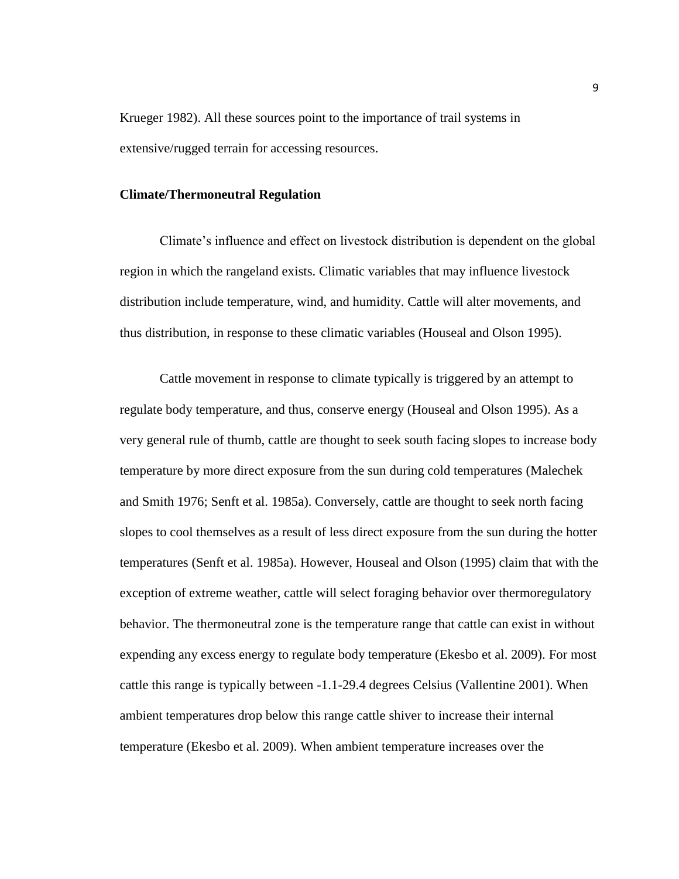Krueger 1982). All these sources point to the importance of trail systems in extensive/rugged terrain for accessing resources.

### Climate/Thermoneutral Regulation

Climate's influence and effect on livestock distribution is dependent on the global region in which the rangeland exists. Climatic variables that may influence livestock distribution include temperature, wind, and humidity. Cattle will alter movements, and thus distribution, in response to these climatic variables (Houseal and Olson 1995).

Cattle movement in response to climate typically is triggered by an attempt to regulate body temperature, and thus, conserve energy (Houseal and Olson 1995). As a very general rule of thumb, cattle are thought to seek south facing slopes to increase body temperature by more direct exposure from the sun during cold temperatures (Malechek and Smith 1976; Senft et al. 1985a). Conversely, cattle are thought to seek north facing slopes to cool themselves as a result of less direct exposure from the sun during the hotter temperatures (Senft et al. 1985a). However, Houseal and Olson (1995) claim that with the exception of extreme weather, cattle will select foraging behavior over thermoregulatory behavior. The thermoneutral zone is the temperature range that cattle can exist in without expending any excess energy to regulate body temperature (Ekesbo et al. 2009). For most cattle this range is typically between -1.1-29.4 degrees Celsius (Vallentine 2001). When ambient temperatures drop below this range cattle shiver to increase their internal temperature (Ekesbo et al. 2009). When ambient temperature increases over the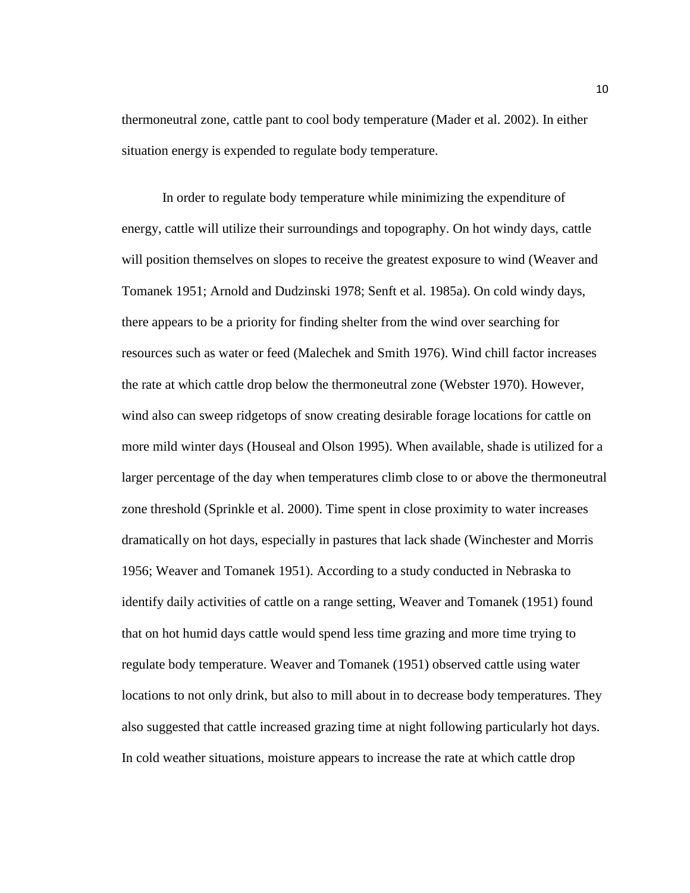thermoneutral zone, cattle pant to cool body temperature (Mader et al. 2002). In either situation energy is expended to regulate body temperature.

In order to regulate body temperature while minimizing the expenditure of energy, cattle will utilize their surroundings and topography. On hot windy days, cattle will position themselves on slopes to receive the greatest exposure to wind (Weaver and Tomanek 1951; Arnold and Dudzinski 1978; Senft et al. 1985a). On cold windy days, there appears to be a priority for finding shelter from the wind over searching for resources such as water or feed (Malechek and Smith 1976). Wind chill factor increases the rate at which cattle drop below the thermoneutral zone (Webster 1970). However, wind also can sweep ridgetops of snow creating desirable forage locations for cattle on more mild winter days (Houseal and Olson 1995). When available, shade is utilized for a larger percentage of the day when temperatures climb close to or above the thermoneutral zone threshold (Sprinkle et al. 2000). Time spent in close proximity to water increases dramatically on hot days, especially in pastures that lack shade (Winchester and Morris 1956; Weaver and Tomanek 1951). According to a study conducted in Nebraska to identify daily activities of cattle on a range setting, Weaver and Tomanek (1951) found that on hot humid days cattle would spend less time grazing and more time trying to regulate body temperature. Weaver and Tomanek (1951) observed cattle using water locations to not only drink, but also to mill about in to decrease body temperatures. They also suggested that cattle increased grazing time at night following particularly hot days. In cold weather situations, moisture appears to increase the rate at which cattle drop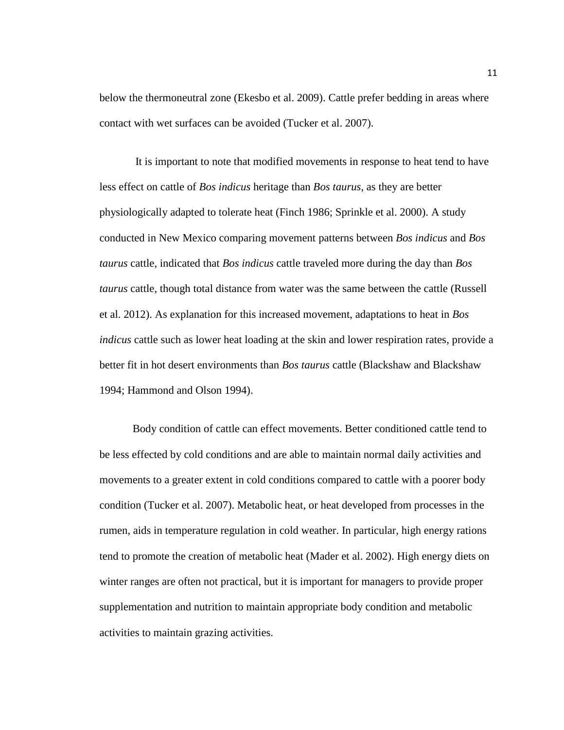below the thermoneutral zone (Ekesbo et al. 2009). Cattle prefer bedding in areas where contact with wet surfaces can be avoided (Tucker et al. 2007).

It is important to note that modified movements in response to heat tend to have less effect on cattle of *Bos indicus* heritage than *Bos taurus*, as they are better physiologically adapted to tolerate heat (Finch 1986; Sprinkle et al. 2000). A study conducted in New Mexico comparing movement patterns between *Bos indicus* and *Bos taurus* cattle, indicated that *Bos indicus* cattle traveled more during the day than *Bos taurus* cattle, though total distance from water was the same between the cattle (Russell et al. 2012). As explanation for this increased movement, adaptations to heat in *Bos indicus* cattle such as lower heat loading at the skin and lower respiration rates, provide a better fit in hot desert environments than *Bos taurus* cattle (Blackshaw and Blackshaw 1994; Hammond and Olson 1994).

Body condition of cattle can effect movements. Better conditioned cattle tend to be less effected by cold conditions and are able to maintain normal daily activities and movements to a greater extent in cold conditions compared to cattle with a poorer body condition (Tucker et al. 2007). Metabolic heat, or heat developed from processes in the rumen, aids in temperature regulation in cold weather. In particular, high energy rations tend to promote the creation of metabolic heat (Mader et al. 2002). High energy diets on winter ranges are often not practical, but it is important for managers to provide proper supplementation and nutrition to maintain appropriate body condition and metabolic activities to maintain grazing activities.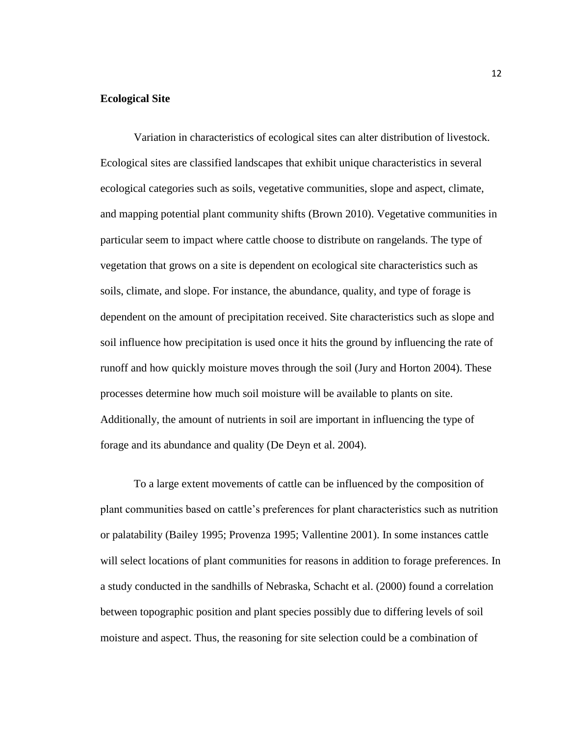**Ecological Site**

Variation in characteristics of ecological sites can alter distribution of livestock. Ecological sites are classified landscapes that exhibit unique characteristics in several ecological categories such as soils, vegetative communities, slope and aspect, climate, and mapping potential plant community shifts (Brown 2010). Vegetative communities in particular seem to impact where cattle choose to distribute on rangelands. The type of vegetation that grows on a site is dependent on ecological site characteristics such as soils, climate, and slope. For instance, the abundance, quality, and type of forage is dependent on the amount of precipitation received. Site characteristics such as slope and soil influence how precipitation is used once it hits the ground by influencing the rate of runoff and how quickly moisture moves through the soil (Jury and Horton 2004). These processes determine how much soil moisture will be available to plants on site. Additionally, the amount of nutrients in soil are important in influencing the type of forage and its abundance and quality (De Deyn et al. 2004).

To a large extent movements of cattle can be influenced by the composition of plant communities based on cattle's preferences for plant characteristics such as nutrition or palatability (Bailey 1995; Provenza 1995; Vallentine 2001). In some instances cattle will select locations of plant communities for reasons in addition to forage preferences. In a study conducted in the sandhills of Nebraska, Schacht et al. (2000) found a correlation between topographic position and plant species possibly due to differing levels of soil moisture and aspect. Thus, the reasoning for site selection could be a combination of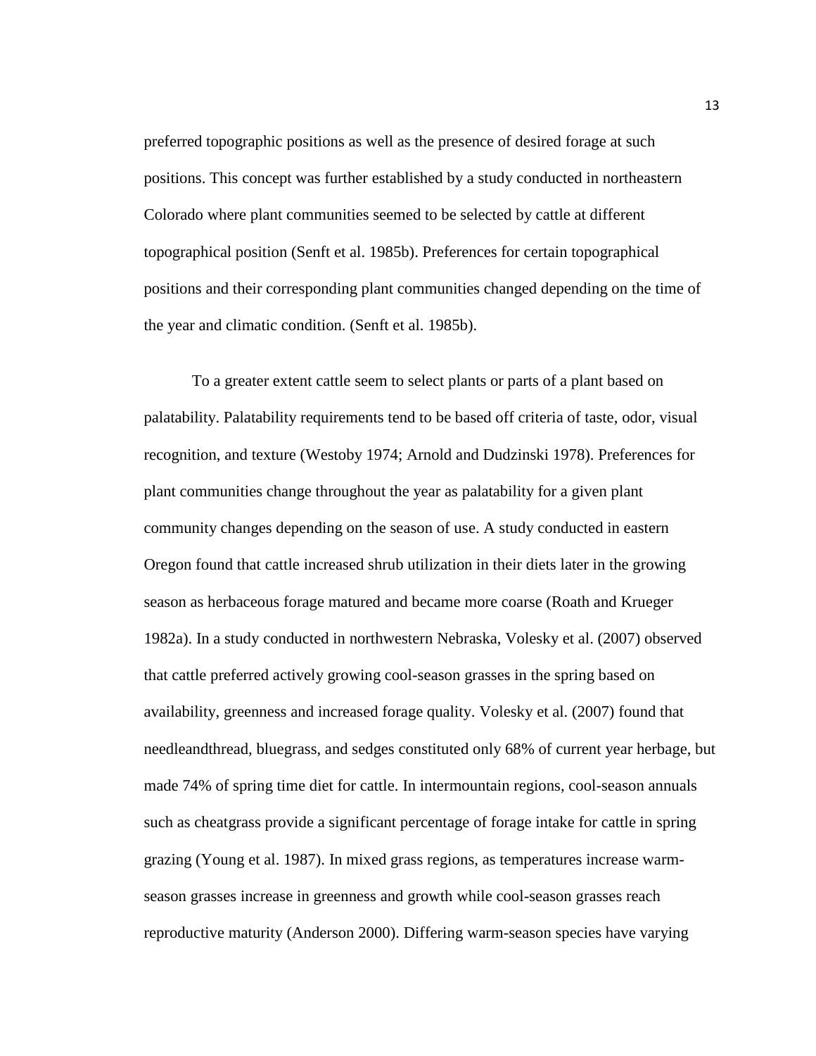preferred topographic positions as well as the presence of desired forage at such positions. This concept was further established by a study conducted in northeastern Colorado where plant communities seemed to be selected by cattle at different topographical position (Senft et al. 1985b). Preferences for certain topographical positions and their corresponding plant communities changed depending on the time of the year and climatic condition. (Senft et al. 1985b).

To a greater extent cattle seem to select plants or parts of a plant based on palatability. Palatability requirements tend to be based off criteria of taste, odor, visual recognition, and texture (Westoby 1974; Arnold and Dudzinski 1978). Preferences for plant communities change throughout the year as palatability for a given plant community changes depending on the season of use. A study conducted in eastern Oregon found that cattle increased shrub utilization in their diets later in the growing season as herbaceous forage matured and became more coarse (Roath and Krueger 1982a). In a study conducted in northwestern Nebraska, Volesky et al. (2007) observed that cattle preferred actively growing cool-season grasses in the spring based on availability, greenness and increased forage quality. Volesky et al. (2007) found that needleandthread, bluegrass, and sedges constituted only 68% of current year herbage, but made 74% of spring time diet for cattle. In intermountain regions, cool-season annuals such as cheatgrass provide a significant percentage of forage intake for cattle in spring grazing (Young et al. 1987). In mixed grass regions, as temperatures increase warm-season grasses increase in greenness and growth while cool-season grasses reach reproductive maturity (Anderson 2000). Differing warm-season species have varying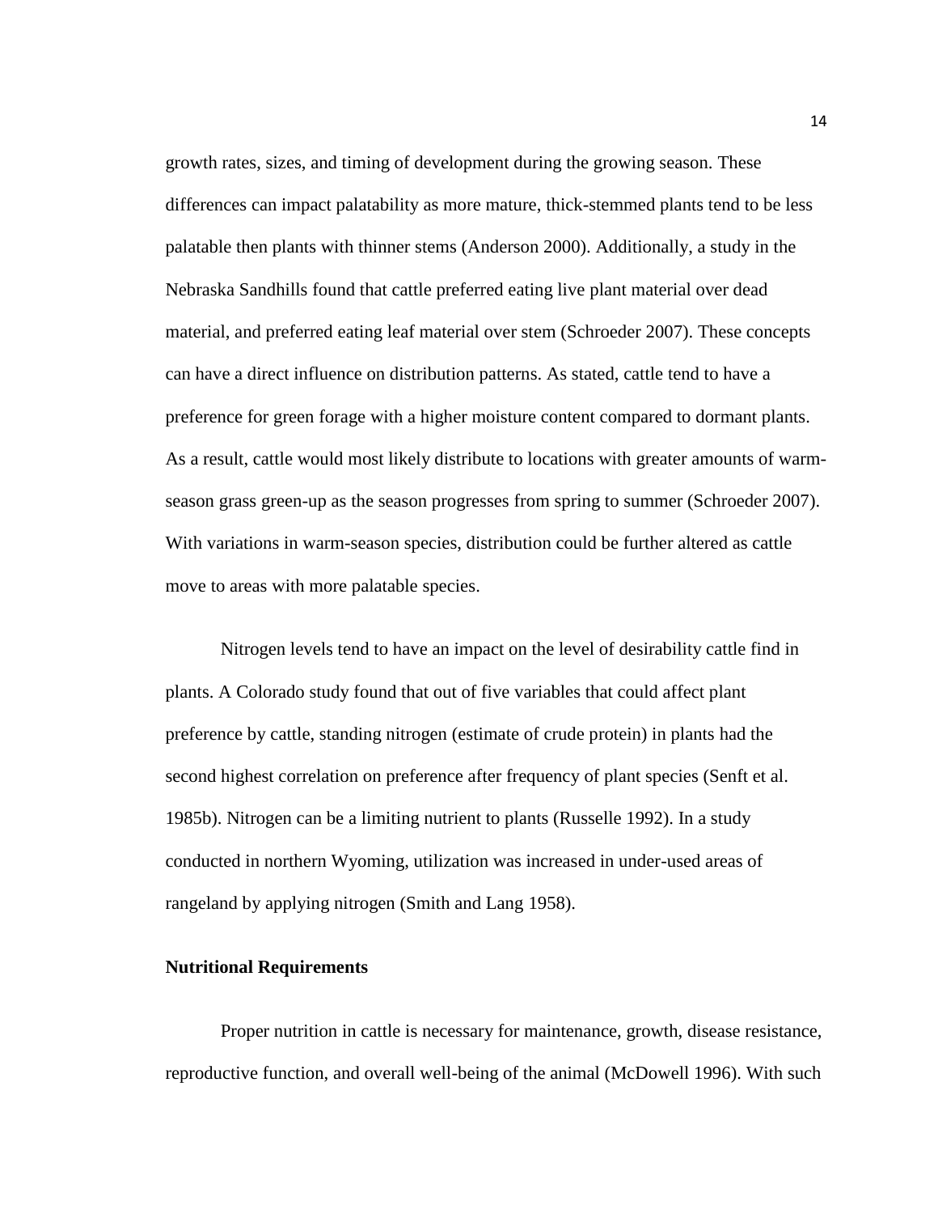growth rates, sizes, and timing of development during the growing season. These differences can impact palatability as more mature, thick-stemmed plants tend to be less palatable then plants with thinner stems (Anderson 2000). Additionally, a study in the Nebraska Sandhills found that cattle preferred eating live plant material over dead material, and preferred eating leaf material over stem (Schroeder 2007). These concepts can have a direct influence on distribution patterns. As stated, cattle tend to have a preference for green forage with a higher moisture content compared to dormant plants. As a result, cattle would most likely distribute to locations with greater amounts of warm-season grass green-up as the season progresses from spring to summer (Schroeder 2007). With variations in warm-season species, distribution could be further altered as cattle move to areas with more palatable species.

Nitrogen levels tend to have an impact on the level of desirability cattle find in plants. A Colorado study found that out of five variables that could affect plant preference by cattle, standing nitrogen (estimate of crude protein) in plants had the second highest correlation on preference after frequency of plant species (Senft et al. 1985b). Nitrogen can be a limiting nutrient to plants (Russelle 1992). In a study conducted in northern Wyoming, utilization was increased in under-used areas of rangeland by applying nitrogen (Smith and Lang 1958).

**Nutritional Requirements**

Proper nutrition in cattle is necessary for maintenance, growth, disease resistance, reproductive function, and overall well-being of the animal (McDowell 1996). With such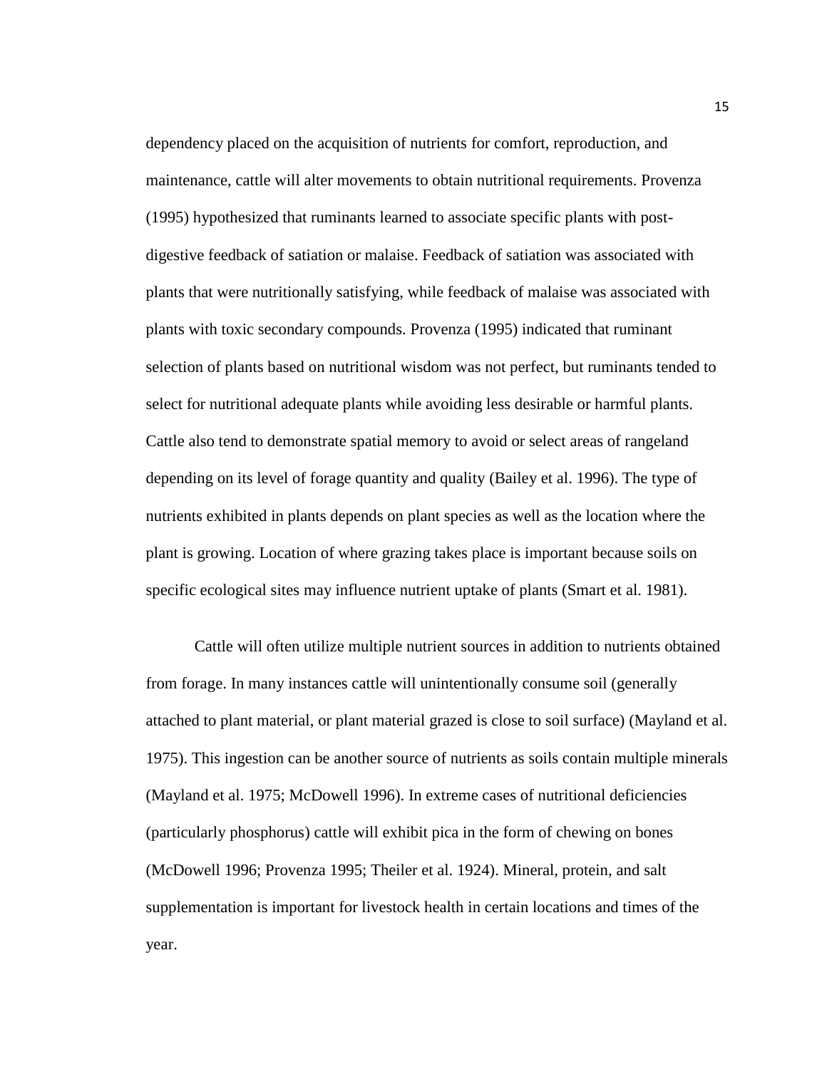dependency placed on the acquisition of nutrients for comfort, reproduction, and maintenance, cattle will alter movements to obtain nutritional requirements. Provenza (1995) hypothesized that ruminants learned to associate specific plants with post-digestive feedback of satiation or malaise. Feedback of satiation was associated with plants that were nutritionally satisfying, while feedback of malaise was associated with plants with toxic secondary compounds. Provenza (1995) indicated that ruminant selection of plants based on nutritional wisdom was not perfect, but ruminants tended to select for nutritional adequate plants while avoiding less desirable or harmful plants. Cattle also tend to demonstrate spatial memory to avoid or select areas of rangeland depending on its level of forage quantity and quality (Bailey et al. 1996). The type of nutrients exhibited in plants depends on plant species as well as the location where the plant is growing. Location of where grazing takes place is important because soils on specific ecological sites may influence nutrient uptake of plants (Smart et al. 1981).

Cattle will often utilize multiple nutrient sources in addition to nutrients obtained from forage. In many instances cattle will unintentionally consume soil (generally attached to plant material, or plant material grazed is close to soil surface) (Mayland et al. 1975). This ingestion can be another source of nutrients as soils contain multiple minerals (Mayland et al. 1975; McDowell 1996). In extreme cases of nutritional deficiencies (particularly phosphorus) cattle will exhibit pica in the form of chewing on bones (McDowell 1996; Provenza 1995; Theiler et al. 1924). Mineral, protein, and salt supplementation is important for livestock health in certain locations and times of the year.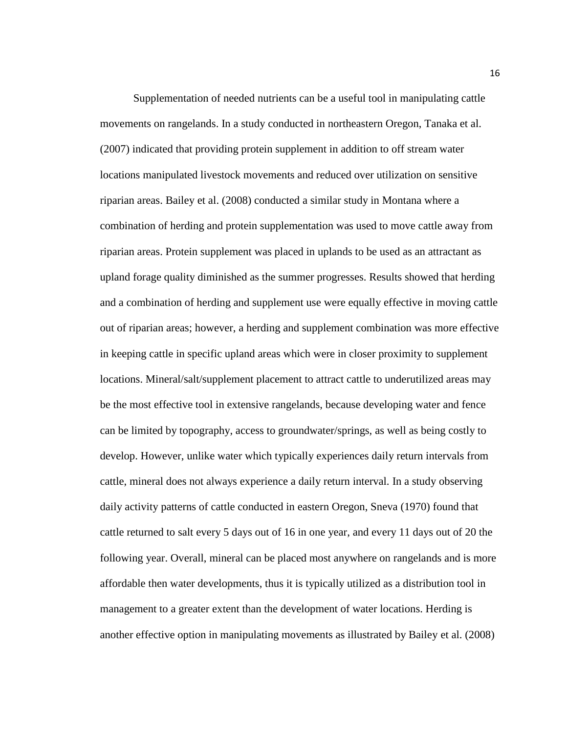Supplementation of needed nutrients can be a useful tool in manipulating cattle movements on rangelands. In a study conducted in northeastern Oregon, Tanaka et al. (2007) indicated that providing protein supplement in addition to off stream water locations manipulated livestock movements and reduced over utilization on sensitive riparian areas. Bailey et al. (2008) conducted a similar study in Montana where a combination of herding and protein supplementation was used to move cattle away from riparian areas. Protein supplement was placed in uplands to be used as an attractant as upland forage quality diminished as the summer progresses. Results showed that herding and a combination of herding and supplement use were equally effective in moving cattle out of riparian areas; however, a herding and supplement combination was more effective in keeping cattle in specific upland areas which were in closer proximity to supplement locations. Mineral/salt/supplement placement to attract cattle to underutilized areas may be the most effective tool in extensive rangelands, because developing water and fence can be limited by topography, access to groundwater/springs, as well as being costly to develop. However, unlike water which typically experiences daily return intervals from cattle, mineral does not always experience a daily return interval. In a study observing daily activity patterns of cattle conducted in eastern Oregon, Sneva (1970) found that cattle returned to salt every 5 days out of 16 in one year, and every 11 days out of 20 the following year. Overall, mineral can be placed most anywhere on rangelands and is more affordable then water developments, thus it is typically utilized as a distribution tool in management to a greater extent than the development of water locations. Herding is another effective option in manipulating movements as illustrated by Bailey et al. (2008)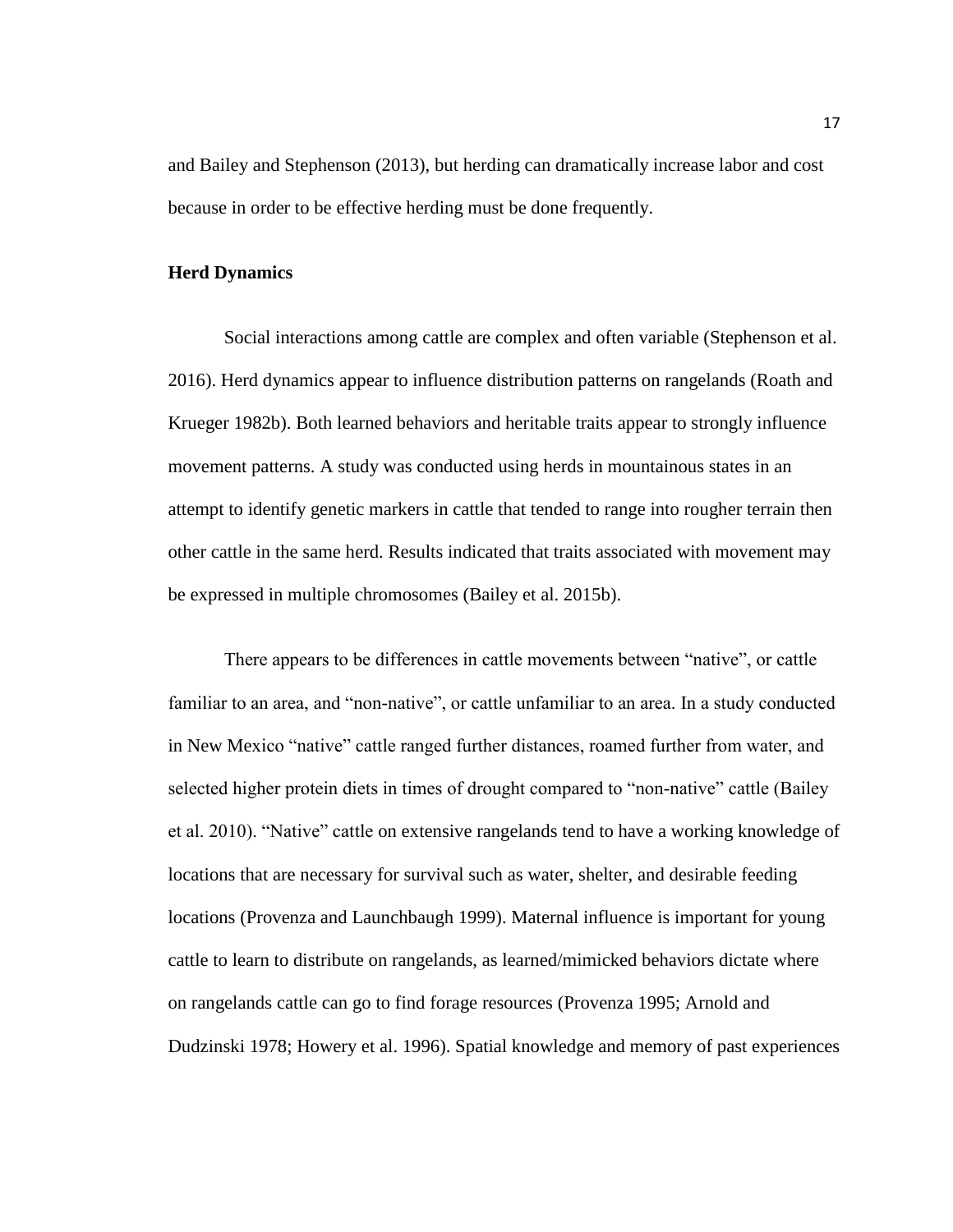and Bailey and Stephenson (2013), but herding can dramatically increase labor and cost because in order to be effective herding must be done frequently.

**Herd Dynamics**

Social interactions among cattle are complex and often variable (Stephenson et al. 2016). Herd dynamics appear to influence distribution patterns on rangelands (Roath and Krueger 1982b). Both learned behaviors and heritable traits appear to strongly influence movement patterns. A study was conducted using herds in mountainous states in an attempt to identify genetic markers in cattle that tended to range into rougher terrain then other cattle in the same herd. Results indicated that traits associated with movement may be expressed in multiple chromosomes (Bailey et al. 2015b).

There appears to be differences in cattle movements between "native", or cattle familiar to an area, and "non-native", or cattle unfamiliar to an area. In a study conducted in New Mexico "native" cattle ranged further distances, roamed further from water, and selected higher protein diets in times of drought compared to "non-native" cattle (Bailey et al. 2010). "Native" cattle on extensive rangelands tend to have a working knowledge of locations that are necessary for survival such as water, shelter, and desirable feeding locations (Provenza and Launchbaugh 1999). Maternal influence is important for young cattle to learn to distribute on rangelands, as learned/mimicked behaviors dictate where on rangelands cattle can go to find forage resources (Provenza 1995; Arnold and Dudzinski 1978; Howery et al. 1996). Spatial knowledge and memory of past experiences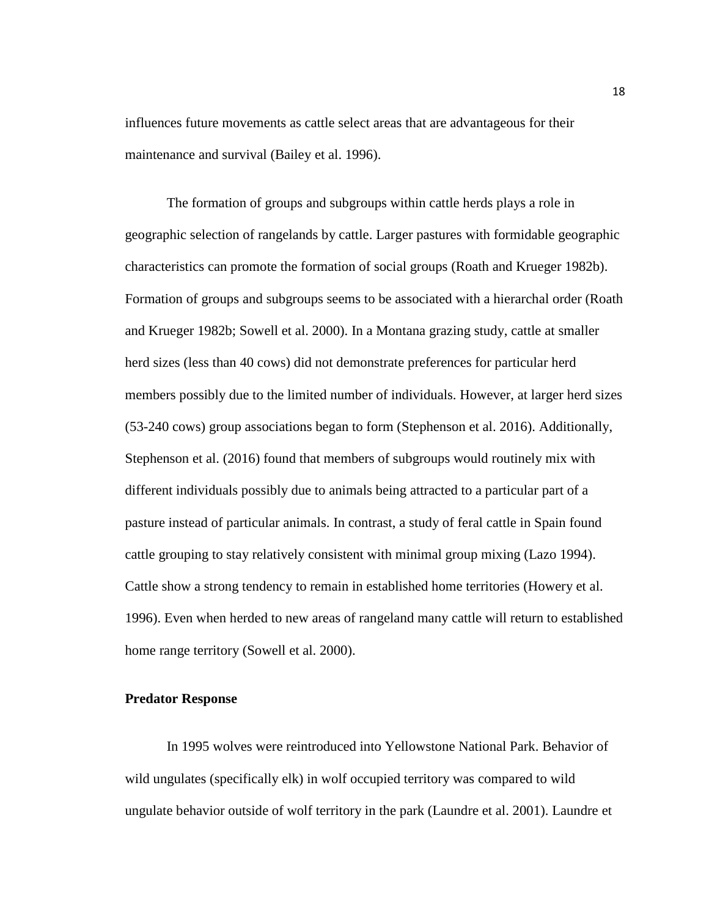influences future movements as cattle select areas that are advantageous for their maintenance and survival (Bailey et al. 1996).

The formation of groups and subgroups within cattle herds plays a role in geographic selection of rangelands by cattle. Larger pastures with formidable geographic characteristics can promote the formation of social groups (Roath and Krueger 1982b). Formation of groups and subgroups seems to be associated with a hierarchal order (Roath and Krueger 1982b; Sowell et al. 2000). In a Montana grazing study, cattle at smaller herd sizes (less than 40 cows) did not demonstrate preferences for particular herd members possibly due to the limited number of individuals. However, at larger herd sizes (53-240 cows) group associations began to form (Stephenson et al. 2016). Additionally, Stephenson et al. (2016) found that members of subgroups would routinely mix with different individuals possibly due to animals being attracted to a particular part of a pasture instead of particular animals. In contrast, a study of feral cattle in Spain found cattle grouping to stay relatively consistent with minimal group mixing (Lazo 1994). Cattle show a strong tendency to remain in established home territories (Howery et al. 1996). Even when herded to new areas of rangeland many cattle will return to established home range territory (Sowell et al. 2000).

**Predator Response**

In 1995 wolves were reintroduced into Yellowstone National Park. Behavior of wild ungulates (specifically elk) in wolf occupied territory was compared to wild ungulate behavior outside of wolf territory in the park (Laundre et al. 2001). Laundre et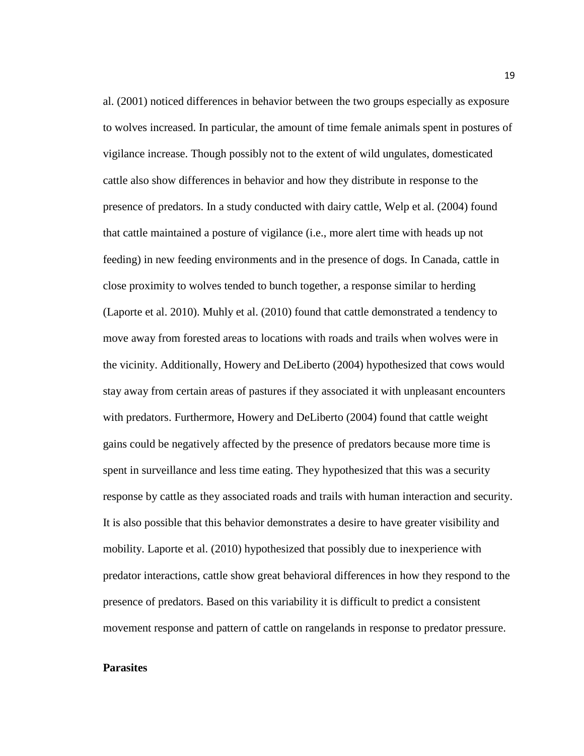al. (2001) noticed differences in behavior between the two groups especially as exposure to wolves increased. In particular, the amount of time female animals spent in postures of vigilance increase. Though possibly not to the extent of wild ungulates, domesticated cattle also show differences in behavior and how they distribute in response to the presence of predators. In a study conducted with dairy cattle, Welp et al. (2004) found that cattle maintained a posture of vigilance (i.e., more alert time with heads up not feeding) in new feeding environments and in the presence of dogs. In Canada, cattle in close proximity to wolves tended to bunch together, a response similar to herding (Laporte et al. 2010). Muhly et al. (2010) found that cattle demonstrated a tendency to move away from forested areas to locations with roads and trails when wolves were in the vicinity. Additionally, Howery and DeLiberto (2004) hypothesized that cows would stay away from certain areas of pastures if they associated it with unpleasant encounters with predators. Furthermore, Howery and DeLiberto (2004) found that cattle weight gains could be negatively affected by the presence of predators because more time is spent in surveillance and less time eating. They hypothesized that this was a security response by cattle as they associated roads and trails with human interaction and security. It is also possible that this behavior demonstrates a desire to have greater visibility and mobility. Laporte et al. (2010) hypothesized that possibly due to inexperience with predator interactions, cattle show great behavioral differences in how they respond to the presence of predators. Based on this variability it is difficult to predict a consistent movement response and pattern of cattle on rangelands in response to predator pressure.

**Parasites**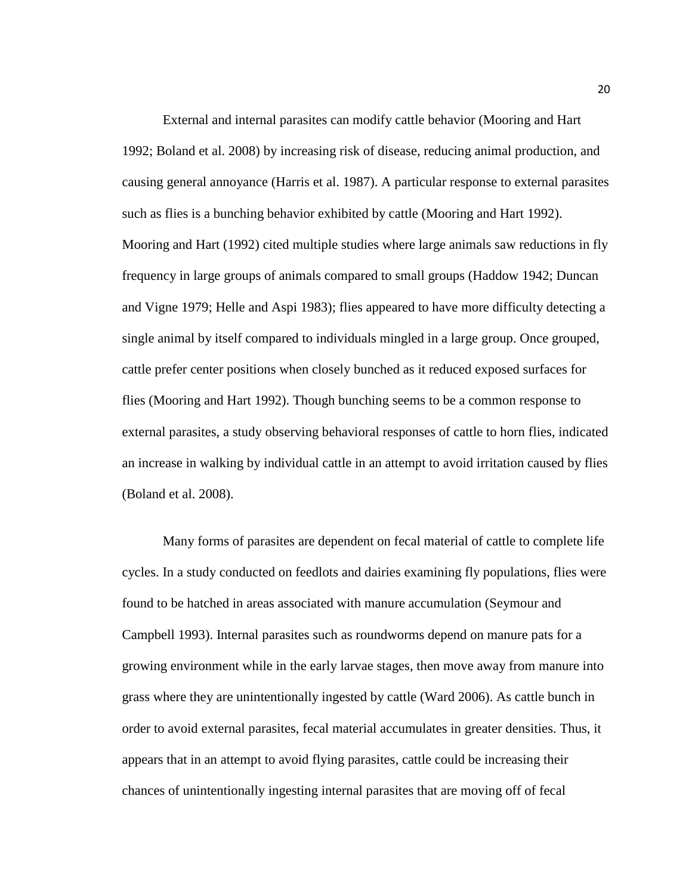External and internal parasites can modify cattle behavior (Mooring and Hart 1992; Boland et al. 2008) by increasing risk of disease, reducing animal production, and causing general annoyance (Harris et al. 1987). A particular response to external parasites such as flies is a bunching behavior exhibited by cattle (Mooring and Hart 1992). Mooring and Hart (1992) cited multiple studies where large animals saw reductions in fly frequency in large groups of animals compared to small groups (Haddow 1942; Duncan and Vigne 1979; Helle and Aspi 1983); flies appeared to have more difficulty detecting a single animal by itself compared to individuals mingled in a large group. Once grouped, cattle prefer center positions when closely bunched as it reduced exposed surfaces for flies (Mooring and Hart 1992). Though bunching seems to be a common response to external parasites, a study observing behavioral responses of cattle to horn flies, indicated an increase in walking by individual cattle in an attempt to avoid irritation caused by flies (Boland et al. 2008).

Many forms of parasites are dependent on fecal material of cattle to complete life cycles. In a study conducted on feedlots and dairies examining fly populations, flies were found to be hatched in areas associated with manure accumulation (Seymour and Campbell 1993). Internal parasites such as roundworms depend on manure pats for a growing environment while in the early larvae stages, then move away from manure into grass where they are unintentionally ingested by cattle (Ward 2006). As cattle bunch in order to avoid external parasites, fecal material accumulates in greater densities. Thus, it appears that in an attempt to avoid flying parasites, cattle could be increasing their chances of unintentionally ingesting internal parasites that are moving off of fecal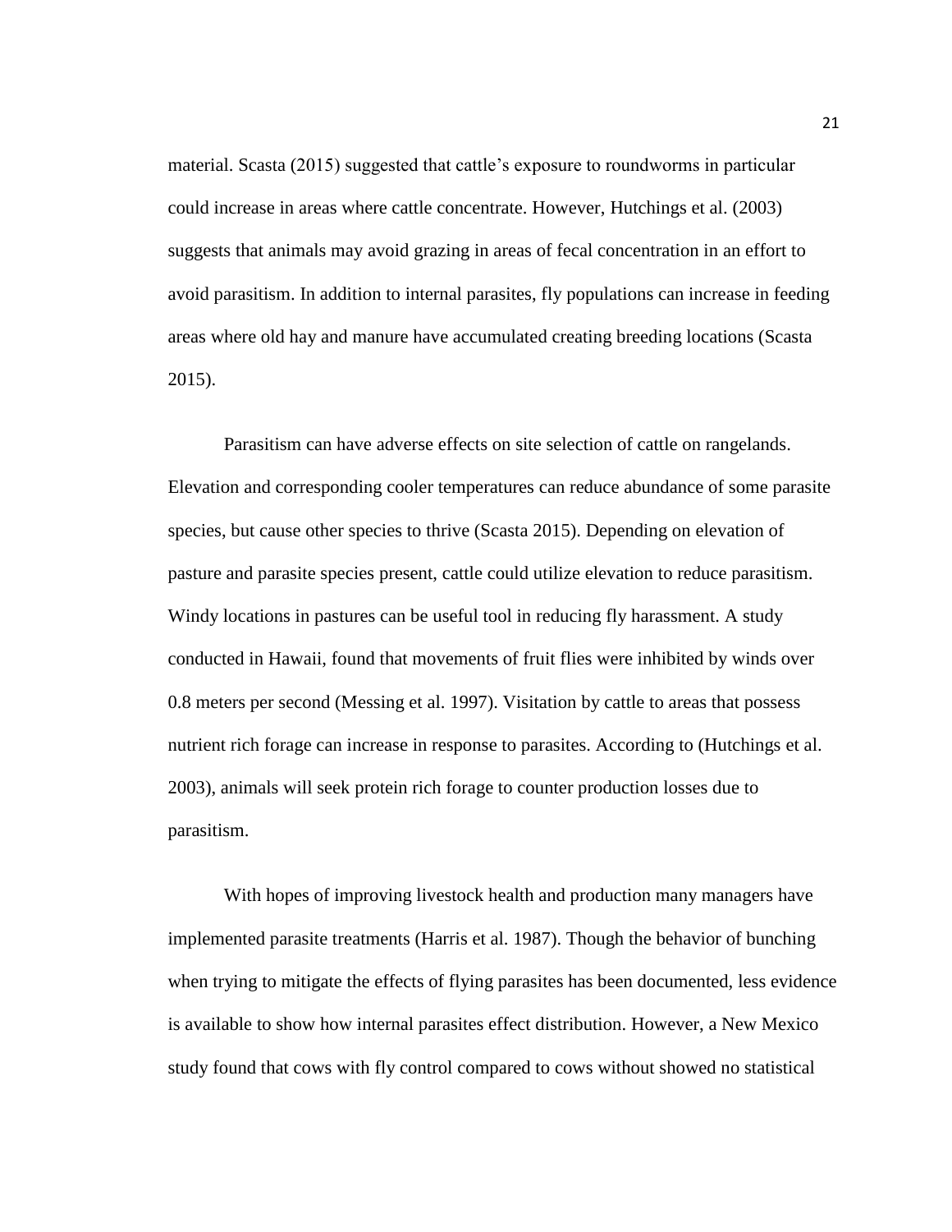material. Scasta (2015) suggested that cattle's exposure to roundworms in particular could increase in areas where cattle concentrate. However, Hutchings et al. (2003) suggests that animals may avoid grazing in areas of fecal concentration in an effort to avoid parasitism. In addition to internal parasites, fly populations can increase in feeding areas where old hay and manure have accumulated creating breeding locations (Scasta 2015).

Parasitism can have adverse effects on site selection of cattle on rangelands. Elevation and corresponding cooler temperatures can reduce abundance of some parasite species, but cause other species to thrive (Scasta 2015). Depending on elevation of pasture and parasite species present, cattle could utilize elevation to reduce parasitism. Windy locations in pastures can be useful tool in reducing fly harassment. A study conducted in Hawaii, found that movements of fruit flies were inhibited by winds over 0.8 meters per second (Messing et al. 1997). Visitation by cattle to areas that possess nutrient rich forage can increase in response to parasites. According to (Hutchings et al. 2003), animals will seek protein rich forage to counter production losses due to parasitism.

With hopes of improving livestock health and production many managers have implemented parasite treatments (Harris et al. 1987). Though the behavior of bunching when trying to mitigate the effects of flying parasites has been documented, less evidence is available to show how internal parasites effect distribution. However, a New Mexico study found that cows with fly control compared to cows without showed no statistical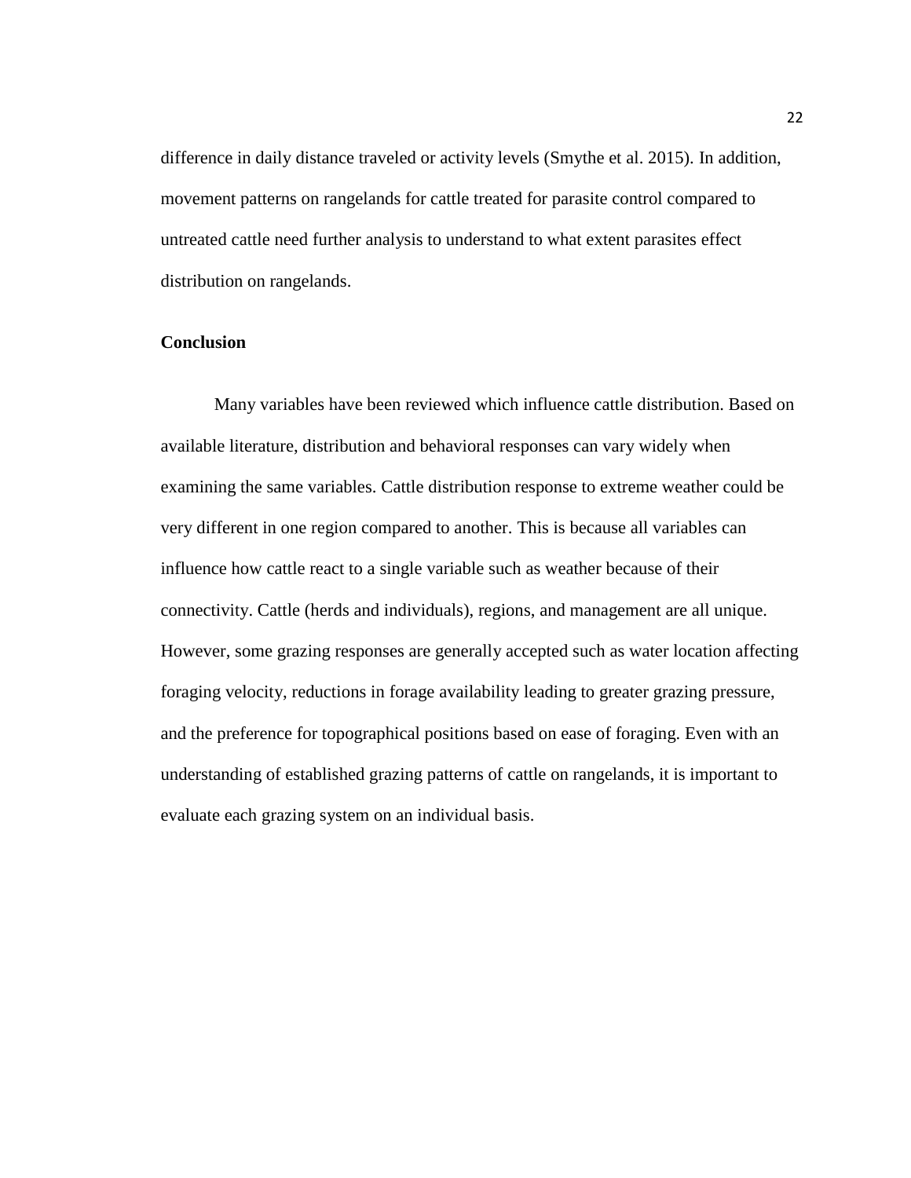difference in daily distance traveled or activity levels (Smythe et al. 2015). In addition, movement patterns on rangelands for cattle treated for parasite control compared to untreated cattle need further analysis to understand to what extent parasites effect distribution on rangelands.

**Conclusion**

Many variables have been reviewed which influence cattle distribution. Based on available literature, distribution and behavioral responses can vary widely when examining the same variables. Cattle distribution response to extreme weather could be very different in one region compared to another. This is because all variables can influence how cattle react to a single variable such as weather because of their connectivity. Cattle (herds and individuals), regions, and management are all unique. However, some grazing responses are generally accepted such as water location affecting foraging velocity, reductions in forage availability leading to greater grazing pressure, and the preference for topographical positions based on ease of foraging. Even with an understanding of established grazing patterns of cattle on rangelands, it is important to evaluate each grazing system on an individual basis.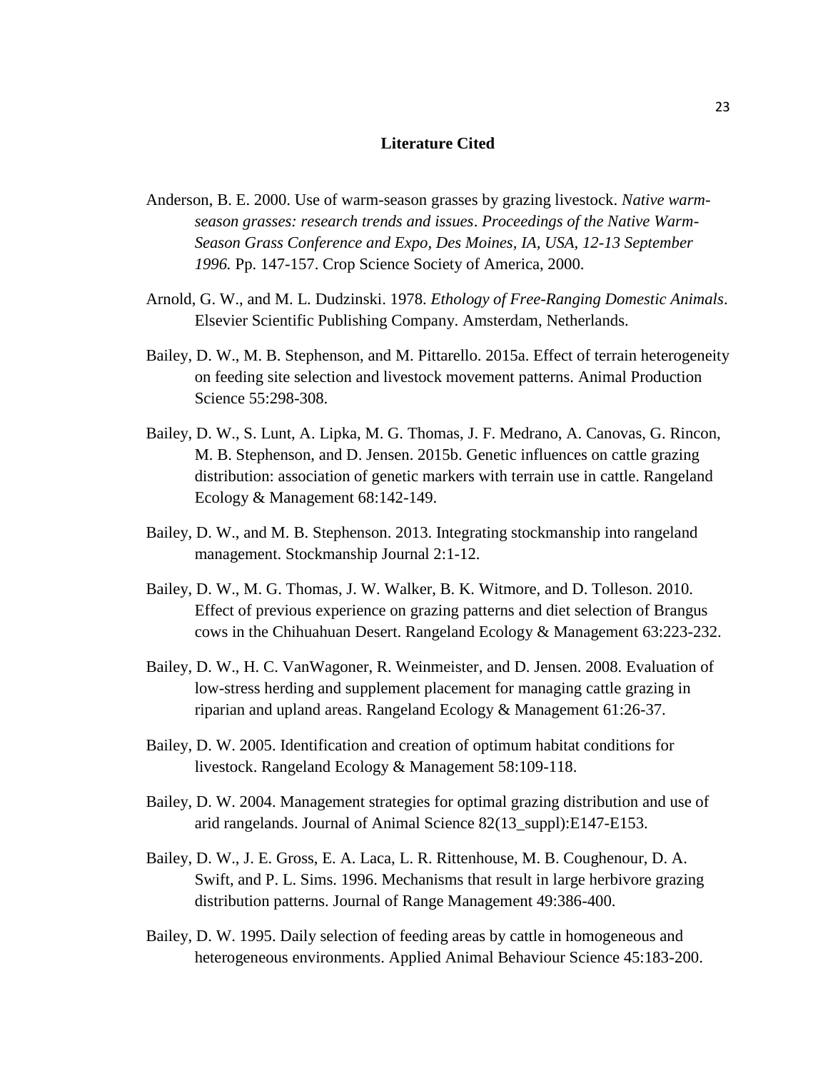## Literature Cited

Anderson, B. E. 2000. Use of warm-season grasses by grazing livestock. *Native warm-season grasses: research trends and issues*. *Proceedings of the Native Warm-Season Grass Conference and Expo, Des Moines, IA, USA, 12-13 September 1996.* Pp. 147-157. Crop Science Society of America, 2000.

Arnold, G. W., and M. L. Dudzinski. 1978. *Ethology of Free-Ranging Domestic Animals*. Elsevier Scientific Publishing Company. Amsterdam, Netherlands.

Bailey, D. W., M. B. Stephenson, and M. Pittarello. 2015a. Effect of terrain heterogeneity on feeding site selection and livestock movement patterns. Animal Production Science 55:298-308.

Bailey, D. W., S. Lunt, A. Lipka, M. G. Thomas, J. F. Medrano, A. Canovas, G. Rincon, M. B. Stephenson, and D. Jensen. 2015b. Genetic influences on cattle grazing distribution: association of genetic markers with terrain use in cattle. Rangeland Ecology & Management 68:142-149.

Bailey, D. W., and M. B. Stephenson. 2013. Integrating stockmanship into rangeland management. Stockmanship Journal 2:1-12.

Bailey, D. W., M. G. Thomas, J. W. Walker, B. K. Witmore, and D. Tolleson. 2010. Effect of previous experience on grazing patterns and diet selection of Brangus cows in the Chihuahuan Desert. Rangeland Ecology & Management 63:223-232.

Bailey, D. W., H. C. VanWagoner, R. Weinmeister, and D. Jensen. 2008. Evaluation of low-stress herding and supplement placement for managing cattle grazing in riparian and upland areas. Rangeland Ecology & Management 61:26-37.

Bailey, D. W. 2005. Identification and creation of optimum habitat conditions for livestock. Rangeland Ecology & Management 58:109-118.

Bailey, D. W. 2004. Management strategies for optimal grazing distribution and use of arid rangelands. Journal of Animal Science 82(13_suppl):E147-E153.

Bailey, D. W., J. E. Gross, E. A. Laca, L. R. Rittenhouse, M. B. Coughenour, D. A. Swift, and P. L. Sims. 1996. Mechanisms that result in large herbivore grazing distribution patterns. Journal of Range Management 49:386-400.

Bailey, D. W. 1995. Daily selection of feeding areas by cattle in homogeneous and heterogeneous environments. Applied Animal Behaviour Science 45:183-200.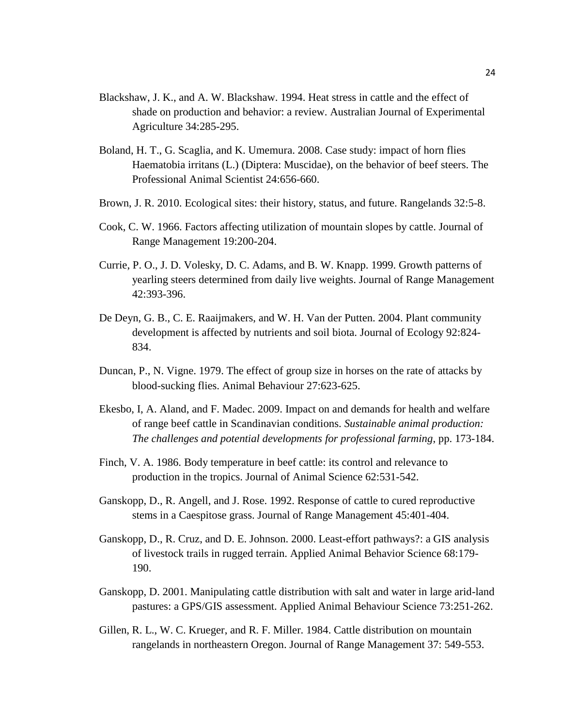Blackshaw, J. K., and A. W. Blackshaw. 1994. Heat stress in cattle and the effect of shade on production and behavior: a review. Australian Journal of Experimental Agriculture 34:285-295.

Boland, H. T., G. Scaglia, and K. Umemura. 2008. Case study: impact of horn flies Haematobia irritans (L.) (Diptera: Muscidae), on the behavior of beef steers. The Professional Animal Scientist 24:656-660.

Brown, J. R. 2010. Ecological sites: their history, status, and future. Rangelands 32:5-8.

Cook, C. W. 1966. Factors affecting utilization of mountain slopes by cattle. Journal of Range Management 19:200-204.

Currie, P. O., J. D. Volesky, D. C. Adams, and B. W. Knapp. 1999. Growth patterns of yearling steers determined from daily live weights. Journal of Range Management 42:393-396.

De Deyn, G. B., C. E. Raaijmakers, and W. H. Van der Putten. 2004. Plant community development is affected by nutrients and soil biota. Journal of Ecology 92:824-834.

Duncan, P., N. Vigne. 1979. The effect of group size in horses on the rate of attacks by blood-sucking flies. Animal Behaviour 27:623-625.

Ekesbo, I, A. Aland, and F. Madec. 2009. Impact on and demands for health and welfare of range beef cattle in Scandinavian conditions. *Sustainable animal production: The challenges and potential developments for professional farming*, pp. 173-184.

Finch, V. A. 1986. Body temperature in beef cattle: its control and relevance to production in the tropics. Journal of Animal Science 62:531-542.

Ganskopp, D., R. Angell, and J. Rose. 1992. Response of cattle to cured reproductive stems in a Caespitose grass. Journal of Range Management 45:401-404.

Ganskopp, D., R. Cruz, and D. E. Johnson. 2000. Least-effort pathways?: a GIS analysis of livestock trails in rugged terrain. Applied Animal Behavior Science 68:179-190.

Ganskopp, D. 2001. Manipulating cattle distribution with salt and water in large arid-land pastures: a GPS/GIS assessment. Applied Animal Behaviour Science 73:251-262.

Gillen, R. L., W. C. Krueger, and R. F. Miller. 1984. Cattle distribution on mountain rangelands in northeastern Oregon. Journal of Range Management 37: 549-553.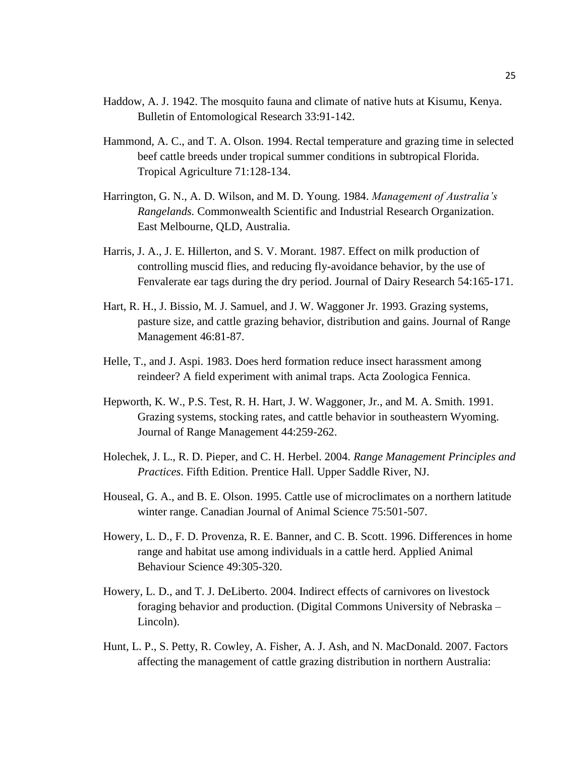Haddow, A. J. 1942. The mosquito fauna and climate of native huts at Kisumu, Kenya. Bulletin of Entomological Research 33:91-142.

Hammond, A. C., and T. A. Olson. 1994. Rectal temperature and grazing time in selected beef cattle breeds under tropical summer conditions in subtropical Florida. Tropical Agriculture 71:128-134.

Harrington, G. N., A. D. Wilson, and M. D. Young. 1984. *Management of Australia's Rangelands.* Commonwealth Scientific and Industrial Research Organization. East Melbourne, QLD, Australia.

Harris, J. A., J. E. Hillerton, and S. V. Morant. 1987. Effect on milk production of controlling muscid flies, and reducing fly-avoidance behavior, by the use of Fenvalerate ear tags during the dry period. Journal of Dairy Research 54:165-171.

Hart, R. H., J. Bissio, M. J. Samuel, and J. W. Waggoner Jr. 1993. Grazing systems, pasture size, and cattle grazing behavior, distribution and gains. Journal of Range Management 46:81-87.

Helle, T., and J. Aspi. 1983. Does herd formation reduce insect harassment among reindeer? A field experiment with animal traps. Acta Zoologica Fennica.

Hepworth, K. W., P.S. Test, R. H. Hart, J. W. Waggoner, Jr., and M. A. Smith. 1991. Grazing systems, stocking rates, and cattle behavior in southeastern Wyoming. Journal of Range Management 44:259-262.

Holechek, J. L., R. D. Pieper, and C. H. Herbel. 2004. *Range Management Principles and Practices*. Fifth Edition. Prentice Hall. Upper Saddle River, NJ.

Houseal, G. A., and B. E. Olson. 1995. Cattle use of microclimates on a northern latitude winter range. Canadian Journal of Animal Science 75:501-507.

Howery, L. D., F. D. Provenza, R. E. Banner, and C. B. Scott. 1996. Differences in home range and habitat use among individuals in a cattle herd. Applied Animal Behaviour Science 49:305-320.

Howery, L. D., and T. J. DeLiberto. 2004. Indirect effects of carnivores on livestock foraging behavior and production. (Digital Commons University of Nebraska – Lincoln).

Hunt, L. P., S. Petty, R. Cowley, A. Fisher, A. J. Ash, and N. MacDonald. 2007. Factors affecting the management of cattle grazing distribution in northern Australia: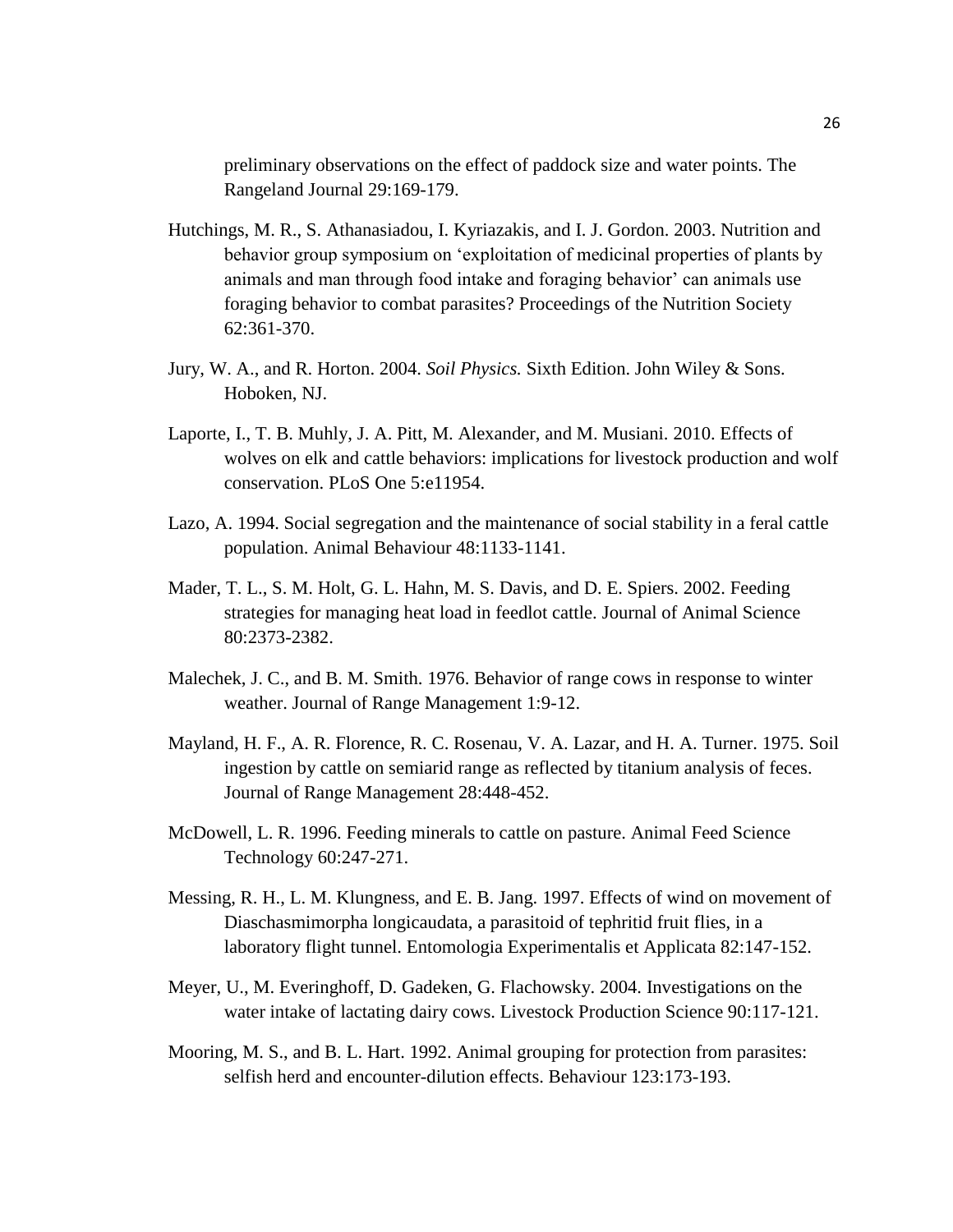preliminary observations on the effect of paddock size and water points. The Rangeland Journal 29:169-179.

Hutchings, M. R., S. Athanasiadou, I. Kyriazakis, and I. J. Gordon. 2003. Nutrition and behavior group symposium on 'exploitation of medicinal properties of plants by animals and man through food intake and foraging behavior' can animals use foraging behavior to combat parasites? Proceedings of the Nutrition Society 62:361-370.

Jury, W. A., and R. Horton. 2004. *Soil Physics.* Sixth Edition. John Wiley & Sons. Hoboken, NJ.

Laporte, I., T. B. Muhly, J. A. Pitt, M. Alexander, and M. Musiani. 2010. Effects of wolves on elk and cattle behaviors: implications for livestock production and wolf conservation. PLoS One 5:e11954.

Lazo, A. 1994. Social segregation and the maintenance of social stability in a feral cattle population. Animal Behaviour 48:1133-1141.

Mader, T. L., S. M. Holt, G. L. Hahn, M. S. Davis, and D. E. Spiers. 2002. Feeding strategies for managing heat load in feedlot cattle. Journal of Animal Science 80:2373-2382.

Malechek, J. C., and B. M. Smith. 1976. Behavior of range cows in response to winter weather. Journal of Range Management 1:9-12.

Mayland, H. F., A. R. Florence, R. C. Rosenau, V. A. Lazar, and H. A. Turner. 1975. Soil ingestion by cattle on semiarid range as reflected by titanium analysis of feces. Journal of Range Management 28:448-452.

McDowell, L. R. 1996. Feeding minerals to cattle on pasture. Animal Feed Science Technology 60:247-271.

Messing, R. H., L. M. Klungness, and E. B. Jang. 1997. Effects of wind on movement of Diaschasmimorpha longicaudata, a parasitoid of tephritid fruit flies, in a laboratory flight tunnel. Entomologia Experimentalis et Applicata 82:147-152.

Meyer, U., M. Everinghoff, D. Gadeken, G. Flachowsky. 2004. Investigations on the water intake of lactating dairy cows. Livestock Production Science 90:117-121.

Mooring, M. S., and B. L. Hart. 1992. Animal grouping for protection from parasites: selfish herd and encounter-dilution effects. Behaviour 123:173-193.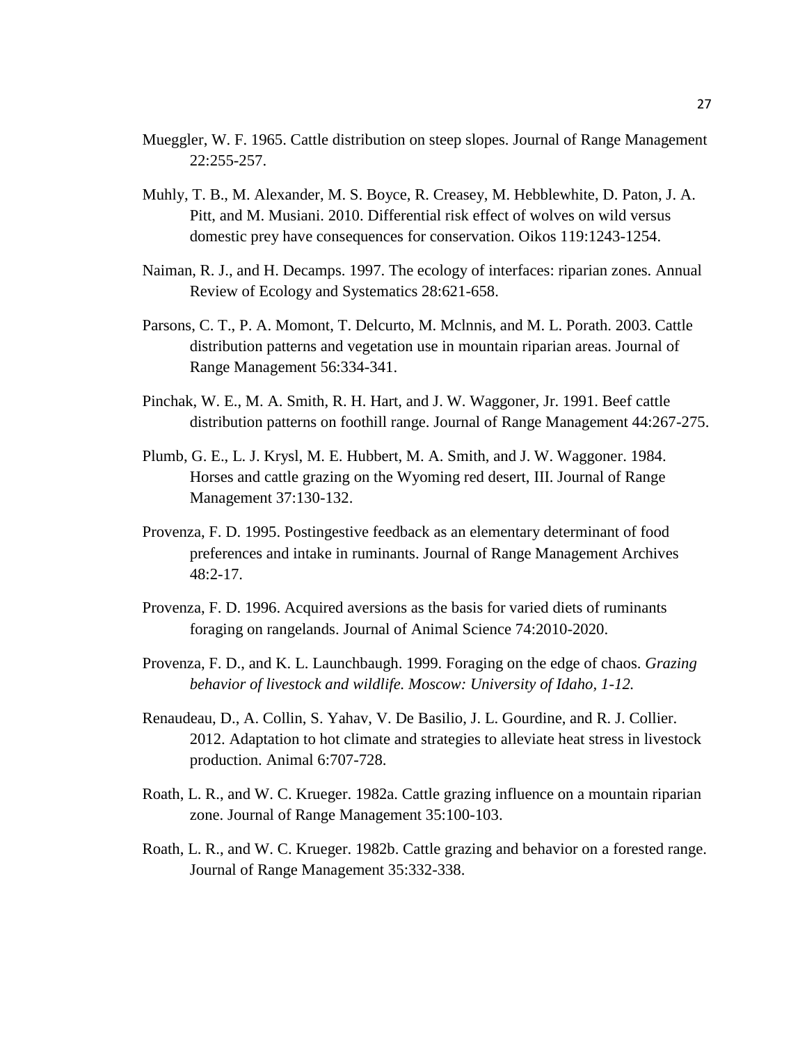Mueggler, W. F. 1965. Cattle distribution on steep slopes. Journal of Range Management 22:255-257.

Muhly, T. B., M. Alexander, M. S. Boyce, R. Creasey, M. Hebblewhite, D. Paton, J. A. Pitt, and M. Musiani. 2010. Differential risk effect of wolves on wild versus domestic prey have consequences for conservation. Oikos 119:1243-1254.

Naiman, R. J., and H. Decamps. 1997. The ecology of interfaces: riparian zones. Annual Review of Ecology and Systematics 28:621-658.

Parsons, C. T., P. A. Momont, T. Delcurto, M. Mclnnis, and M. L. Porath. 2003. Cattle distribution patterns and vegetation use in mountain riparian areas. Journal of Range Management 56:334-341.

Pinchak, W. E., M. A. Smith, R. H. Hart, and J. W. Waggoner, Jr. 1991. Beef cattle distribution patterns on foothill range. Journal of Range Management 44:267-275.

Plumb, G. E., L. J. Krysl, M. E. Hubbert, M. A. Smith, and J. W. Waggoner. 1984. Horses and cattle grazing on the Wyoming red desert, III. Journal of Range Management 37:130-132.

Provenza, F. D. 1995. Postingestive feedback as an elementary determinant of food preferences and intake in ruminants. Journal of Range Management Archives 48:2-17.

Provenza, F. D. 1996. Acquired aversions as the basis for varied diets of ruminants foraging on rangelands. Journal of Animal Science 74:2010-2020.

Provenza, F. D., and K. L. Launchbaugh. 1999. Foraging on the edge of chaos. *Grazing behavior of livestock and wildlife. Moscow: University of Idaho, 1-12.*

Renaudeau, D., A. Collin, S. Yahav, V. De Basilio, J. L. Gourdine, and R. J. Collier. 2012. Adaptation to hot climate and strategies to alleviate heat stress in livestock production. Animal 6:707-728.

Roath, L. R., and W. C. Krueger. 1982a. Cattle grazing influence on a mountain riparian zone. Journal of Range Management 35:100-103.

Roath, L. R., and W. C. Krueger. 1982b. Cattle grazing and behavior on a forested range. Journal of Range Management 35:332-338.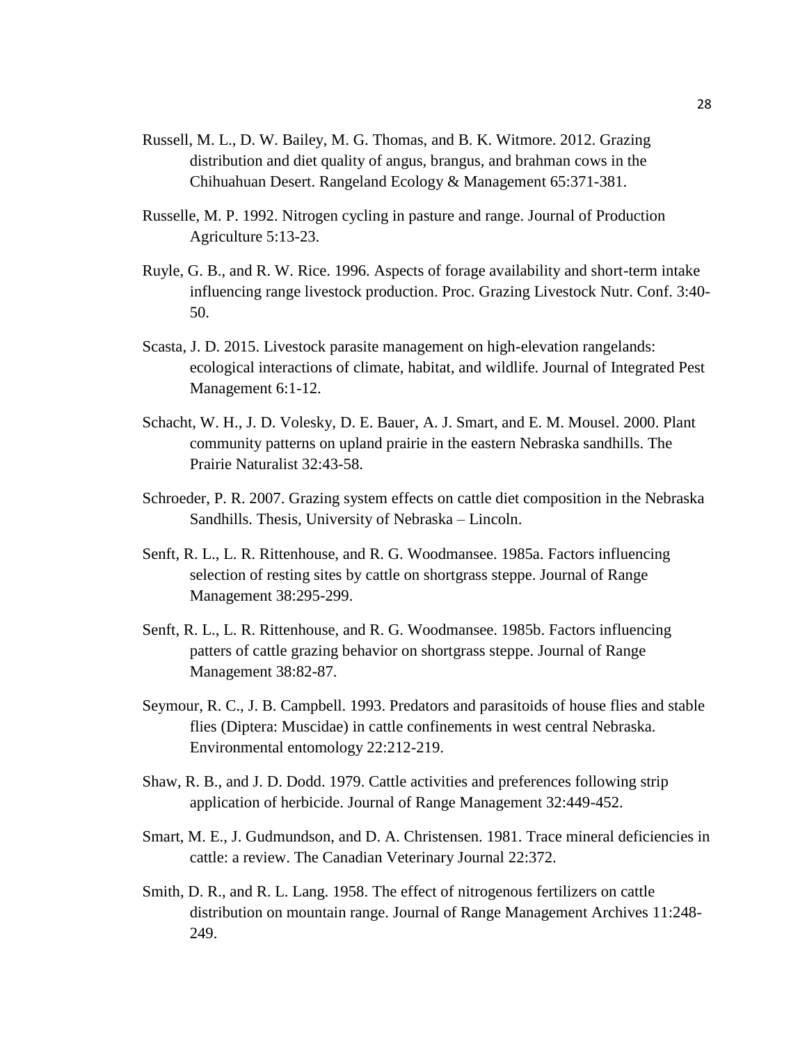Russell, M. L., D. W. Bailey, M. G. Thomas, and B. K. Witmore. 2012. Grazing distribution and diet quality of angus, brangus, and brahman cows in the Chihuahuan Desert. Rangeland Ecology & Management 65:371-381.

Russelle, M. P. 1992. Nitrogen cycling in pasture and range. Journal of Production Agriculture 5:13-23.

Ruyle, G. B., and R. W. Rice. 1996. Aspects of forage availability and short-term intake influencing range livestock production. Proc. Grazing Livestock Nutr. Conf. 3:40-50.

Scasta, J. D. 2015. Livestock parasite management on high-elevation rangelands: ecological interactions of climate, habitat, and wildlife. Journal of Integrated Pest Management 6:1-12.

Schacht, W. H., J. D. Volesky, D. E. Bauer, A. J. Smart, and E. M. Mousel. 2000. Plant community patterns on upland prairie in the eastern Nebraska sandhills. The Prairie Naturalist 32:43-58.

Schroeder, P. R. 2007. Grazing system effects on cattle diet composition in the Nebraska Sandhills. Thesis, University of Nebraska – Lincoln.

Senft, R. L., L. R. Rittenhouse, and R. G. Woodmansee. 1985a. Factors influencing selection of resting sites by cattle on shortgrass steppe. Journal of Range Management 38:295-299.

Senft, R. L., L. R. Rittenhouse, and R. G. Woodmansee. 1985b. Factors influencing patters of cattle grazing behavior on shortgrass steppe. Journal of Range Management 38:82-87.

Seymour, R. C., J. B. Campbell. 1993. Predators and parasitoids of house flies and stable flies (Diptera: Muscidae) in cattle confinements in west central Nebraska. Environmental entomology 22:212-219.

Shaw, R. B., and J. D. Dodd. 1979. Cattle activities and preferences following strip application of herbicide. Journal of Range Management 32:449-452.

Smart, M. E., J. Gudmundson, and D. A. Christensen. 1981. Trace mineral deficiencies in cattle: a review. The Canadian Veterinary Journal 22:372.

Smith, D. R., and R. L. Lang. 1958. The effect of nitrogenous fertilizers on cattle distribution on mountain range. Journal of Range Management Archives 11:248-249.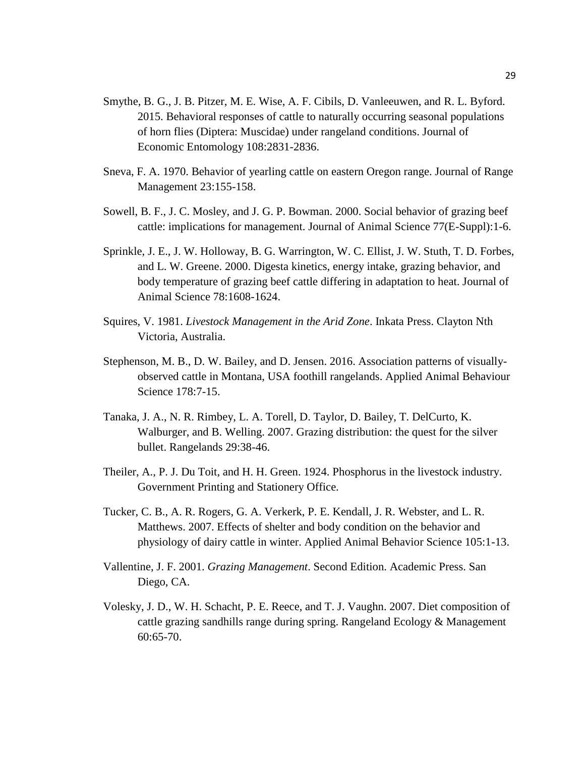Smythe, B. G., J. B. Pitzer, M. E. Wise, A. F. Cibils, D. Vanleeuwen, and R. L. Byford. 2015. Behavioral responses of cattle to naturally occurring seasonal populations of horn flies (Diptera: Muscidae) under rangeland conditions. Journal of Economic Entomology 108:2831-2836.

Sneva, F. A. 1970. Behavior of yearling cattle on eastern Oregon range. Journal of Range Management 23:155-158.

Sowell, B. F., J. C. Mosley, and J. G. P. Bowman. 2000. Social behavior of grazing beef cattle: implications for management. Journal of Animal Science 77(E-Suppl):1-6.

Sprinkle, J. E., J. W. Holloway, B. G. Warrington, W. C. Ellist, J. W. Stuth, T. D. Forbes, and L. W. Greene. 2000. Digesta kinetics, energy intake, grazing behavior, and body temperature of grazing beef cattle differing in adaptation to heat. Journal of Animal Science 78:1608-1624.

Squires, V. 1981. *Livestock Management in the Arid Zone*. Inkata Press. Clayton Nth Victoria, Australia.

Stephenson, M. B., D. W. Bailey, and D. Jensen. 2016. Association patterns of visually-observed cattle in Montana, USA foothill rangelands. Applied Animal Behaviour Science 178:7-15.

Tanaka, J. A., N. R. Rimbey, L. A. Torell, D. Taylor, D. Bailey, T. DelCurto, K. Walburger, and B. Welling. 2007. Grazing distribution: the quest for the silver bullet. Rangelands 29:38-46.

Theiler, A., P. J. Du Toit, and H. H. Green. 1924. Phosphorus in the livestock industry. Government Printing and Stationery Office.

Tucker, C. B., A. R. Rogers, G. A. Verkerk, P. E. Kendall, J. R. Webster, and L. R. Matthews. 2007. Effects of shelter and body condition on the behavior and physiology of dairy cattle in winter. Applied Animal Behavior Science 105:1-13.

Vallentine, J. F. 2001. *Grazing Management*. Second Edition. Academic Press. San Diego, CA.

Volesky, J. D., W. H. Schacht, P. E. Reece, and T. J. Vaughn. 2007. Diet composition of cattle grazing sandhills range during spring. Rangeland Ecology & Management 60:65-70.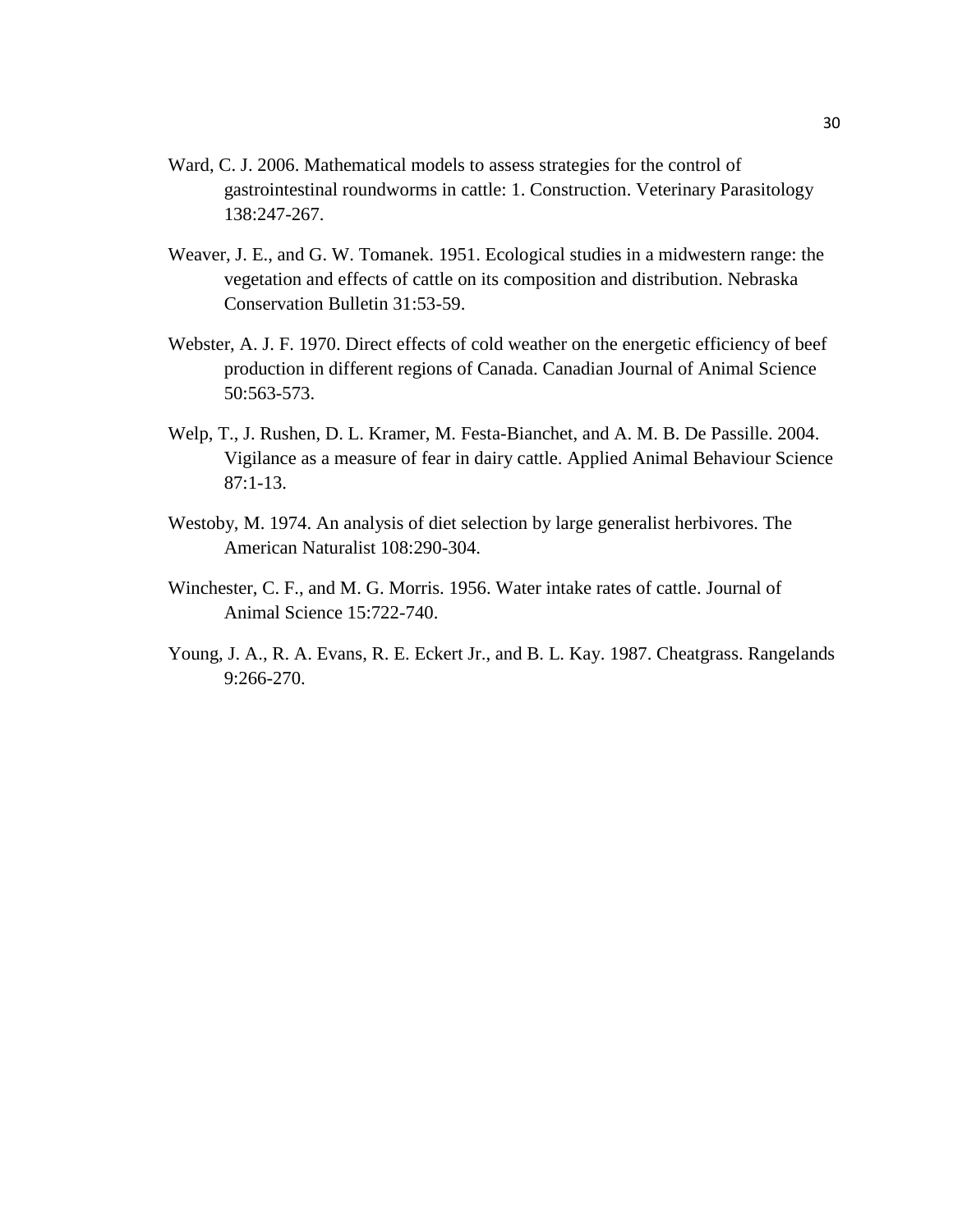Ward, C. J. 2006. Mathematical models to assess strategies for the control of gastrointestinal roundworms in cattle: 1. Construction. Veterinary Parasitology 138:247-267.

Weaver, J. E., and G. W. Tomanek. 1951. Ecological studies in a midwestern range: the vegetation and effects of cattle on its composition and distribution. Nebraska Conservation Bulletin 31:53-59.

Webster, A. J. F. 1970. Direct effects of cold weather on the energetic efficiency of beef production in different regions of Canada. Canadian Journal of Animal Science 50:563-573.

Welp, T., J. Rushen, D. L. Kramer, M. Festa-Bianchet, and A. M. B. De Passille. 2004. Vigilance as a measure of fear in dairy cattle. Applied Animal Behaviour Science 87:1-13.

Westoby, M. 1974. An analysis of diet selection by large generalist herbivores. The American Naturalist 108:290-304.

Winchester, C. F., and M. G. Morris. 1956. Water intake rates of cattle. Journal of Animal Science 15:722-740.

Young, J. A., R. A. Evans, R. E. Eckert Jr., and B. L. Kay. 1987. Cheatgrass. Rangelands 9:266-270.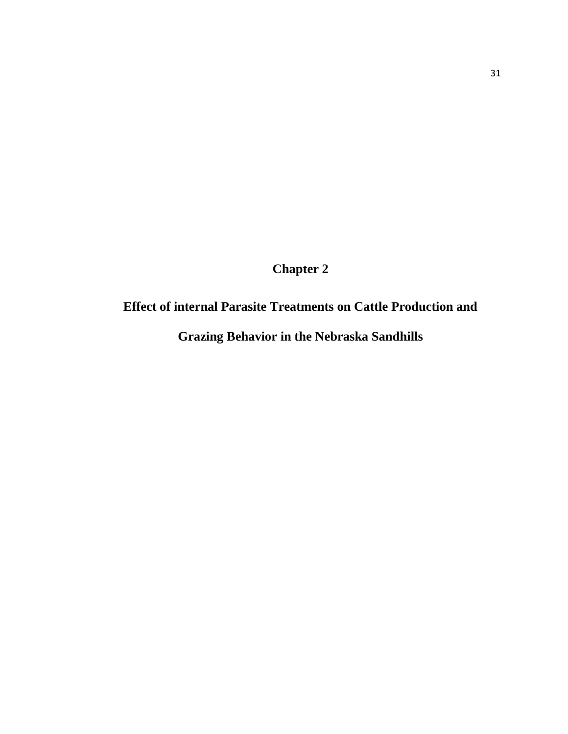# Chapter 2

## Effect of internal Parasite Treatments on Cattle Production and Grazing Behavior in the Nebraska Sandhills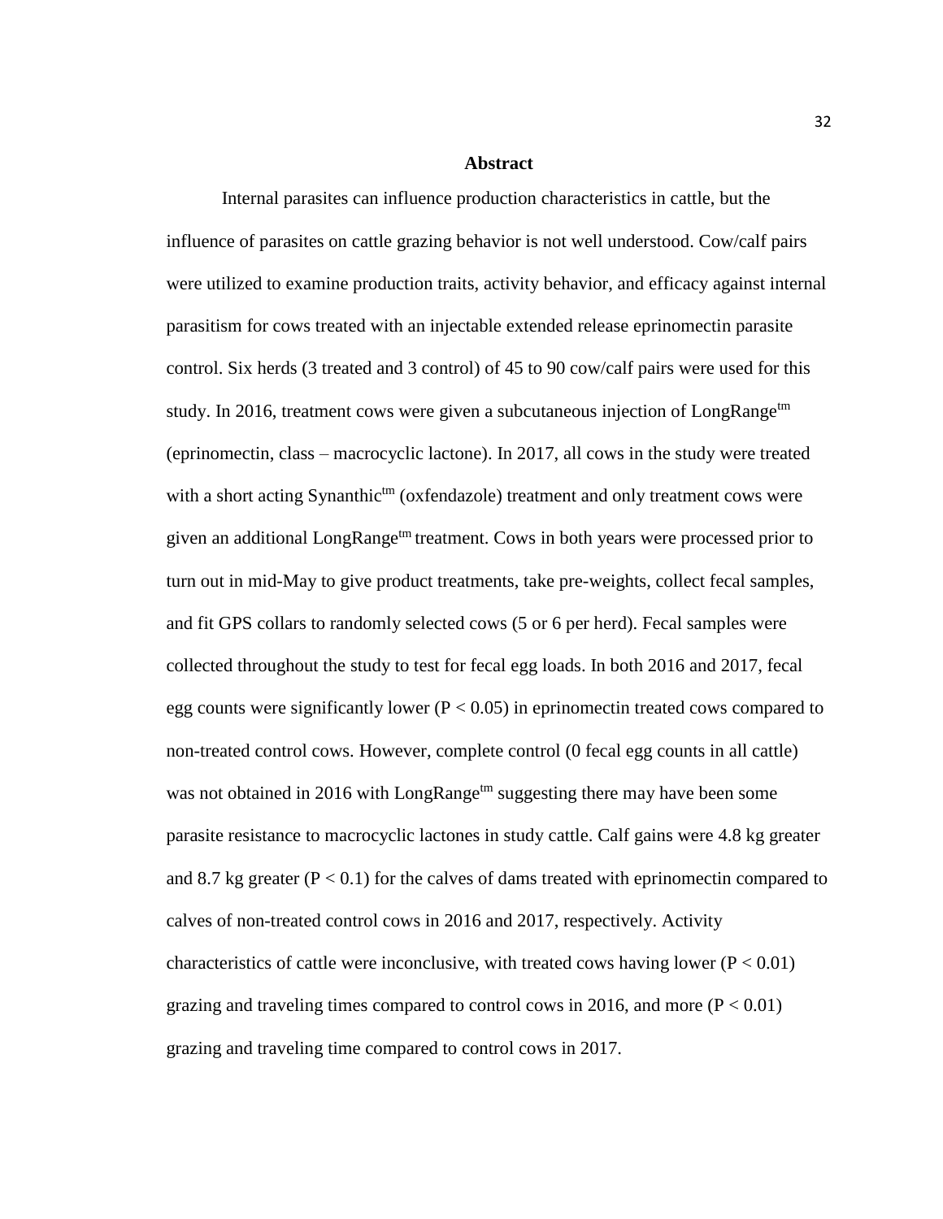## Abstract

Internal parasites can influence production characteristics in cattle, but the influence of parasites on cattle grazing behavior is not well understood. Cow/calf pairs were utilized to examine production traits, activity behavior, and efficacy against internal parasitism for cows treated with an injectable extended release eprinomectin parasite control. Six herds (3 treated and 3 control) of 45 to 90 cow/calf pairs were used for this study. In 2016, treatment cows were given a subcutaneous injection of LongRange$^{tm}$ (eprinomectin, class – macrocyclic lactone). In 2017, all cows in the study were treated with a short acting Synanthic$^{tm}$ (oxfendazole) treatment and only treatment cows were given an additional LongRange$^{tm}$ treatment. Cows in both years were processed prior to turn out in mid-May to give product treatments, take pre-weights, collect fecal samples, and fit GPS collars to randomly selected cows (5 or 6 per herd). Fecal samples were collected throughout the study to test for fecal egg loads. In both 2016 and 2017, fecal egg counts were significantly lower ($P < 0.05$) in eprinomectin treated cows compared to non-treated control cows. However, complete control (0 fecal egg counts in all cattle) was not obtained in 2016 with LongRange$^{tm}$ suggesting there may have been some parasite resistance to macrocyclic lactones in study cattle. Calf gains were 4.8 kg greater and 8.7 kg greater ($P < 0.1$) for the calves of dams treated with eprinomectin compared to calves of non-treated control cows in 2016 and 2017, respectively. Activity characteristics of cattle were inconclusive, with treated cows having lower ($P < 0.01$) grazing and traveling times compared to control cows in 2016, and more ($P < 0.01$) grazing and traveling time compared to control cows in 2017.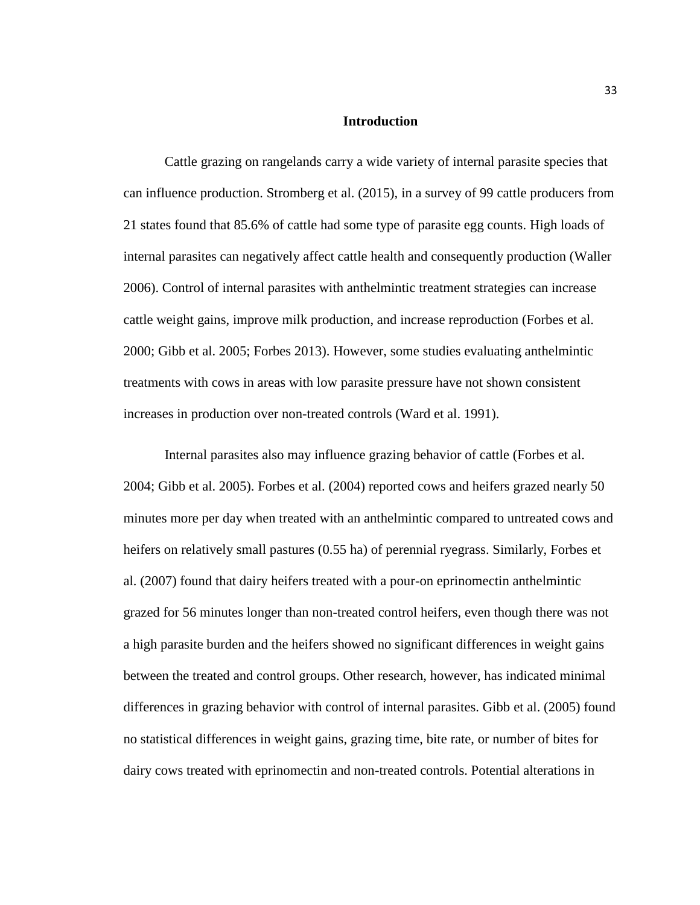# Introduction

Cattle grazing on rangelands carry a wide variety of internal parasite species that can influence production. Stromberg et al. (2015), in a survey of 99 cattle producers from 21 states found that 85.6% of cattle had some type of parasite egg counts. High loads of internal parasites can negatively affect cattle health and consequently production (Waller 2006). Control of internal parasites with anthelmintic treatment strategies can increase cattle weight gains, improve milk production, and increase reproduction (Forbes et al. 2000; Gibb et al. 2005; Forbes 2013). However, some studies evaluating anthelmintic treatments with cows in areas with low parasite pressure have not shown consistent increases in production over non-treated controls (Ward et al. 1991).

Internal parasites also may influence grazing behavior of cattle (Forbes et al. 2004; Gibb et al. 2005). Forbes et al. (2004) reported cows and heifers grazed nearly 50 minutes more per day when treated with an anthelmintic compared to untreated cows and heifers on relatively small pastures (0.55 ha) of perennial ryegrass. Similarly, Forbes et al. (2007) found that dairy heifers treated with a pour-on eprinomectin anthelmintic grazed for 56 minutes longer than non-treated control heifers, even though there was not a high parasite burden and the heifers showed no significant differences in weight gains between the treated and control groups. Other research, however, has indicated minimal differences in grazing behavior with control of internal parasites. Gibb et al. (2005) found no statistical differences in weight gains, grazing time, bite rate, or number of bites for dairy cows treated with eprinomectin and non-treated controls. Potential alterations in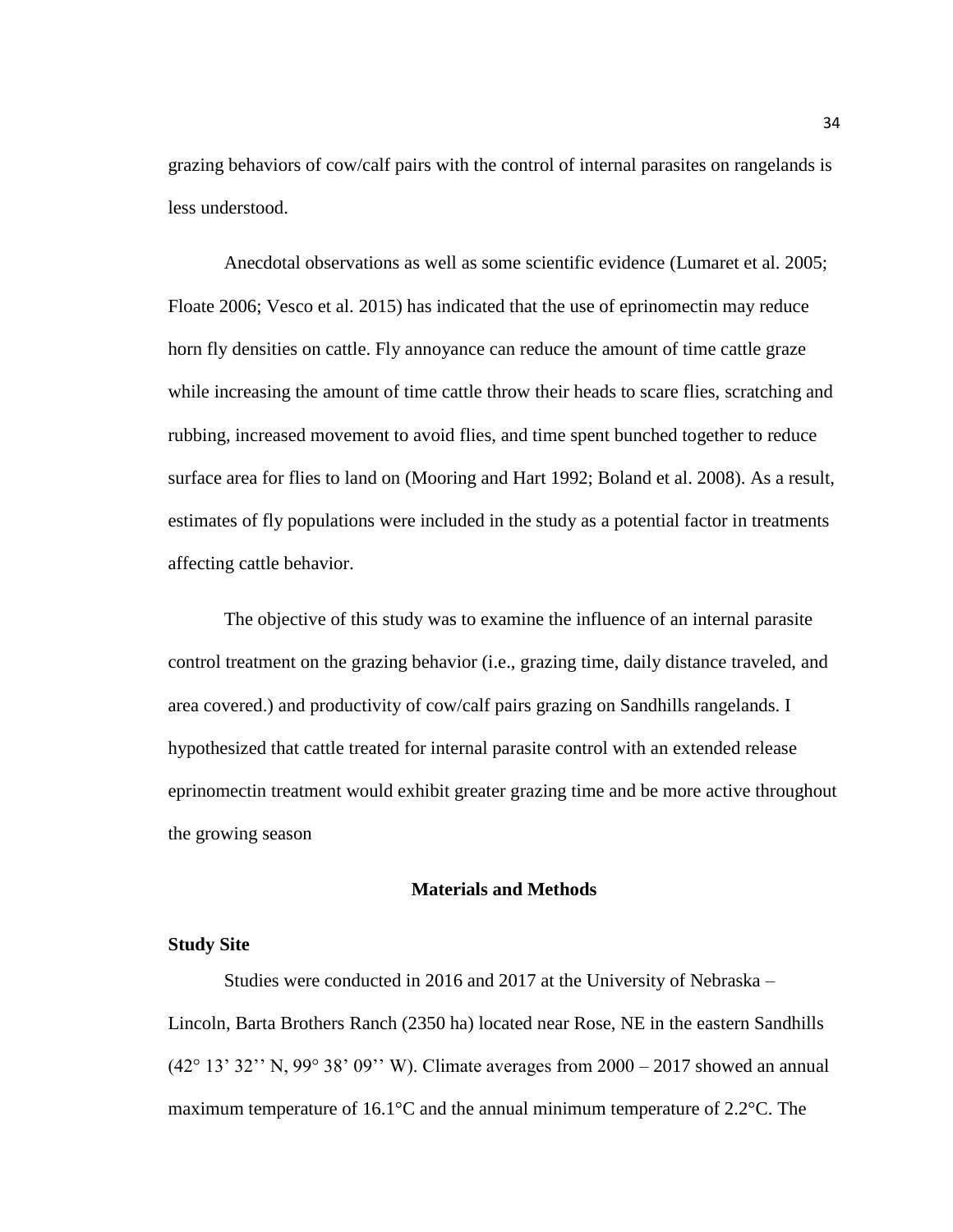grazing behaviors of cow/calf pairs with the control of internal parasites on rangelands is less understood.

Anecdotal observations as well as some scientific evidence (Lumaret et al. 2005; Floate 2006; Vesco et al. 2015) has indicated that the use of eprinomectin may reduce horn fly densities on cattle. Fly annoyance can reduce the amount of time cattle graze while increasing the amount of time cattle throw their heads to scare flies, scratching and rubbing, increased movement to avoid flies, and time spent bunched together to reduce surface area for flies to land on (Mooring and Hart 1992; Boland et al. 2008). As a result, estimates of fly populations were included in the study as a potential factor in treatments affecting cattle behavior.

The objective of this study was to examine the influence of an internal parasite control treatment on the grazing behavior (i.e., grazing time, daily distance traveled, and area covered.) and productivity of cow/calf pairs grazing on Sandhills rangelands. I hypothesized that cattle treated for internal parasite control with an extended release eprinomectin treatment would exhibit greater grazing time and be more active throughout the growing season

## Materials and Methods

### Study Site

Studies were conducted in 2016 and 2017 at the University of Nebraska – Lincoln, Barta Brothers Ranch (2350 ha) located near Rose, NE in the eastern Sandhills (42° 13' 32'' N, 99° 38' 09'' W). Climate averages from 2000 – 2017 showed an annual maximum temperature of 16.1°C and the annual minimum temperature of 2.2°C. The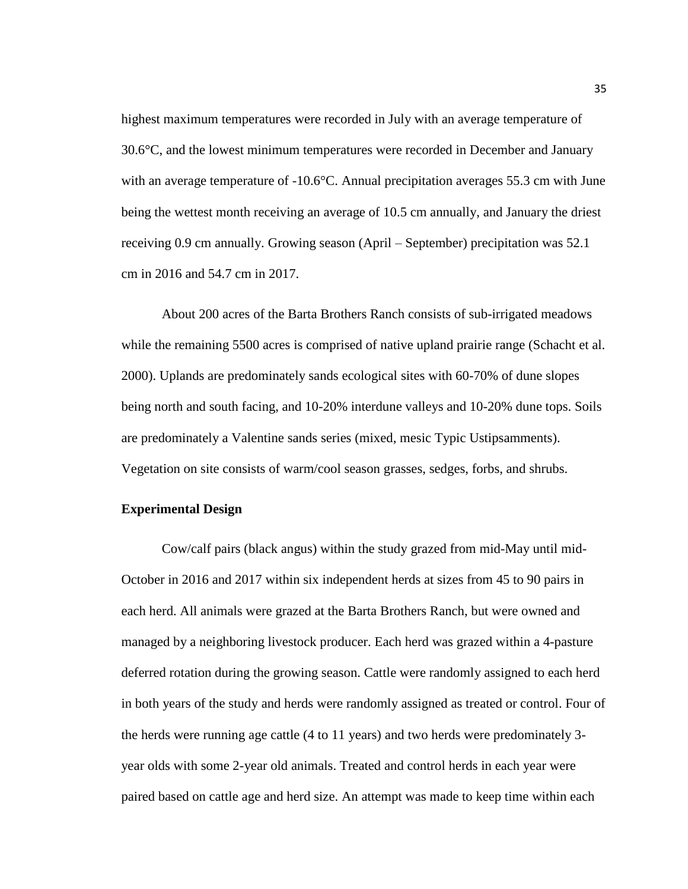highest maximum temperatures were recorded in July with an average temperature of 30.6°C, and the lowest minimum temperatures were recorded in December and January with an average temperature of -10.6°C. Annual precipitation averages 55.3 cm with June being the wettest month receiving an average of 10.5 cm annually, and January the driest receiving 0.9 cm annually. Growing season (April – September) precipitation was 52.1 cm in 2016 and 54.7 cm in 2017.

About 200 acres of the Barta Brothers Ranch consists of sub-irrigated meadows while the remaining 5500 acres is comprised of native upland prairie range (Schacht et al. 2000). Uplands are predominately sands ecological sites with 60-70% of dune slopes being north and south facing, and 10-20% interdune valleys and 10-20% dune tops. Soils are predominately a Valentine sands series (mixed, mesic Typic Ustipsamments). Vegetation on site consists of warm/cool season grasses, sedges, forbs, and shrubs.

### Experimental Design

Cow/calf pairs (black angus) within the study grazed from mid-May until mid-October in 2016 and 2017 within six independent herds at sizes from 45 to 90 pairs in each herd. All animals were grazed at the Barta Brothers Ranch, but were owned and managed by a neighboring livestock producer. Each herd was grazed within a 4-pasture deferred rotation during the growing season. Cattle were randomly assigned to each herd in both years of the study and herds were randomly assigned as treated or control. Four of the herds were running age cattle (4 to 11 years) and two herds were predominately 3-year olds with some 2-year old animals. Treated and control herds in each year were paired based on cattle age and herd size. An attempt was made to keep time within each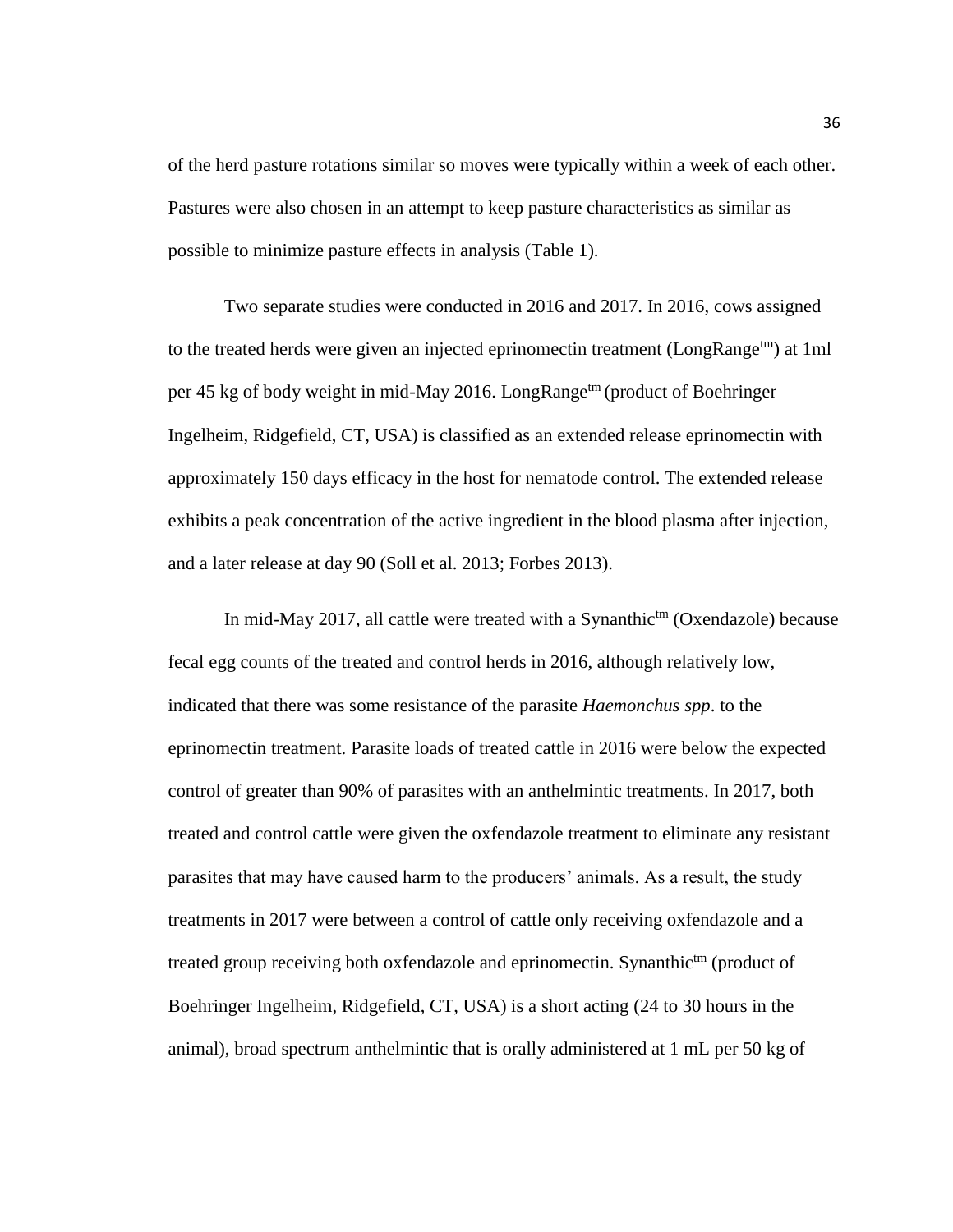of the herd pasture rotations similar so moves were typically within a week of each other. Pastures were also chosen in an attempt to keep pasture characteristics as similar as possible to minimize pasture effects in analysis (Table 1).

Two separate studies were conducted in 2016 and 2017. In 2016, cows assigned to the treated herds were given an injected eprinomectin treatment (LongRange^tm^) at 1ml per 45 kg of body weight in mid-May 2016. LongRange^tm^ (product of Boehringer Ingelheim, Ridgefield, CT, USA) is classified as an extended release eprinomectin with approximately 150 days efficacy in the host for nematode control. The extended release exhibits a peak concentration of the active ingredient in the blood plasma after injection, and a later release at day 90 (Soll et al. 2013; Forbes 2013).

In mid-May 2017, all cattle were treated with a Synanthic^tm^ (Oxendazole) because fecal egg counts of the treated and control herds in 2016, although relatively low, indicated that there was some resistance of the parasite *Haemonchus spp*. to the eprinomectin treatment. Parasite loads of treated cattle in 2016 were below the expected control of greater than 90% of parasites with an anthelmintic treatments. In 2017, both treated and control cattle were given the oxfendazole treatment to eliminate any resistant parasites that may have caused harm to the producers' animals. As a result, the study treatments in 2017 were between a control of cattle only receiving oxfendazole and a treated group receiving both oxfendazole and eprinomectin. Synanthic^tm^ (product of Boehringer Ingelheim, Ridgefield, CT, USA) is a short acting (24 to 30 hours in the animal), broad spectrum anthelmintic that is orally administered at 1 mL per 50 kg of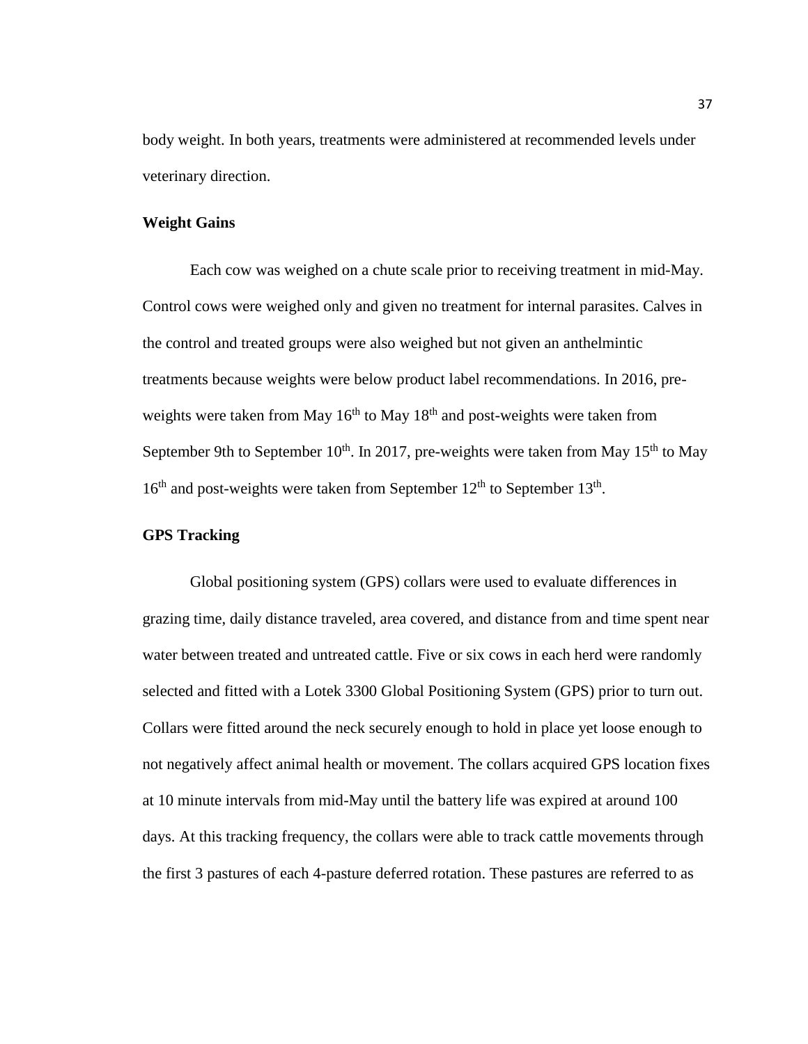body weight. In both years, treatments were administered at recommended levels under veterinary direction.

**Weight Gains**

Each cow was weighed on a chute scale prior to receiving treatment in mid-May. Control cows were weighed only and given no treatment for internal parasites. Calves in the control and treated groups were also weighed but not given an anthelmintic treatments because weights were below product label recommendations. In 2016, pre-weights were taken from May 16th to May 18th and post-weights were taken from September 9th to September 10th. In 2017, pre-weights were taken from May 15th to May 16th and post-weights were taken from September 12th to September 13th.

**GPS Tracking**

Global positioning system (GPS) collars were used to evaluate differences in grazing time, daily distance traveled, area covered, and distance from and time spent near water between treated and untreated cattle. Five or six cows in each herd were randomly selected and fitted with a Lotek 3300 Global Positioning System (GPS) prior to turn out. Collars were fitted around the neck securely enough to hold in place yet loose enough to not negatively affect animal health or movement. The collars acquired GPS location fixes at 10 minute intervals from mid-May until the battery life was expired at around 100 days. At this tracking frequency, the collars were able to track cattle movements through the first 3 pastures of each 4-pasture deferred rotation. These pastures are referred to as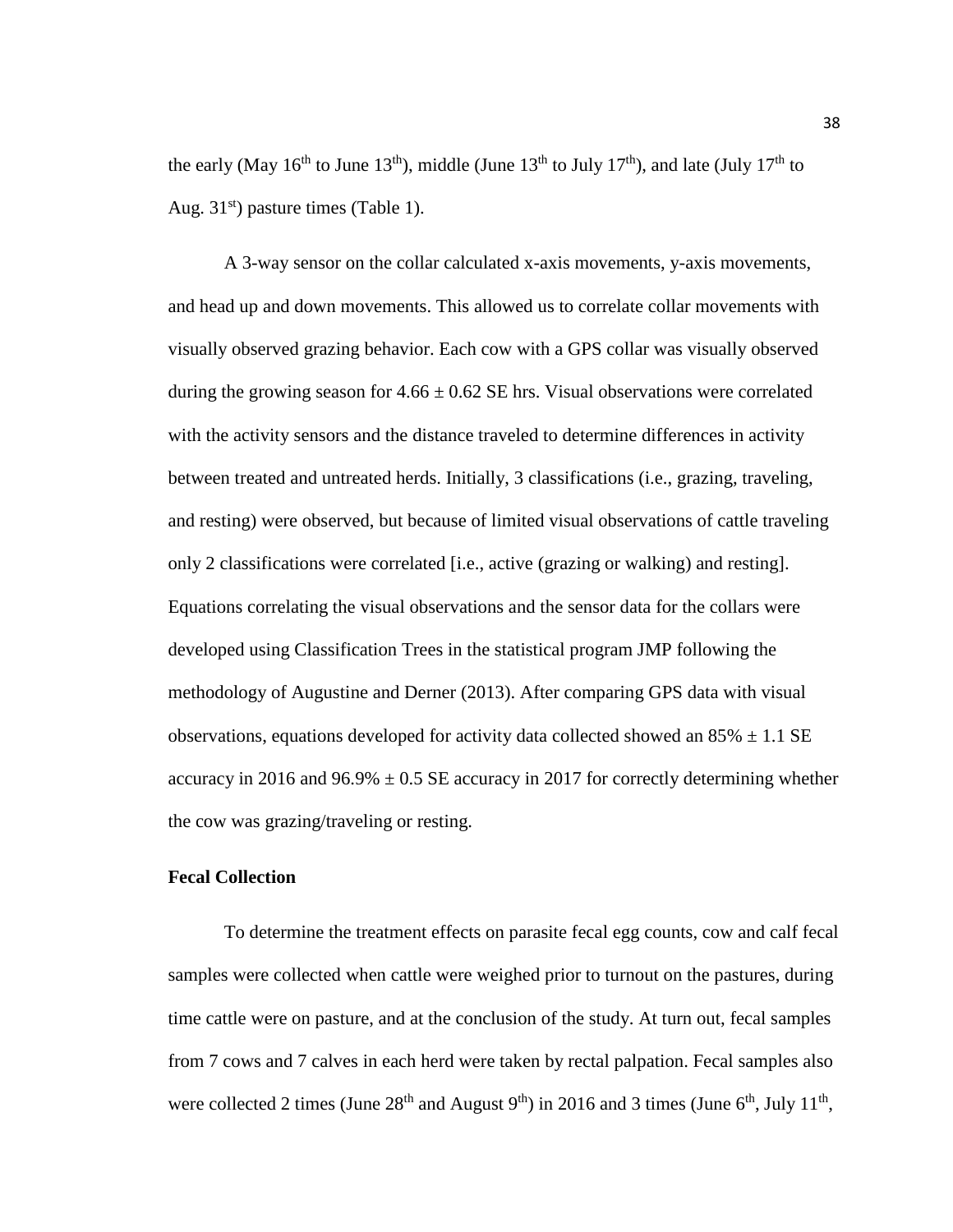the early (May 16$^{th}$ to June 13$^{th}$), middle (June 13$^{th}$ to July 17$^{th}$), and late (July 17$^{th}$ to Aug. 31$^{st}$) pasture times (Table 1).

A 3-way sensor on the collar calculated x-axis movements, y-axis movements, and head up and down movements. This allowed us to correlate collar movements with visually observed grazing behavior. Each cow with a GPS collar was visually observed during the growing season for $4.66 \pm 0.62$ SE hrs. Visual observations were correlated with the activity sensors and the distance traveled to determine differences in activity between treated and untreated herds. Initially, 3 classifications (i.e., grazing, traveling, and resting) were observed, but because of limited visual observations of cattle traveling only 2 classifications were correlated [i.e., active (grazing or walking) and resting]. Equations correlating the visual observations and the sensor data for the collars were developed using Classification Trees in the statistical program JMP following the methodology of Augustine and Derner (2013). After comparing GPS data with visual observations, equations developed for activity data collected showed an $85\% \pm 1.1$ SE accuracy in 2016 and $96.9\% \pm 0.5$ SE accuracy in 2017 for correctly determining whether the cow was grazing/traveling or resting.

**Fecal Collection**

To determine the treatment effects on parasite fecal egg counts, cow and calf fecal samples were collected when cattle were weighed prior to turnout on the pastures, during time cattle were on pasture, and at the conclusion of the study. At turn out, fecal samples from 7 cows and 7 calves in each herd were taken by rectal palpation. Fecal samples also were collected 2 times (June 28$^{th}$ and August 9$^{th}$) in 2016 and 3 times (June 6$^{th}$, July 11$^{th}$,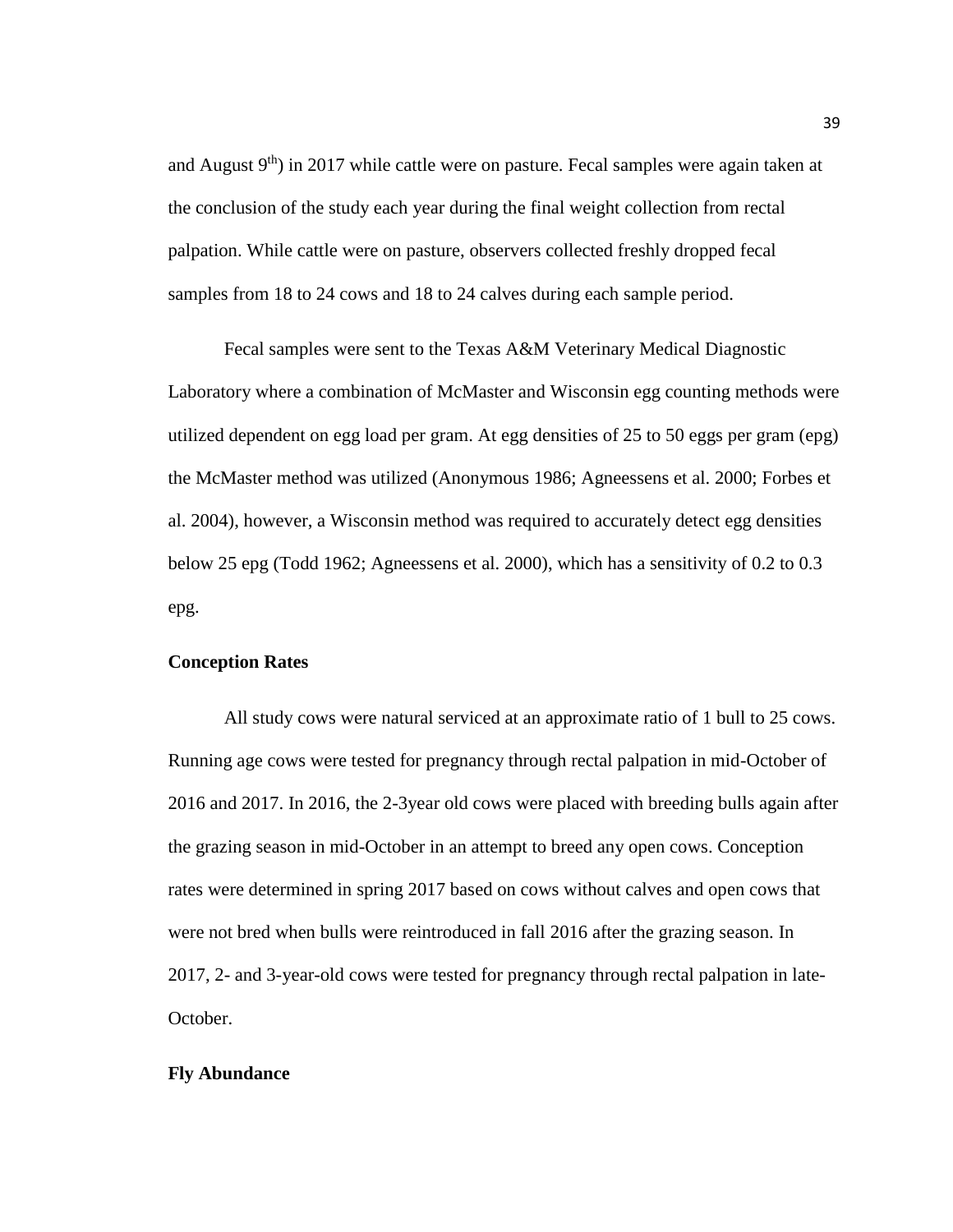and August 9th) in 2017 while cattle were on pasture. Fecal samples were again taken at the conclusion of the study each year during the final weight collection from rectal palpation. While cattle were on pasture, observers collected freshly dropped fecal samples from 18 to 24 cows and 18 to 24 calves during each sample period.

Fecal samples were sent to the Texas A&M Veterinary Medical Diagnostic Laboratory where a combination of McMaster and Wisconsin egg counting methods were utilized dependent on egg load per gram. At egg densities of 25 to 50 eggs per gram (epg) the McMaster method was utilized (Anonymous 1986; Agneessens et al. 2000; Forbes et al. 2004), however, a Wisconsin method was required to accurately detect egg densities below 25 epg (Todd 1962; Agneessens et al. 2000), which has a sensitivity of 0.2 to 0.3 epg.

**Conception Rates**

All study cows were natural serviced at an approximate ratio of 1 bull to 25 cows. Running age cows were tested for pregnancy through rectal palpation in mid-October of 2016 and 2017. In 2016, the 2-3year old cows were placed with breeding bulls again after the grazing season in mid-October in an attempt to breed any open cows. Conception rates were determined in spring 2017 based on cows without calves and open cows that were not bred when bulls were reintroduced in fall 2016 after the grazing season. In 2017, 2- and 3-year-old cows were tested for pregnancy through rectal palpation in late-October.

**Fly Abundance**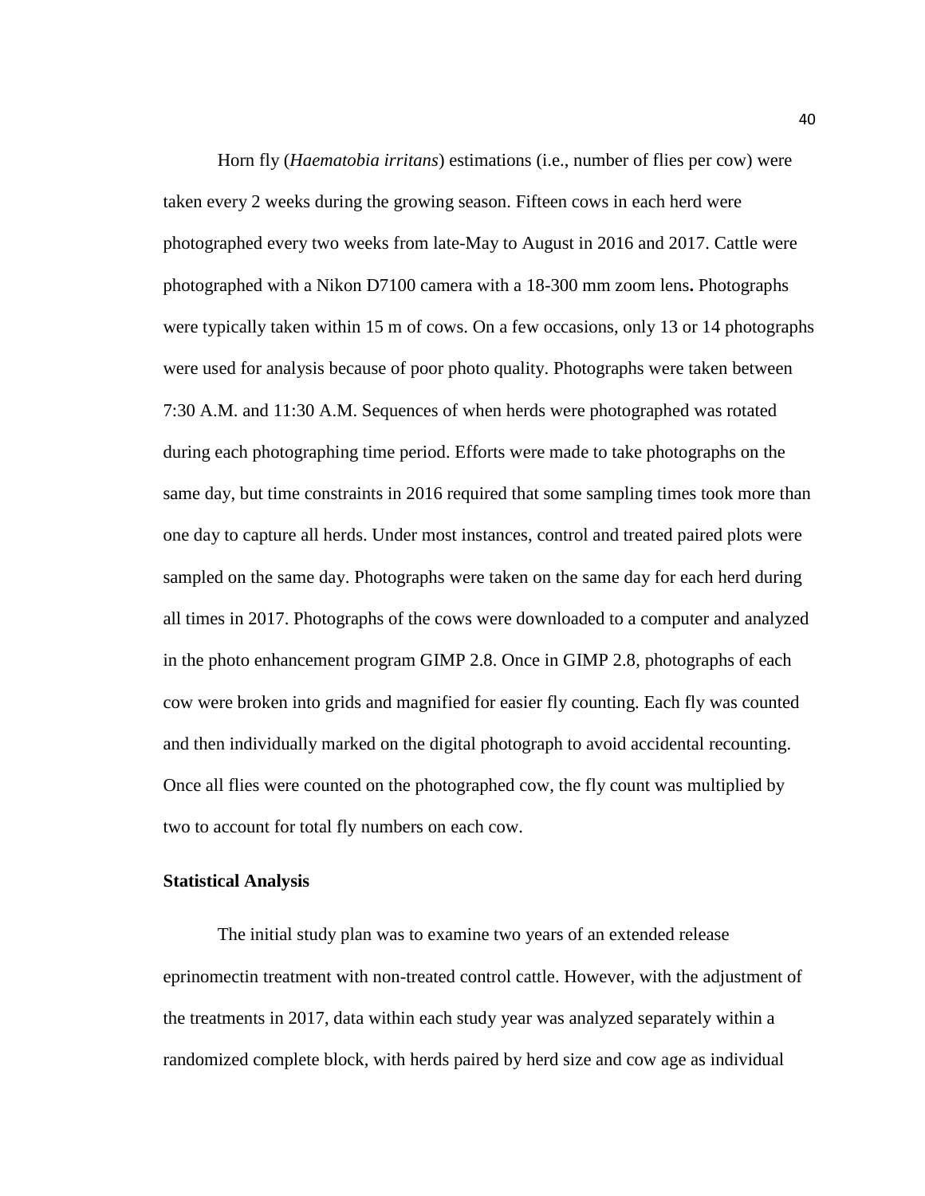Horn fly (*Haematobia irritans*) estimations (i.e., number of flies per cow) were taken every 2 weeks during the growing season. Fifteen cows in each herd were photographed every two weeks from late-May to August in 2016 and 2017. Cattle were photographed with a Nikon D7100 camera with a 18-300 mm zoom lens**.** Photographs were typically taken within 15 m of cows. On a few occasions, only 13 or 14 photographs were used for analysis because of poor photo quality. Photographs were taken between 7:30 A.M. and 11:30 A.M. Sequences of when herds were photographed was rotated during each photographing time period. Efforts were made to take photographs on the same day, but time constraints in 2016 required that some sampling times took more than one day to capture all herds. Under most instances, control and treated paired plots were sampled on the same day. Photographs were taken on the same day for each herd during all times in 2017. Photographs of the cows were downloaded to a computer and analyzed in the photo enhancement program GIMP 2.8. Once in GIMP 2.8, photographs of each cow were broken into grids and magnified for easier fly counting. Each fly was counted and then individually marked on the digital photograph to avoid accidental recounting. Once all flies were counted on the photographed cow, the fly count was multiplied by two to account for total fly numbers on each cow.

**Statistical Analysis**

The initial study plan was to examine two years of an extended release eprinomectin treatment with non-treated control cattle. However, with the adjustment of the treatments in 2017, data within each study year was analyzed separately within a randomized complete block, with herds paired by herd size and cow age as individual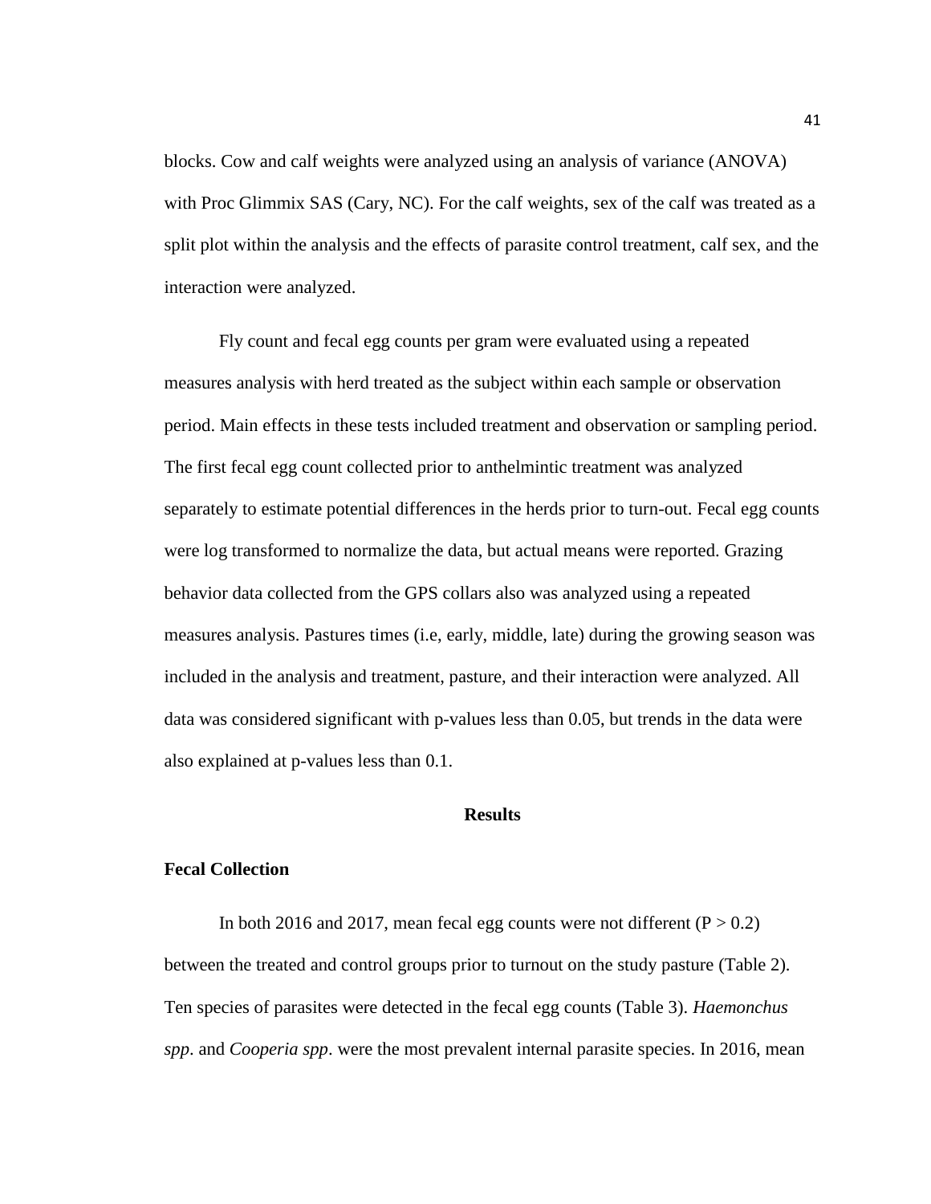blocks. Cow and calf weights were analyzed using an analysis of variance (ANOVA) with Proc Glimmix SAS (Cary, NC). For the calf weights, sex of the calf was treated as a split plot within the analysis and the effects of parasite control treatment, calf sex, and the interaction were analyzed.

Fly count and fecal egg counts per gram were evaluated using a repeated measures analysis with herd treated as the subject within each sample or observation period. Main effects in these tests included treatment and observation or sampling period. The first fecal egg count collected prior to anthelmintic treatment was analyzed separately to estimate potential differences in the herds prior to turn-out. Fecal egg counts were log transformed to normalize the data, but actual means were reported. Grazing behavior data collected from the GPS collars also was analyzed using a repeated measures analysis. Pastures times (i.e, early, middle, late) during the growing season was included in the analysis and treatment, pasture, and their interaction were analyzed. All data was considered significant with p-values less than 0.05, but trends in the data were also explained at p-values less than 0.1.

## Results

### Fecal Collection

In both 2016 and 2017, mean fecal egg counts were not different ($P > 0.2$) between the treated and control groups prior to turnout on the study pasture (Table 2). Ten species of parasites were detected in the fecal egg counts (Table 3). *Haemonchus spp*. and *Cooperia spp*. were the most prevalent internal parasite species. In 2016, mean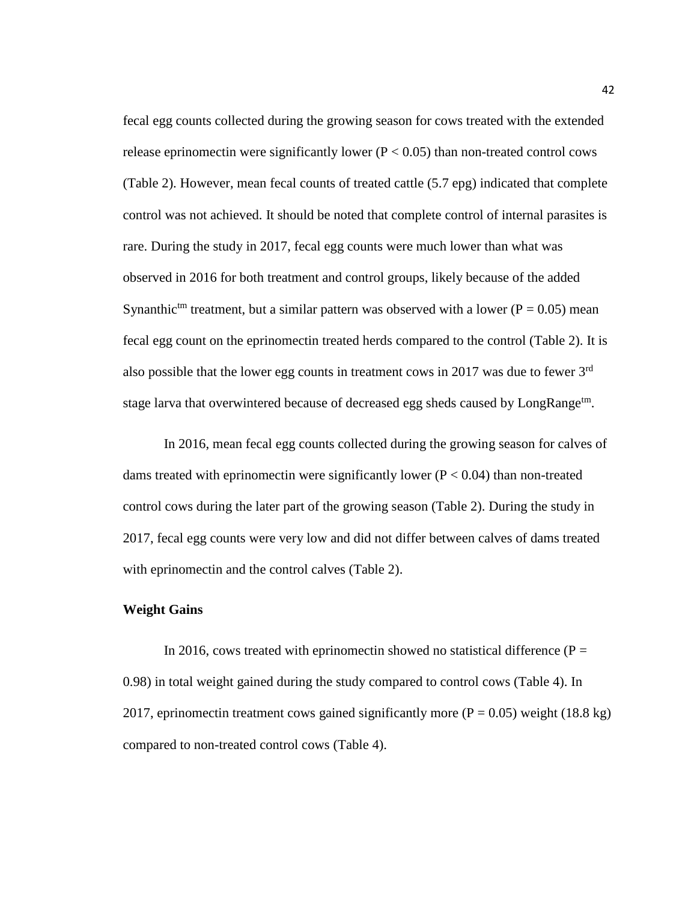fecal egg counts collected during the growing season for cows treated with the extended release eprinomectin were significantly lower ($P < 0.05$) than non-treated control cows (Table 2). However, mean fecal counts of treated cattle (5.7 epg) indicated that complete control was not achieved. It should be noted that complete control of internal parasites is rare. During the study in 2017, fecal egg counts were much lower than what was observed in 2016 for both treatment and control groups, likely because of the added Synanthic^tm treatment, but a similar pattern was observed with a lower ($P = 0.05$) mean fecal egg count on the eprinomectin treated herds compared to the control (Table 2). It is also possible that the lower egg counts in treatment cows in 2017 was due to fewer 3^rd stage larva that overwintered because of decreased egg sheds caused by LongRange^tm.

In 2016, mean fecal egg counts collected during the growing season for calves of dams treated with eprinomectin were significantly lower ($P < 0.04$) than non-treated control cows during the later part of the growing season (Table 2). During the study in 2017, fecal egg counts were very low and did not differ between calves of dams treated with eprinomectin and the control calves (Table 2).

**Weight Gains**

In 2016, cows treated with eprinomectin showed no statistical difference ($P = 0.98$) in total weight gained during the study compared to control cows (Table 4). In 2017, eprinomectin treatment cows gained significantly more ($P = 0.05$) weight (18.8 kg) compared to non-treated control cows (Table 4).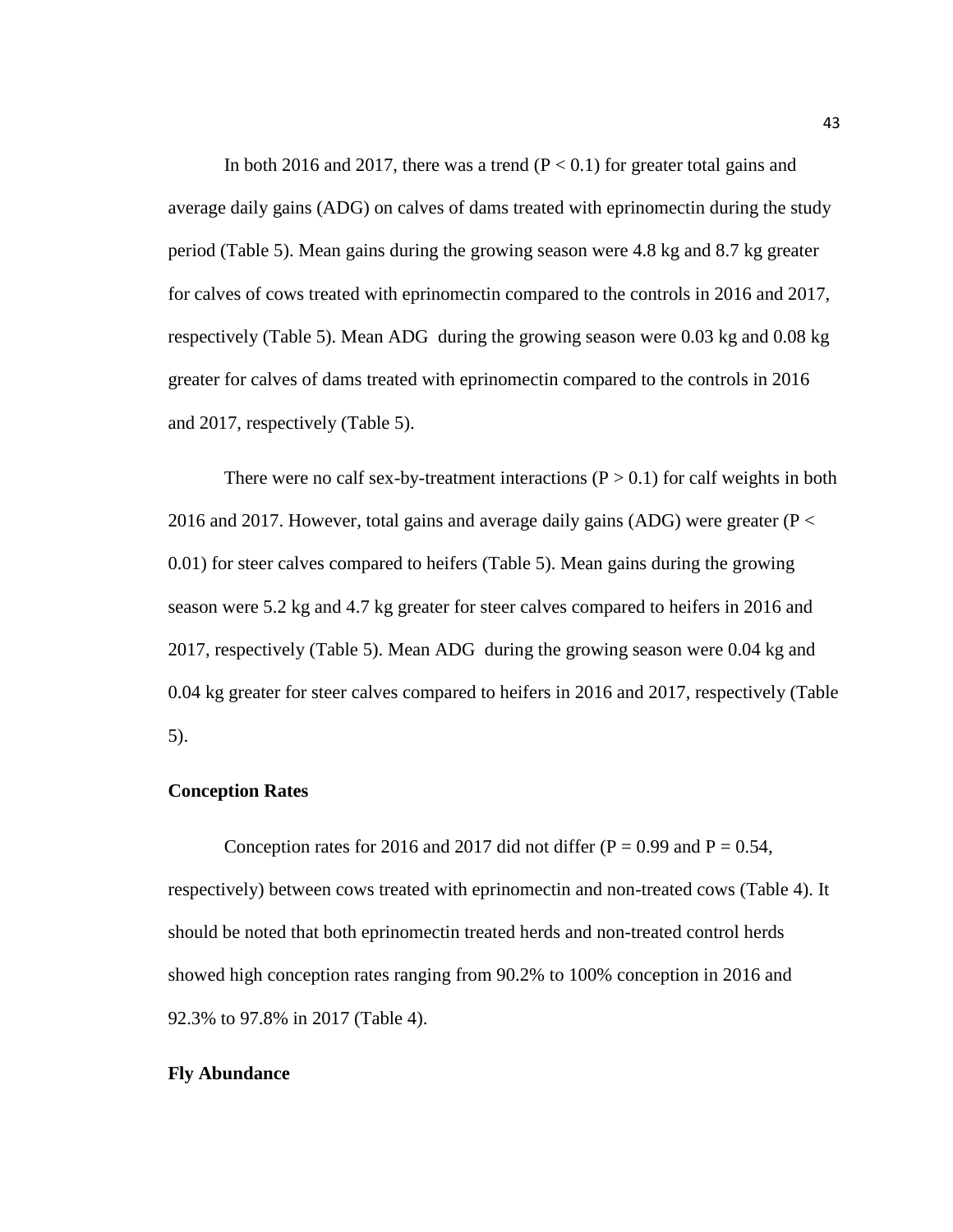In both 2016 and 2017, there was a trend ($P < 0.1$) for greater total gains and average daily gains (ADG) on calves of dams treated with eprinomectin during the study period (Table 5). Mean gains during the growing season were 4.8 kg and 8.7 kg greater for calves of cows treated with eprinomectin compared to the controls in 2016 and 2017, respectively (Table 5). Mean ADG during the growing season were 0.03 kg and 0.08 kg greater for calves of dams treated with eprinomectin compared to the controls in 2016 and 2017, respectively (Table 5).

There were no calf sex-by-treatment interactions ($P > 0.1$) for calf weights in both 2016 and 2017. However, total gains and average daily gains (ADG) were greater ($P < 0.01$) for steer calves compared to heifers (Table 5). Mean gains during the growing season were 5.2 kg and 4.7 kg greater for steer calves compared to heifers in 2016 and 2017, respectively (Table 5). Mean ADG during the growing season were 0.04 kg and 0.04 kg greater for steer calves compared to heifers in 2016 and 2017, respectively (Table 5).

**Conception Rates**

Conception rates for 2016 and 2017 did not differ ($P = 0.99$ and $P = 0.54$, respectively) between cows treated with eprinomectin and non-treated cows (Table 4). It should be noted that both eprinomectin treated herds and non-treated control herds showed high conception rates ranging from 90.2% to 100% conception in 2016 and 92.3% to 97.8% in 2017 (Table 4).

**Fly Abundance**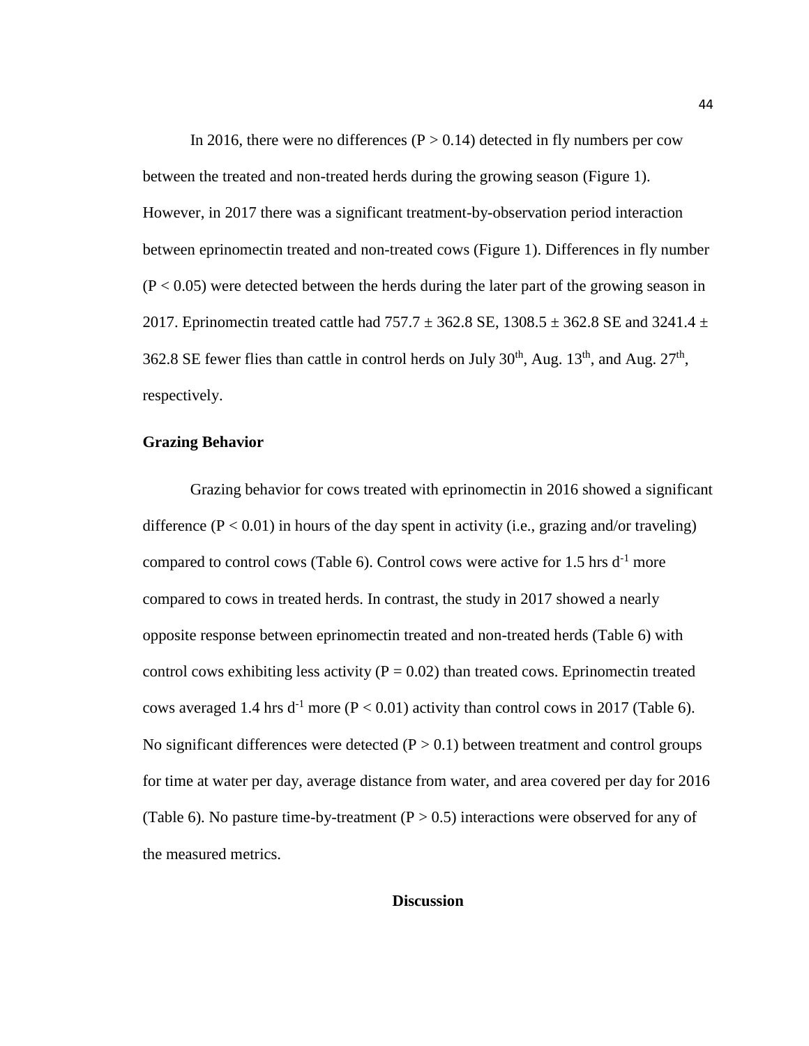In 2016, there were no differences ($P > 0.14$) detected in fly numbers per cow between the treated and non-treated herds during the growing season (Figure 1). However, in 2017 there was a significant treatment-by-observation period interaction between eprinomectin treated and non-treated cows (Figure 1). Differences in fly number ($P < 0.05$) were detected between the herds during the later part of the growing season in 2017. Eprinomectin treated cattle had $757.7 \pm 362.8$ SE, $1308.5 \pm 362.8$ SE and $3241.4 \pm 362.8$ SE fewer flies than cattle in control herds on July 30th, Aug. 13th, and Aug. 27th, respectively.

### Grazing Behavior

Grazing behavior for cows treated with eprinomectin in 2016 showed a significant difference ($P < 0.01$) in hours of the day spent in activity (i.e., grazing and/or traveling) compared to control cows (Table 6). Control cows were active for 1.5 hrs $d^{-1}$ more compared to cows in treated herds. In contrast, the study in 2017 showed a nearly opposite response between eprinomectin treated and non-treated herds (Table 6) with control cows exhibiting less activity ($P = 0.02$) than treated cows. Eprinomectin treated cows averaged 1.4 hrs $d^{-1}$ more ($P < 0.01$) activity than control cows in 2017 (Table 6). No significant differences were detected ($P > 0.1$) between treatment and control groups for time at water per day, average distance from water, and area covered per day for 2016 (Table 6). No pasture time-by-treatment ($P > 0.5$) interactions were observed for any of the measured metrics.

## Discussion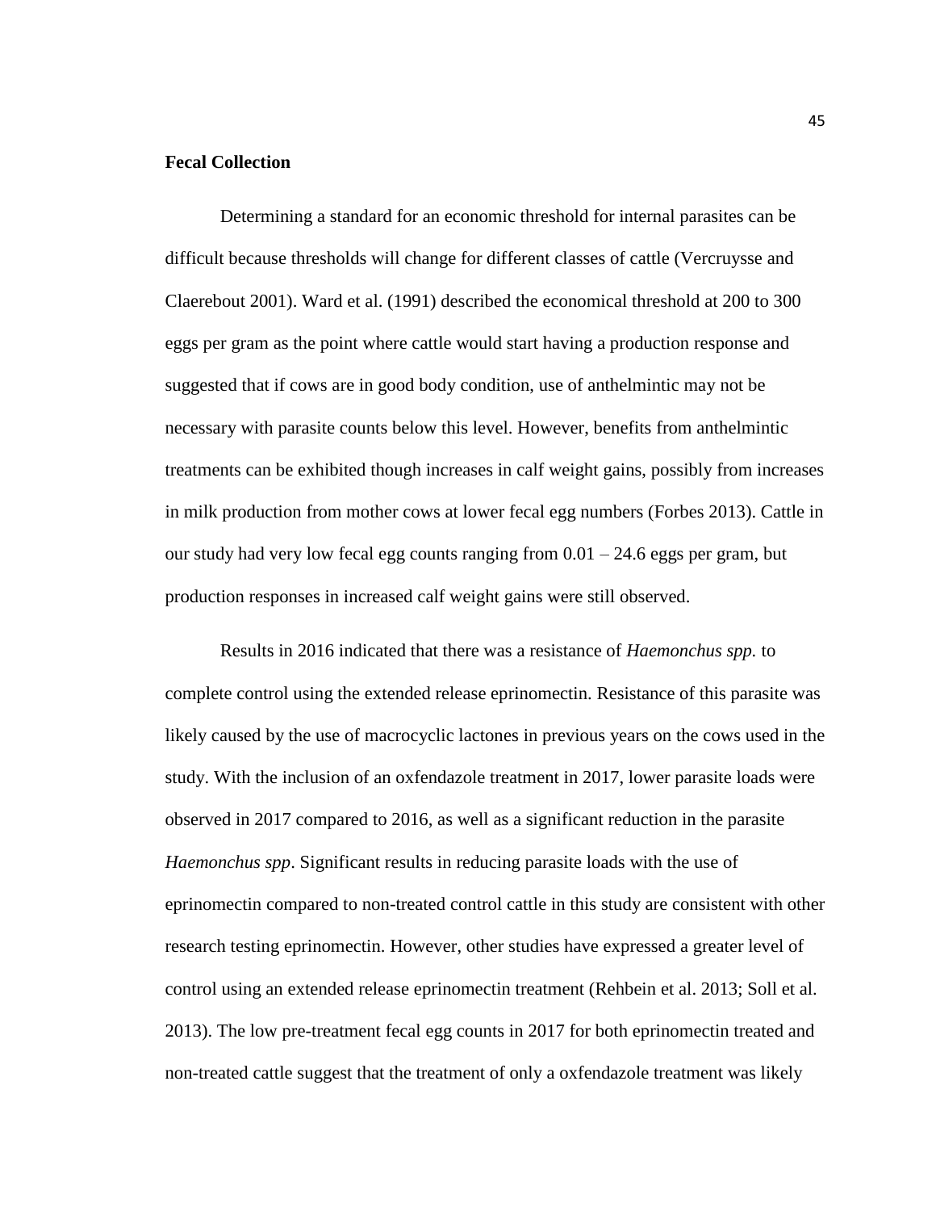**Fecal Collection**

Determining a standard for an economic threshold for internal parasites can be difficult because thresholds will change for different classes of cattle (Vercruysse and Claerebout 2001). Ward et al. (1991) described the economical threshold at 200 to 300 eggs per gram as the point where cattle would start having a production response and suggested that if cows are in good body condition, use of anthelmintic may not be necessary with parasite counts below this level. However, benefits from anthelmintic treatments can be exhibited though increases in calf weight gains, possibly from increases in milk production from mother cows at lower fecal egg numbers (Forbes 2013). Cattle in our study had very low fecal egg counts ranging from 0.01 – 24.6 eggs per gram, but production responses in increased calf weight gains were still observed.

Results in 2016 indicated that there was a resistance of *Haemonchus spp.* to complete control using the extended release eprinomectin. Resistance of this parasite was likely caused by the use of macrocyclic lactones in previous years on the cows used in the study. With the inclusion of an oxfendazole treatment in 2017, lower parasite loads were observed in 2017 compared to 2016, as well as a significant reduction in the parasite *Haemonchus spp*. Significant results in reducing parasite loads with the use of eprinomectin compared to non-treated control cattle in this study are consistent with other research testing eprinomectin. However, other studies have expressed a greater level of control using an extended release eprinomectin treatment (Rehbein et al. 2013; Soll et al. 2013). The low pre-treatment fecal egg counts in 2017 for both eprinomectin treated and non-treated cattle suggest that the treatment of only a oxfendazole treatment was likely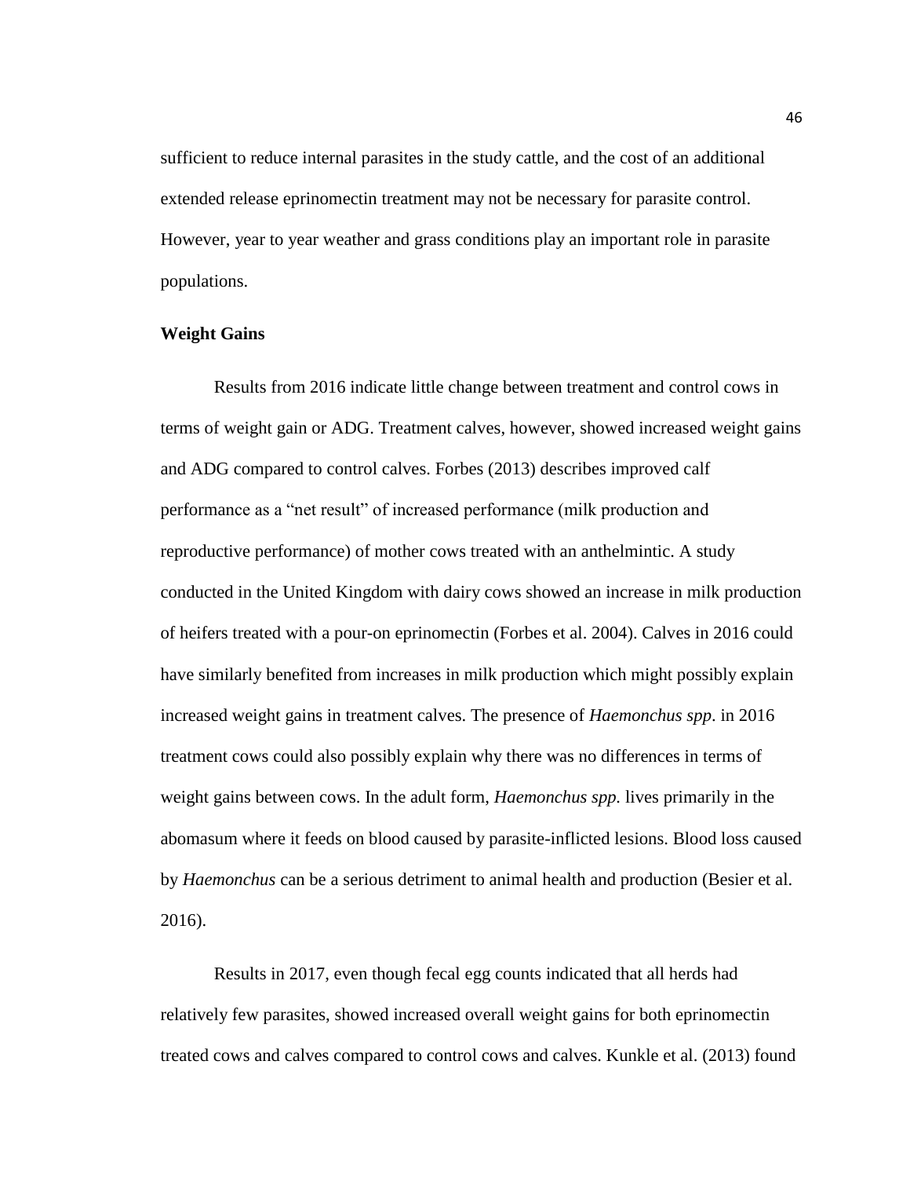sufficient to reduce internal parasites in the study cattle, and the cost of an additional extended release eprinomectin treatment may not be necessary for parasite control. However, year to year weather and grass conditions play an important role in parasite populations.

### Weight Gains

Results from 2016 indicate little change between treatment and control cows in terms of weight gain or ADG. Treatment calves, however, showed increased weight gains and ADG compared to control calves. Forbes (2013) describes improved calf performance as a "net result" of increased performance (milk production and reproductive performance) of mother cows treated with an anthelmintic. A study conducted in the United Kingdom with dairy cows showed an increase in milk production of heifers treated with a pour-on eprinomectin (Forbes et al. 2004). Calves in 2016 could have similarly benefited from increases in milk production which might possibly explain increased weight gains in treatment calves. The presence of *Haemonchus spp*. in 2016 treatment cows could also possibly explain why there was no differences in terms of weight gains between cows. In the adult form, *Haemonchus spp.* lives primarily in the abomasum where it feeds on blood caused by parasite-inflicted lesions. Blood loss caused by *Haemonchus* can be a serious detriment to animal health and production (Besier et al. 2016).

Results in 2017, even though fecal egg counts indicated that all herds had relatively few parasites, showed increased overall weight gains for both eprinomectin treated cows and calves compared to control cows and calves. Kunkle et al. (2013) found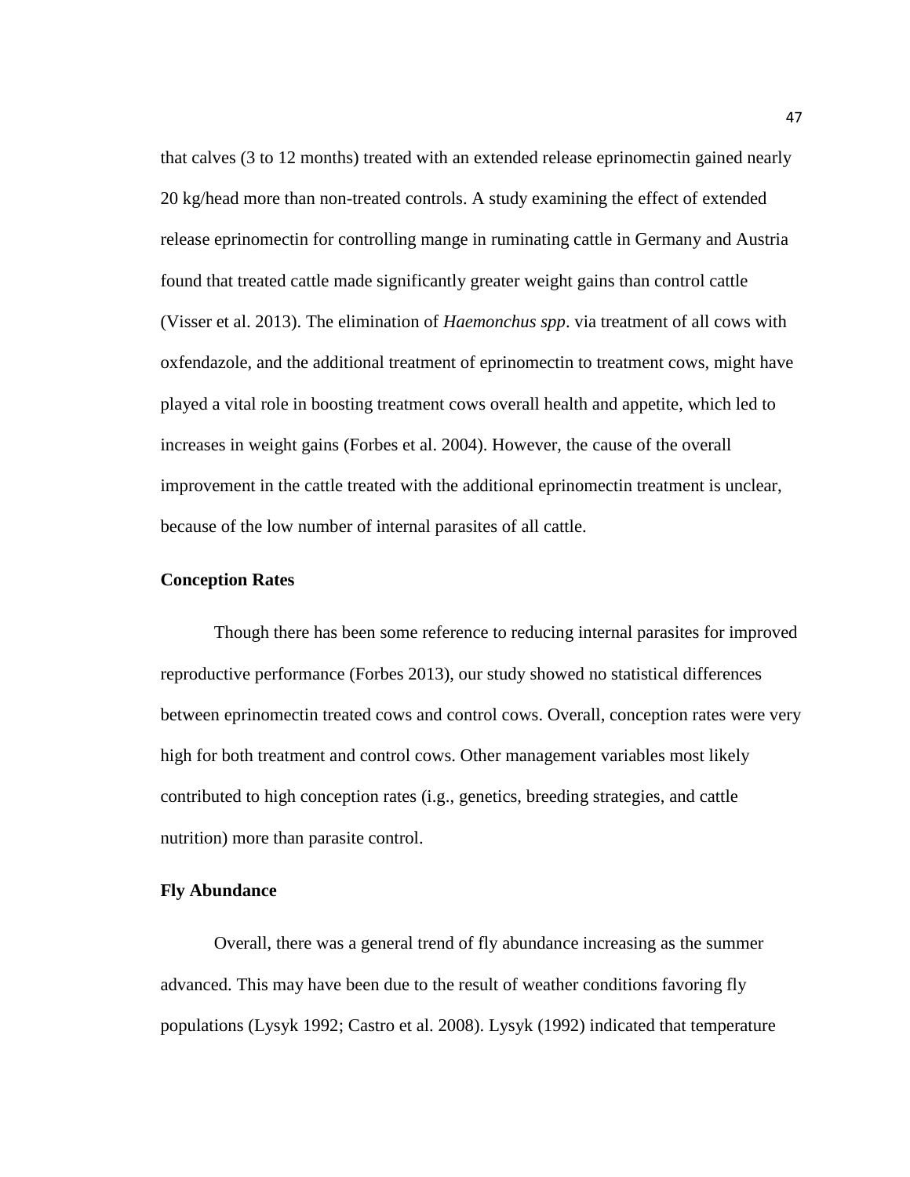that calves (3 to 12 months) treated with an extended release eprinomectin gained nearly 20 kg/head more than non-treated controls. A study examining the effect of extended release eprinomectin for controlling mange in ruminating cattle in Germany and Austria found that treated cattle made significantly greater weight gains than control cattle (Visser et al. 2013). The elimination of *Haemonchus spp*. via treatment of all cows with oxfendazole, and the additional treatment of eprinomectin to treatment cows, might have played a vital role in boosting treatment cows overall health and appetite, which led to increases in weight gains (Forbes et al. 2004). However, the cause of the overall improvement in the cattle treated with the additional eprinomectin treatment is unclear, because of the low number of internal parasites of all cattle.

**Conception Rates**

Though there has been some reference to reducing internal parasites for improved reproductive performance (Forbes 2013), our study showed no statistical differences between eprinomectin treated cows and control cows. Overall, conception rates were very high for both treatment and control cows. Other management variables most likely contributed to high conception rates (i.e., genetics, breeding strategies, and cattle nutrition) more than parasite control.

**Fly Abundance**

Overall, there was a general trend of fly abundance increasing as the summer advanced. This may have been due to the result of weather conditions favoring fly populations (Lysyk 1992; Castro et al. 2008). Lysyk (1992) indicated that temperature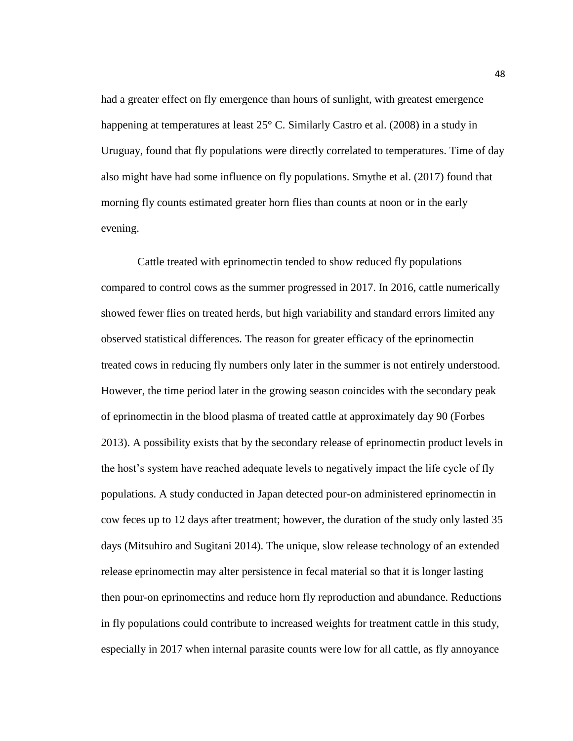had a greater effect on fly emergence than hours of sunlight, with greatest emergence happening at temperatures at least 25° C. Similarly Castro et al. (2008) in a study in Uruguay, found that fly populations were directly correlated to temperatures. Time of day also might have had some influence on fly populations. Smythe et al. (2017) found that morning fly counts estimated greater horn flies than counts at noon or in the early evening.

Cattle treated with eprinomectin tended to show reduced fly populations compared to control cows as the summer progressed in 2017. In 2016, cattle numerically showed fewer flies on treated herds, but high variability and standard errors limited any observed statistical differences. The reason for greater efficacy of the eprinomectin treated cows in reducing fly numbers only later in the summer is not entirely understood. However, the time period later in the growing season coincides with the secondary peak of eprinomectin in the blood plasma of treated cattle at approximately day 90 (Forbes 2013). A possibility exists that by the secondary release of eprinomectin product levels in the host's system have reached adequate levels to negatively impact the life cycle of fly populations. A study conducted in Japan detected pour-on administered eprinomectin in cow feces up to 12 days after treatment; however, the duration of the study only lasted 35 days (Mitsuhiro and Sugitani 2014). The unique, slow release technology of an extended release eprinomectin may alter persistence in fecal material so that it is longer lasting then pour-on eprinomectins and reduce horn fly reproduction and abundance. Reductions in fly populations could contribute to increased weights for treatment cattle in this study, especially in 2017 when internal parasite counts were low for all cattle, as fly annoyance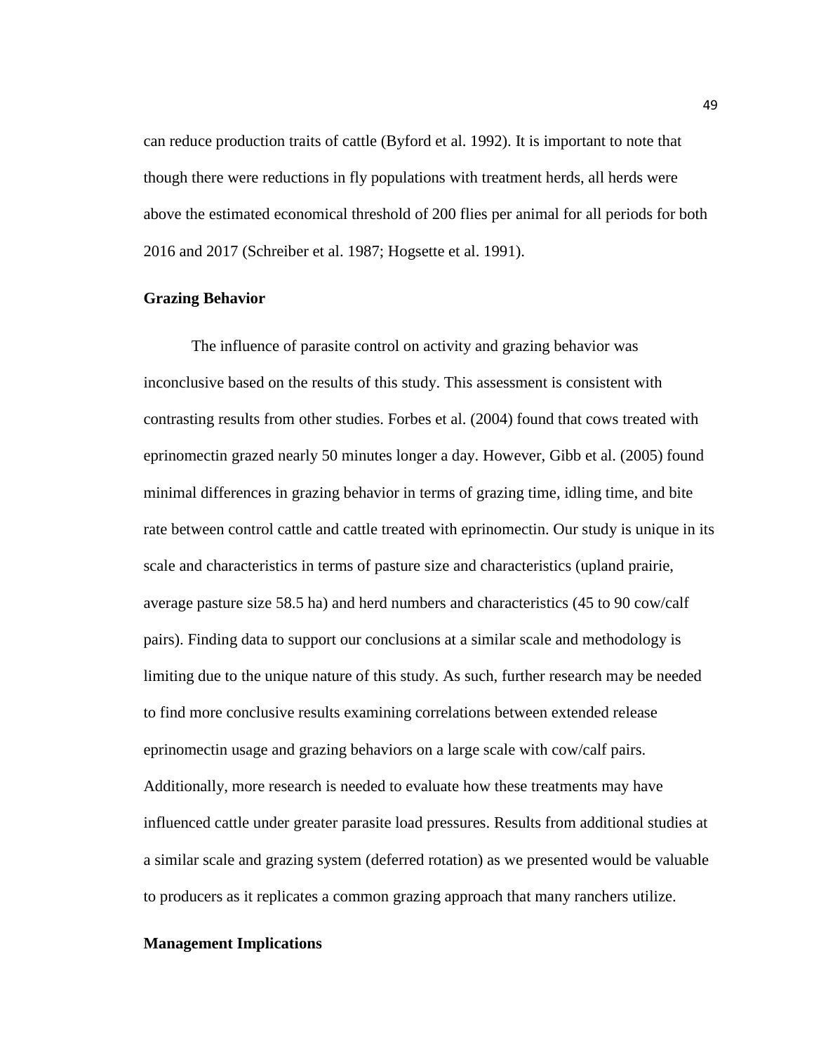can reduce production traits of cattle (Byford et al. 1992). It is important to note that though there were reductions in fly populations with treatment herds, all herds were above the estimated economical threshold of 200 flies per animal for all periods for both 2016 and 2017 (Schreiber et al. 1987; Hogsette et al. 1991).

## Grazing Behavior

The influence of parasite control on activity and grazing behavior was inconclusive based on the results of this study. This assessment is consistent with contrasting results from other studies. Forbes et al. (2004) found that cows treated with eprinomectin grazed nearly 50 minutes longer a day. However, Gibb et al. (2005) found minimal differences in grazing behavior in terms of grazing time, idling time, and bite rate between control cattle and cattle treated with eprinomectin. Our study is unique in its scale and characteristics in terms of pasture size and characteristics (upland prairie, average pasture size 58.5 ha) and herd numbers and characteristics (45 to 90 cow/calf pairs). Finding data to support our conclusions at a similar scale and methodology is limiting due to the unique nature of this study. As such, further research may be needed to find more conclusive results examining correlations between extended release eprinomectin usage and grazing behaviors on a large scale with cow/calf pairs. Additionally, more research is needed to evaluate how these treatments may have influenced cattle under greater parasite load pressures. Results from additional studies at a similar scale and grazing system (deferred rotation) as we presented would be valuable to producers as it replicates a common grazing approach that many ranchers utilize.

## Management Implications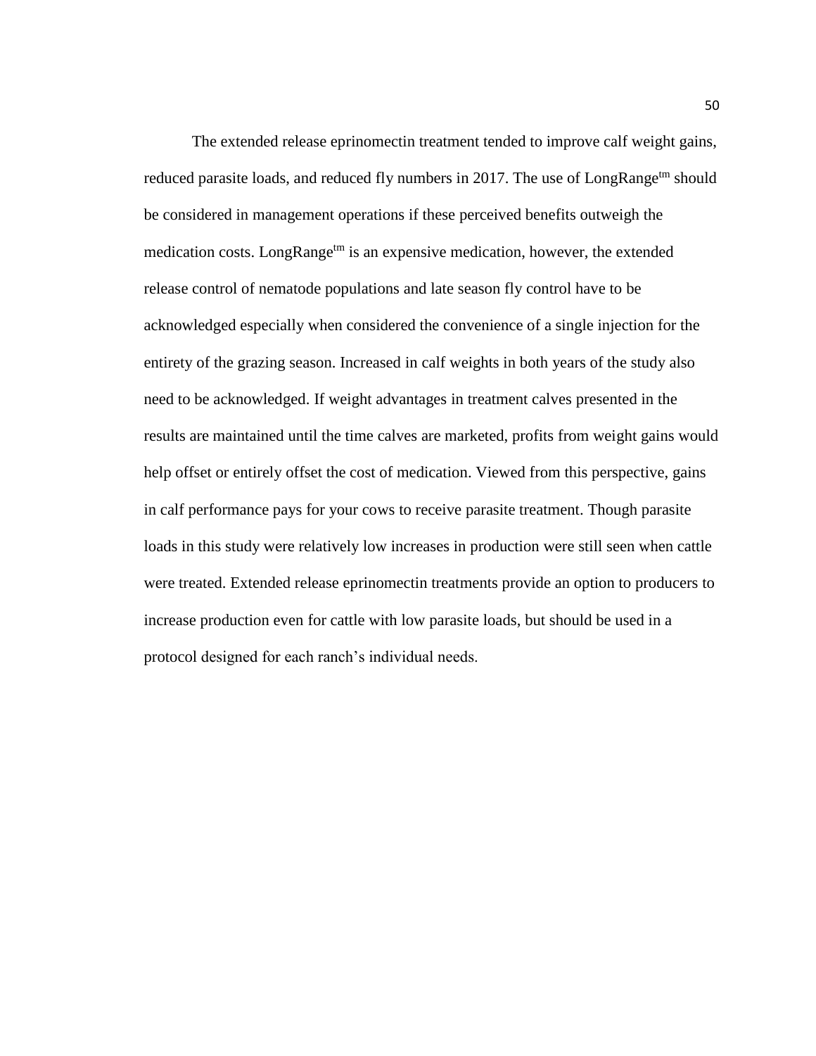The extended release eprinomectin treatment tended to improve calf weight gains, reduced parasite loads, and reduced fly numbers in 2017. The use of LongRange$^{tm}$ should be considered in management operations if these perceived benefits outweigh the medication costs. LongRange$^{tm}$ is an expensive medication, however, the extended release control of nematode populations and late season fly control have to be acknowledged especially when considered the convenience of a single injection for the entirety of the grazing season. Increased in calf weights in both years of the study also need to be acknowledged. If weight advantages in treatment calves presented in the results are maintained until the time calves are marketed, profits from weight gains would help offset or entirely offset the cost of medication. Viewed from this perspective, gains in calf performance pays for your cows to receive parasite treatment. Though parasite loads in this study were relatively low increases in production were still seen when cattle were treated. Extended release eprinomectin treatments provide an option to producers to increase production even for cattle with low parasite loads, but should be used in a protocol designed for each ranch's individual needs.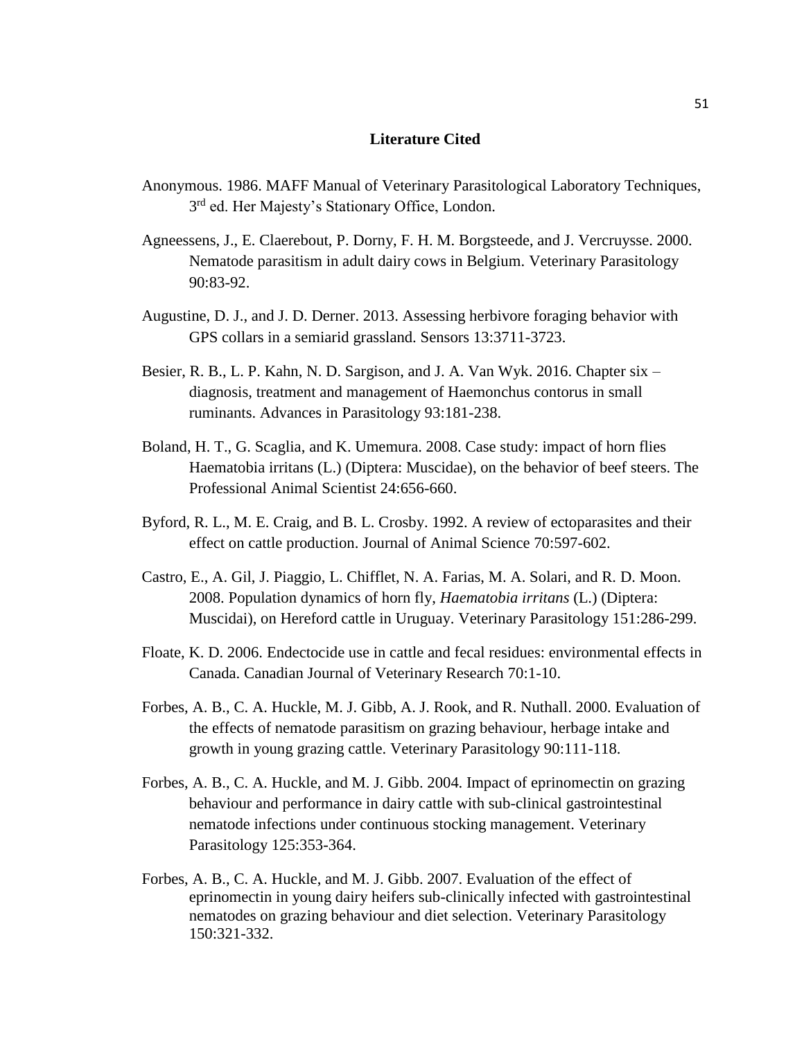## Literature Cited

Anonymous. 1986. MAFF Manual of Veterinary Parasitological Laboratory Techniques, 3rd ed. Her Majesty's Stationary Office, London.

Agneessens, J., E. Claerebout, P. Dorny, F. H. M. Borgsteede, and J. Vercruysse. 2000. Nematode parasitism in adult dairy cows in Belgium. Veterinary Parasitology 90:83-92.

Augustine, D. J., and J. D. Derner. 2013. Assessing herbivore foraging behavior with GPS collars in a semiarid grassland. Sensors 13:3711-3723.

Besier, R. B., L. P. Kahn, N. D. Sargison, and J. A. Van Wyk. 2016. Chapter six – diagnosis, treatment and management of Haemonchus contorus in small ruminants. Advances in Parasitology 93:181-238.

Boland, H. T., G. Scaglia, and K. Umemura. 2008. Case study: impact of horn flies Haematobia irritans (L.) (Diptera: Muscidae), on the behavior of beef steers. The Professional Animal Scientist 24:656-660.

Byford, R. L., M. E. Craig, and B. L. Crosby. 1992. A review of ectoparasites and their effect on cattle production. Journal of Animal Science 70:597-602.

Castro, E., A. Gil, J. Piaggio, L. Chifflet, N. A. Farias, M. A. Solari, and R. D. Moon. 2008. Population dynamics of horn fly, *Haematobia irritans* (L.) (Diptera: Muscidai), on Hereford cattle in Uruguay. Veterinary Parasitology 151:286-299.

Floate, K. D. 2006. Endectocide use in cattle and fecal residues: environmental effects in Canada. Canadian Journal of Veterinary Research 70:1-10.

Forbes, A. B., C. A. Huckle, M. J. Gibb, A. J. Rook, and R. Nuthall. 2000. Evaluation of the effects of nematode parasitism on grazing behaviour, herbage intake and growth in young grazing cattle. Veterinary Parasitology 90:111-118.

Forbes, A. B., C. A. Huckle, and M. J. Gibb. 2004. Impact of eprinomectin on grazing behaviour and performance in dairy cattle with sub-clinical gastrointestinal nematode infections under continuous stocking management. Veterinary Parasitology 125:353-364.

Forbes, A. B., C. A. Huckle, and M. J. Gibb. 2007. Evaluation of the effect of eprinomectin in young dairy heifers sub-clinically infected with gastrointestinal nematodes on grazing behaviour and diet selection. Veterinary Parasitology 150:321-332.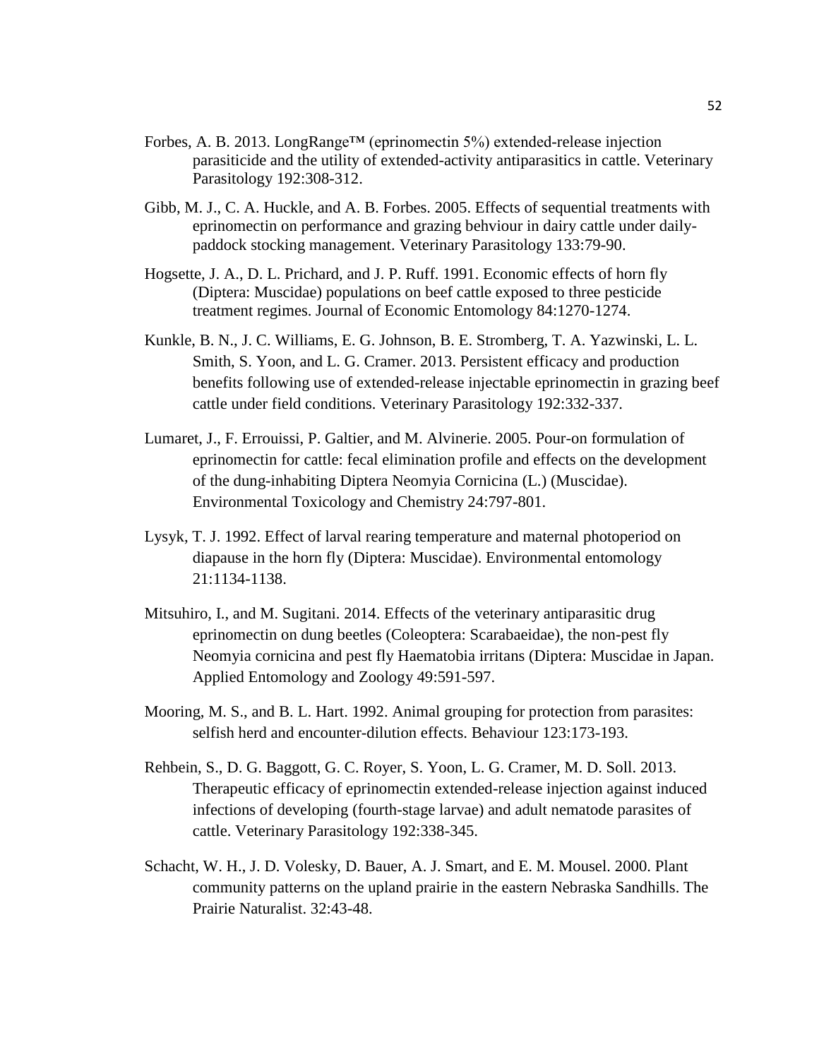Forbes, A. B. 2013. LongRange™ (eprinomectin 5%) extended-release injection parasiticide and the utility of extended-activity antiparasitics in cattle. Veterinary Parasitology 192:308-312.

Gibb, M. J., C. A. Huckle, and A. B. Forbes. 2005. Effects of sequential treatments with eprinomectin on performance and grazing behviour in dairy cattle under daily-paddock stocking management. Veterinary Parasitology 133:79-90.

Hogsette, J. A., D. L. Prichard, and J. P. Ruff. 1991. Economic effects of horn fly (Diptera: Muscidae) populations on beef cattle exposed to three pesticide treatment regimes. Journal of Economic Entomology 84:1270-1274.

Kunkle, B. N., J. C. Williams, E. G. Johnson, B. E. Stromberg, T. A. Yazwinski, L. L. Smith, S. Yoon, and L. G. Cramer. 2013. Persistent efficacy and production benefits following use of extended-release injectable eprinomectin in grazing beef cattle under field conditions. Veterinary Parasitology 192:332-337.

Lumaret, J., F. Errouissi, P. Galtier, and M. Alvinerie. 2005. Pour-on formulation of eprinomectin for cattle: fecal elimination profile and effects on the development of the dung-inhabiting Diptera Neomyia Cornicina (L.) (Muscidae). Environmental Toxicology and Chemistry 24:797-801.

Lysyk, T. J. 1992. Effect of larval rearing temperature and maternal photoperiod on diapause in the horn fly (Diptera: Muscidae). Environmental entomology 21:1134-1138.

Mitsuhiro, I., and M. Sugitani. 2014. Effects of the veterinary antiparasitic drug eprinomectin on dung beetles (Coleoptera: Scarabaeidae), the non-pest fly Neomyia cornicina and pest fly Haematobia irritans (Diptera: Muscidae in Japan. Applied Entomology and Zoology 49:591-597.

Mooring, M. S., and B. L. Hart. 1992. Animal grouping for protection from parasites: selfish herd and encounter-dilution effects. Behaviour 123:173-193.

Rehbein, S., D. G. Baggott, G. C. Royer, S. Yoon, L. G. Cramer, M. D. Soll. 2013. Therapeutic efficacy of eprinomectin extended-release injection against induced infections of developing (fourth-stage larvae) and adult nematode parasites of cattle. Veterinary Parasitology 192:338-345.

Schacht, W. H., J. D. Volesky, D. Bauer, A. J. Smart, and E. M. Mousel. 2000. Plant community patterns on the upland prairie in the eastern Nebraska Sandhills. The Prairie Naturalist. 32:43-48.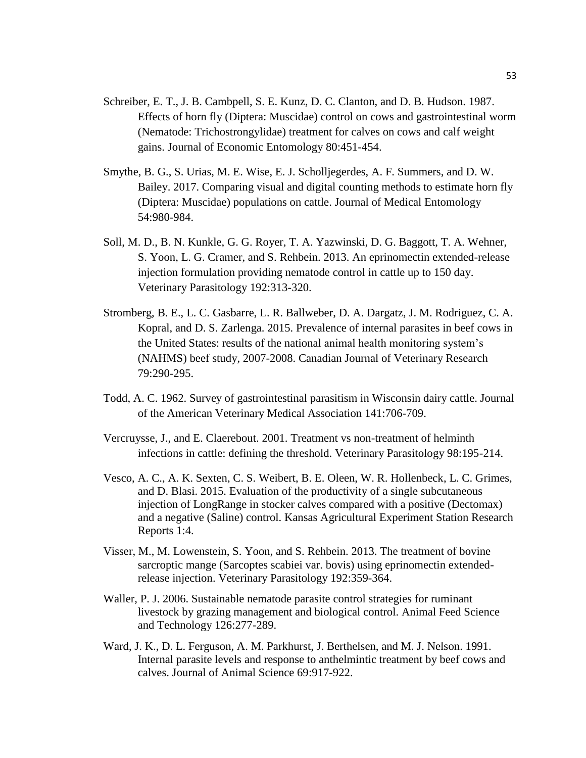Schreiber, E. T., J. B. Cambpell, S. E. Kunz, D. C. Clanton, and D. B. Hudson. 1987. Effects of horn fly (Diptera: Muscidae) control on cows and gastrointestinal worm (Nematode: Trichostrongylidae) treatment for calves on cows and calf weight gains. Journal of Economic Entomology 80:451-454.

Smythe, B. G., S. Urias, M. E. Wise, E. J. Scholljegerdes, A. F. Summers, and D. W. Bailey. 2017. Comparing visual and digital counting methods to estimate horn fly (Diptera: Muscidae) populations on cattle. Journal of Medical Entomology 54:980-984.

Soll, M. D., B. N. Kunkle, G. G. Royer, T. A. Yazwinski, D. G. Baggott, T. A. Wehner, S. Yoon, L. G. Cramer, and S. Rehbein. 2013. An eprinomectin extended-release injection formulation providing nematode control in cattle up to 150 day. Veterinary Parasitology 192:313-320.

Stromberg, B. E., L. C. Gasbarre, L. R. Ballweber, D. A. Dargatz, J. M. Rodriguez, C. A. Kopral, and D. S. Zarlenga. 2015. Prevalence of internal parasites in beef cows in the United States: results of the national animal health monitoring system's (NAHMS) beef study, 2007-2008. Canadian Journal of Veterinary Research 79:290-295.

Todd, A. C. 1962. Survey of gastrointestinal parasitism in Wisconsin dairy cattle. Journal of the American Veterinary Medical Association 141:706-709.

Vercruysse, J., and E. Claerebout. 2001. Treatment vs non-treatment of helminth infections in cattle: defining the threshold. Veterinary Parasitology 98:195-214.

Vesco, A. C., A. K. Sexten, C. S. Weibert, B. E. Oleen, W. R. Hollenbeck, L. C. Grimes, and D. Blasi. 2015. Evaluation of the productivity of a single subcutaneous injection of LongRange in stocker calves compared with a positive (Dectomax) and a negative (Saline) control. Kansas Agricultural Experiment Station Research Reports 1:4.

Visser, M., M. Lowenstein, S. Yoon, and S. Rehbein. 2013. The treatment of bovine sarcroptic mange (Sarcoptes scabiei var. bovis) using eprinomectin extended-release injection. Veterinary Parasitology 192:359-364.

Waller, P. J. 2006. Sustainable nematode parasite control strategies for ruminant livestock by grazing management and biological control. Animal Feed Science and Technology 126:277-289.

Ward, J. K., D. L. Ferguson, A. M. Parkhurst, J. Berthelsen, and M. J. Nelson. 1991. Internal parasite levels and response to anthelmintic treatment by beef cows and calves. Journal of Animal Science 69:917-922.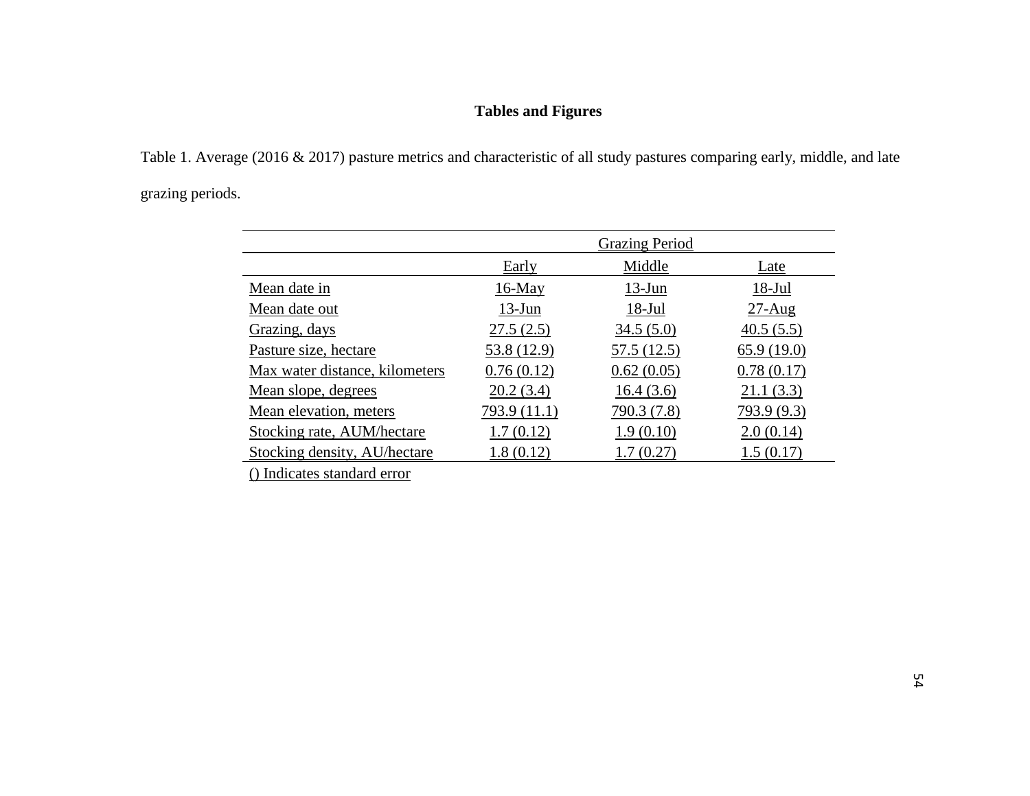# Tables and Figures

Table 1. Average (2016 & 2017) pasture metrics and characteristic of all study pastures comparing early, middle, and late grazing periods.

| | Grazing Period | | |
|---|---|---|---|
| | Early | Middle | Late |
| Mean date in | 16-May | 13-Jun | 18-Jul |
| Mean date out | 13-Jun | 18-Jul | 27-Aug |
| Grazing, days | 27.5 (2.5) | 34.5 (5.0) | 40.5 (5.5) |
| Pasture size, hectare | 53.8 (12.9) | 57.5 (12.5) | 65.9 (19.0) |
| Max water distance, kilometers | 0.76 (0.12) | 0.62 (0.05) | 0.78 (0.17) |
| Mean slope, degrees | 20.2 (3.4) | 16.4 (3.6) | 21.1 (3.3) |
| Mean elevation, meters | 793.9 (11.1) | 790.3 (7.8) | 793.9 (9.3) |
| Stocking rate, AUM/hectare | 1.7 (0.12) | 1.9 (0.10) | 2.0 (0.14) |
| Stocking density, AU/hectare | 1.8 (0.12) | 1.7 (0.27) | 1.5 (0.17) |

() Indicates standard error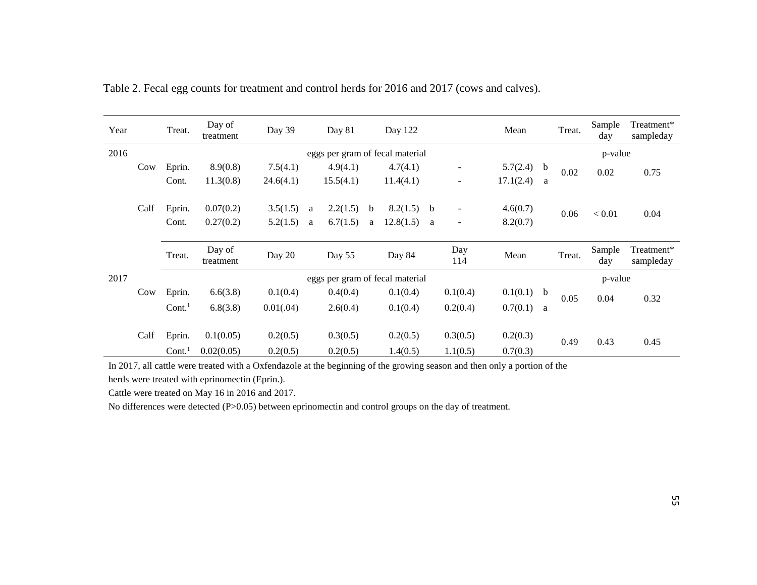Table 2. Fecal egg counts for treatment and control herds for 2016 and 2017 (cows and calves).

| Year | | Treat. | Day of treatment | Day 39 | | Day 81 | | Day 122 | | | Mean | | Treat. | Sample day | Treatment*sampleday |
|---|---|---|---|---|---|---|---|---|---|---|---|---|---|---|---|
| 2016 | | | | eggs per gram of fecal material | | | | | | | | | p-value | | |
| | Cow | Eprin. | 8.9(0.8) | 7.5(4.1) | | 4.9(4.1) | | 4.7(4.1) | | - | 5.7(2.4) | b | 0.02 | 0.02 | 0.75 |
| | | Cont. | 11.3(0.8) | 24.6(4.1) | | 15.5(4.1) | | 11.4(4.1) | | - | 17.1(2.4) | a | | | |
| | Calf | Eprin. | 0.07(0.2) | 3.5(1.5) | a | 2.2(1.5) | b | 8.2(1.5) | b | - | 4.6(0.7) | | 0.06 | < 0.01 | 0.04 |
| | | Cont. | 0.27(0.2) | 5.2(1.5) | a | 6.7(1.5) | a | 12.8(1.5) | a | - | 8.2(0.7) | | | | |
| | | Treat. | Day of treatment | Day 20 | | Day 55 | | Day 84 | | Day 114 | Mean | | Treat. | Sample day | Treatment*sampleday |
| 2017 | | | | eggs per gram of fecal material | | | | | | | | | p-value | | |
| | Cow | Eprin. | 6.6(3.8) | 0.1(0.4) | | 0.4(0.4) | | 0.1(0.4) | | 0.1(0.4) | 0.1(0.1) | b | 0.05 | 0.04 | 0.32 |
| | | Cont.[1] | 6.8(3.8) | 0.01(.04) | | 2.6(0.4) | | 0.1(0.4) | | 0.2(0.4) | 0.7(0.1) | a | | | |
| | Calf | Eprin. | 0.1(0.05) | 0.2(0.5) | | 0.3(0.5) | | 0.2(0.5) | | 0.3(0.5) | 0.2(0.3) | | 0.49 | 0.43 | 0.45 |
| | | Cont.[1] | 0.02(0.05) | 0.2(0.5) | | 0.2(0.5) | | 1.4(0.5) | | 1.1(0.5) | 0.7(0.3) | | | | |

In 2017, all cattle were treated with a Oxfendazole at the beginning of the growing season and then only a portion of the herds were treated with eprinomectin (Eprin.).

Cattle were treated on May 16 in 2016 and 2017.

No differences were detected (P>0.05) between eprinomectin and control groups on the day of treatment.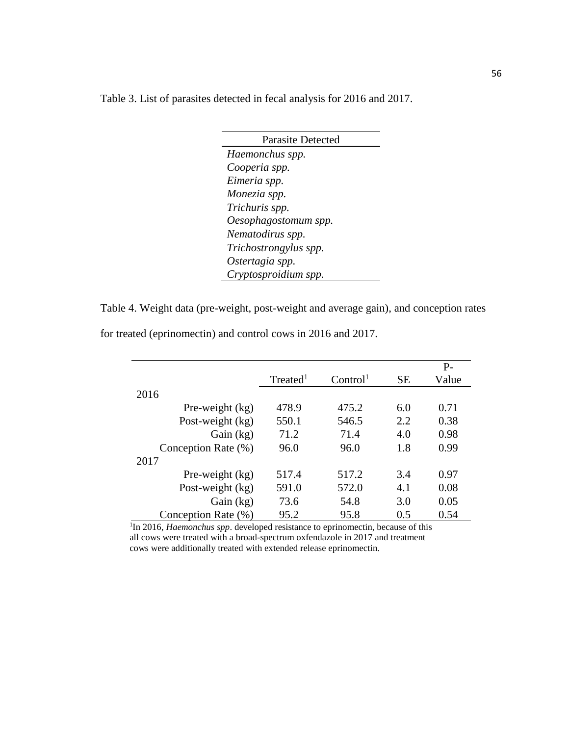Table 3. List of parasites detected in fecal analysis for 2016 and 2017.

| Parasite Detected |
|---|
| *Haemonchus spp.* |
| *Cooperia spp.* |
| *Eimeria spp.* |
| *Monezia spp.* |
| *Trichuris spp.* |
| *Oesophagostomum spp.* |
| *Nematodirus spp.* |
| *Trichostrongylus spp.* |
| *Ostertagia spp.* |
| *Cryptosproidium spp.* |

Table 4. Weight data (pre-weight, post-weight and average gain), and conception rates for treated (eprinomectin) and control cows in 2016 and 2017.

| | Treated[1] | Control[1] | SE | P-Value |
|---|---|---|---|---|
| 2016 | | | | |
| Pre-weight (kg) | 478.9 | 475.2 | 6.0 | 0.71 |
| Post-weight (kg) | 550.1 | 546.5 | 2.2 | 0.38 |
| Gain (kg) | 71.2 | 71.4 | 4.0 | 0.98 |
| Conception Rate (%) | 96.0 | 96.0 | 1.8 | 0.99 |
| 2017 | | | | |
| Pre-weight (kg) | 517.4 | 517.2 | 3.4 | 0.97 |
| Post-weight (kg) | 591.0 | 572.0 | 4.1 | 0.08 |
| Gain (kg) | 73.6 | 54.8 | 3.0 | 0.05 |
| Conception Rate (%) | 95.2 | 95.8 | 0.5 | 0.54 |

[1]In 2016, *Haemonchus spp*. developed resistance to eprinomectin, because of this all cows were treated with a broad-spectrum oxfendazole in 2017 and treatment cows were additionally treated with extended release eprinomectin.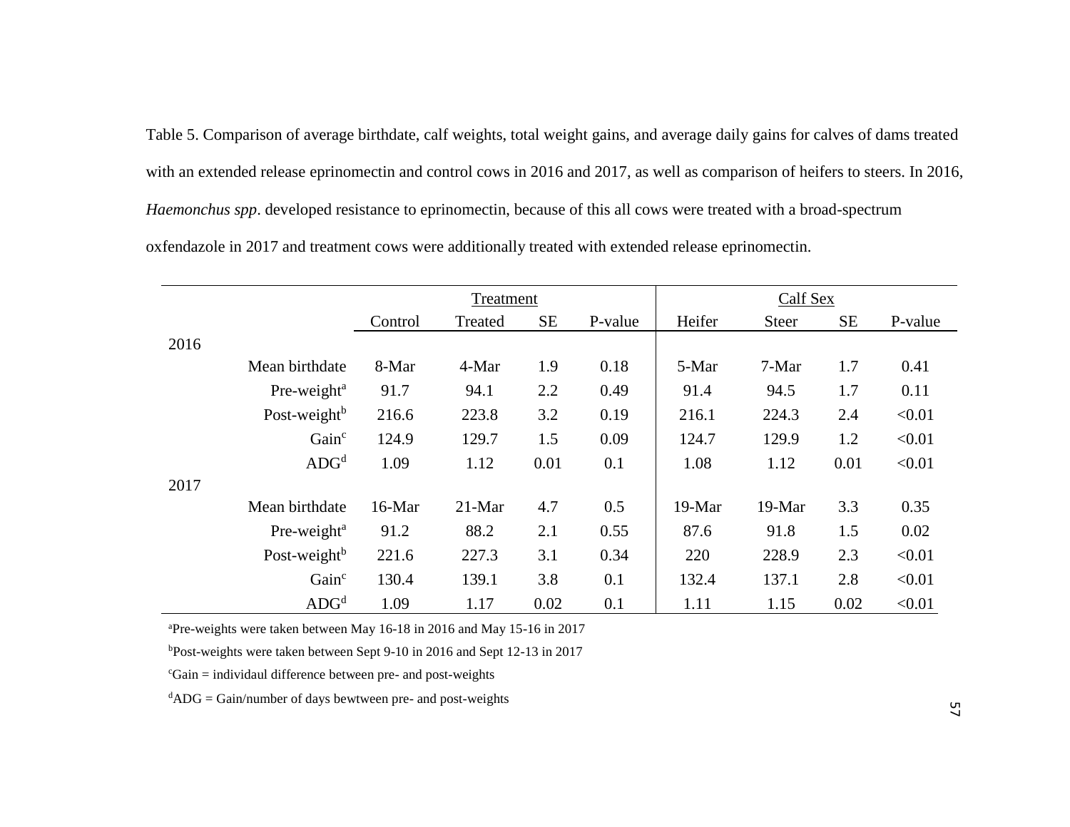Table 5. Comparison of average birthdate, calf weights, total weight gains, and average daily gains for calves of dams treated with an extended release eprinomectin and control cows in 2016 and 2017, as well as comparison of heifers to steers. In 2016, *Haemonchus spp*. developed resistance to eprinomectin, because of this all cows were treated with a broad-spectrum oxfendazole in 2017 and treatment cows were additionally treated with extended release eprinomectin.

| | | Treatment | | | | Calf Sex | | | |
|---|---|---|---|---|---|---|---|---|---|
| | | Control | Treated | SE | P-value | Heifer | Steer | SE | P-value |
| 2016 | | | | | | | | | |
| | Mean birthdate | 8-Mar | 4-Mar | 1.9 | 0.18 | 5-Mar | 7-Mar | 1.7 | 0.41 |
| | Pre-weight[a] | 91.7 | 94.1 | 2.2 | 0.49 | 91.4 | 94.5 | 1.7 | 0.11 |
| | Post-weight[b] | 216.6 | 223.8 | 3.2 | 0.19 | 216.1 | 224.3 | 2.4 | <0.01 |
| | Gain[c] | 124.9 | 129.7 | 1.5 | 0.09 | 124.7 | 129.9 | 1.2 | <0.01 |
| | ADG[d] | 1.09 | 1.12 | 0.01 | 0.1 | 1.08 | 1.12 | 0.01 | <0.01 |
| 2017 | | | | | | | | | |
| | Mean birthdate | 16-Mar | 21-Mar | 4.7 | 0.5 | 19-Mar | 19-Mar | 3.3 | 0.35 |
| | Pre-weight[a] | 91.2 | 88.2 | 2.1 | 0.55 | 87.6 | 91.8 | 1.5 | 0.02 |
| | Post-weight[b] | 221.6 | 227.3 | 3.1 | 0.34 | 220 | 228.9 | 2.3 | <0.01 |
| | Gain[c] | 130.4 | 139.1 | 3.8 | 0.1 | 132.4 | 137.1 | 2.8 | <0.01 |
| | ADG[d] | 1.09 | 1.17 | 0.02 | 0.1 | 1.11 | 1.15 | 0.02 | <0.01 |

[a]Pre-weights were taken between May 16-18 in 2016 and May 15-16 in 2017

[b]Post-weights were taken between Sept 9-10 in 2016 and Sept 12-13 in 2017

[c]Gain = individaul difference between pre- and post-weights

[d]ADG = Gain/number of days bewtween pre- and post-weights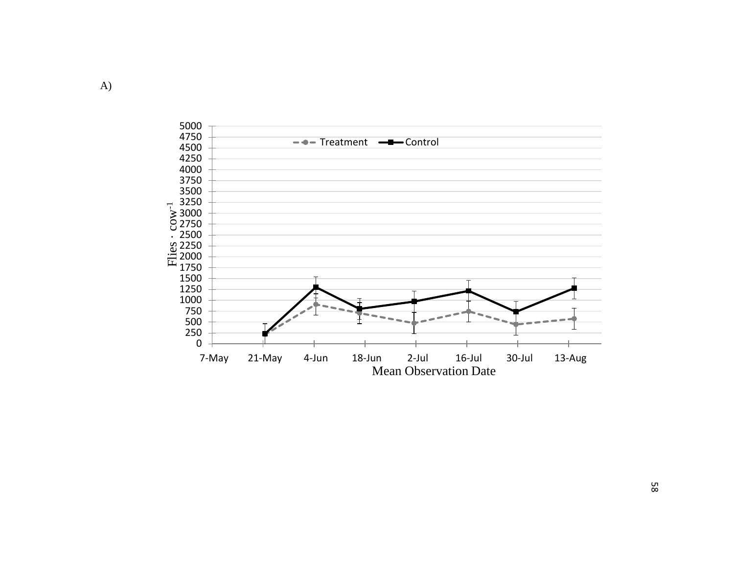A)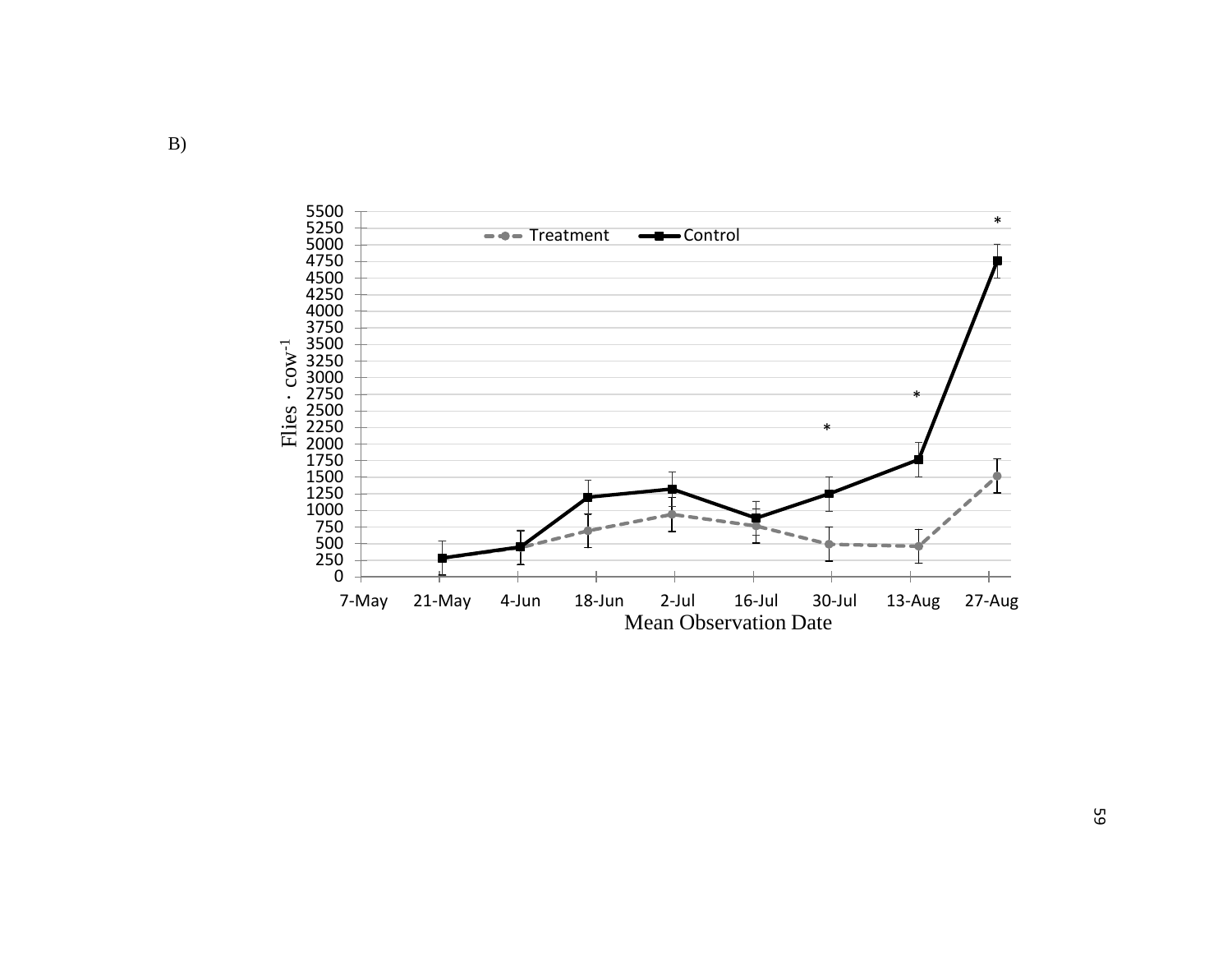B)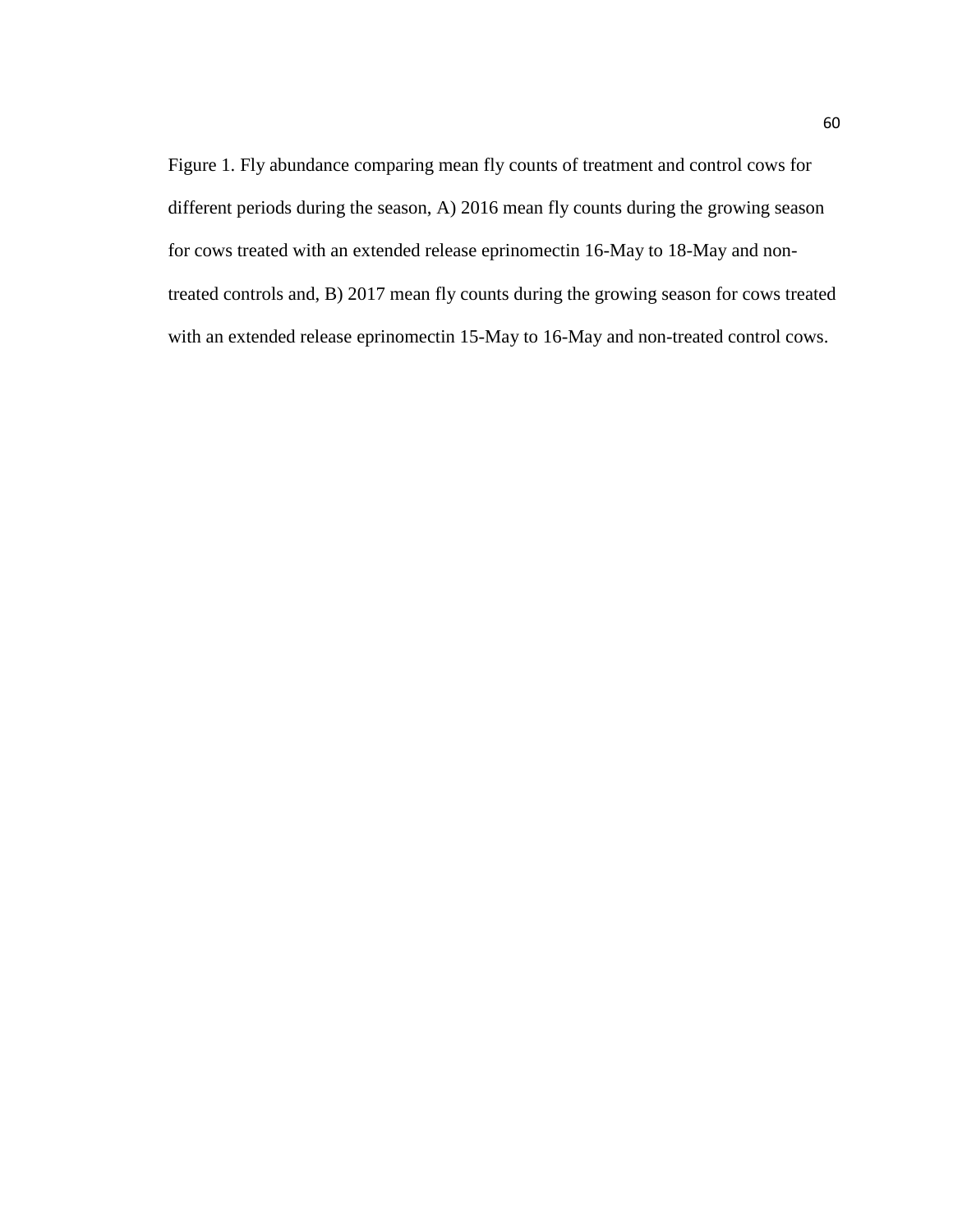Figure 1. Fly abundance comparing mean fly counts of treatment and control cows for different periods during the season, A) 2016 mean fly counts during the growing season for cows treated with an extended release eprinomectin 16-May to 18-May and non-treated controls and, B) 2017 mean fly counts during the growing season for cows treated with an extended release eprinomectin 15-May to 16-May and non-treated control cows.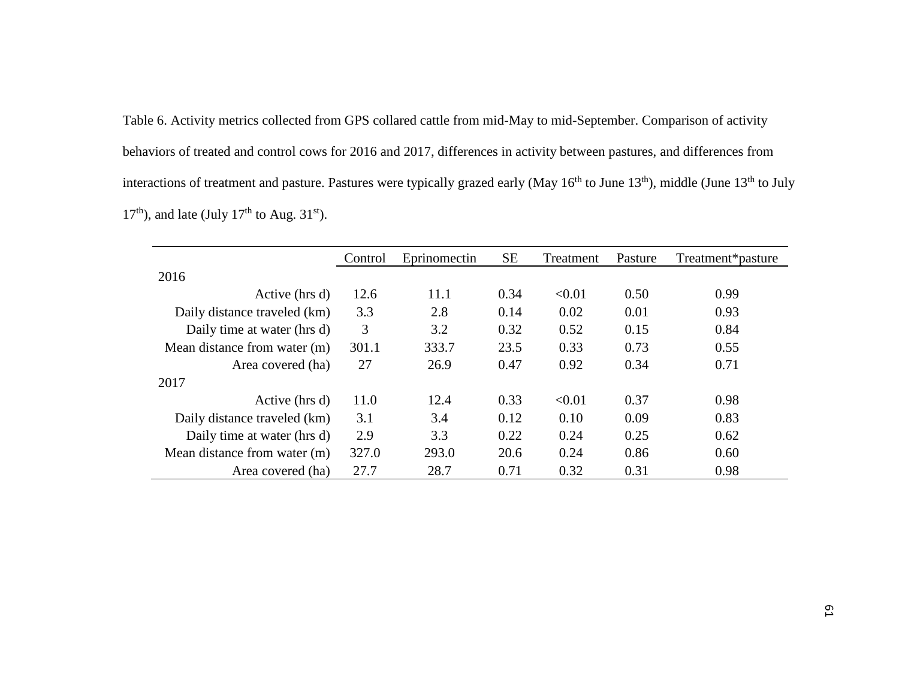Table 6. Activity metrics collected from GPS collared cattle from mid-May to mid-September. Comparison of activity behaviors of treated and control cows for 2016 and 2017, differences in activity between pastures, and differences from interactions of treatment and pasture. Pastures were typically grazed early (May 16th to June 13th), middle (June 13th to July 17th), and late (July 17th to Aug. 31st).

| | Control | Eprinomectin | SE | Treatment | Pasture | Treatment*pasture |
|---|---|---|---|---|---|---|
| 2016 | | | | | | |
| Active (hrs d) | 12.6 | 11.1 | 0.34 | <0.01 | 0.50 | 0.99 |
| Daily distance traveled (km) | 3.3 | 2.8 | 0.14 | 0.02 | 0.01 | 0.93 |
| Daily time at water (hrs d) | 3 | 3.2 | 0.32 | 0.52 | 0.15 | 0.84 |
| Mean distance from water (m) | 301.1 | 333.7 | 23.5 | 0.33 | 0.73 | 0.55 |
| Area covered (ha) | 27 | 26.9 | 0.47 | 0.92 | 0.34 | 0.71 |
| 2017 | | | | | | |
| Active (hrs d) | 11.0 | 12.4 | 0.33 | <0.01 | 0.37 | 0.98 |
| Daily distance traveled (km) | 3.1 | 3.4 | 0.12 | 0.10 | 0.09 | 0.83 |
| Daily time at water (hrs d) | 2.9 | 3.3 | 0.22 | 0.24 | 0.25 | 0.62 |
| Mean distance from water (m) | 327.0 | 293.0 | 20.6 | 0.24 | 0.86 | 0.60 |
| Area covered (ha) | 27.7 | 28.7 | 0.71 | 0.32 | 0.31 | 0.98 |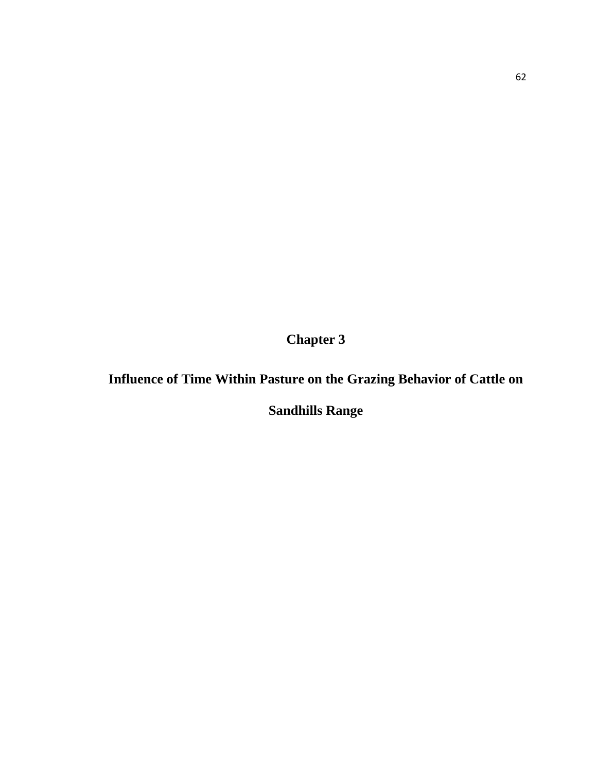# Chapter 3

## Influence of Time Within Pasture on the Grazing Behavior of Cattle on Sandhills Range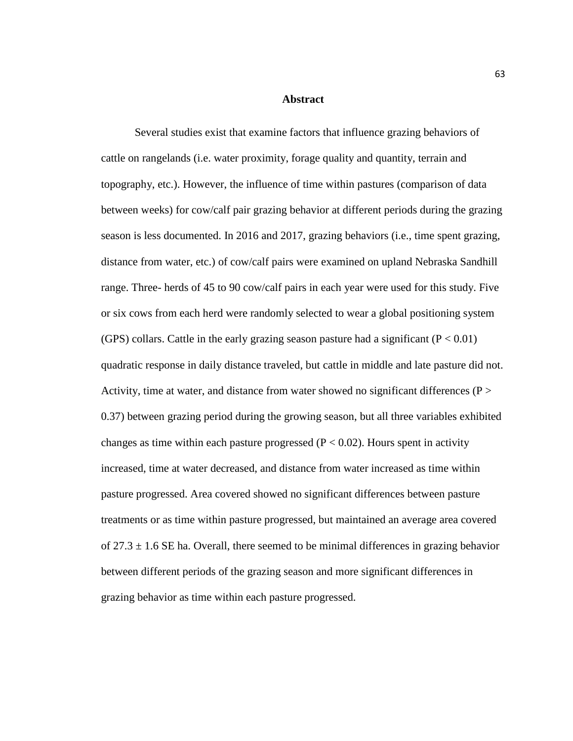## Abstract

Several studies exist that examine factors that influence grazing behaviors of cattle on rangelands (i.e. water proximity, forage quality and quantity, terrain and topography, etc.). However, the influence of time within pastures (comparison of data between weeks) for cow/calf pair grazing behavior at different periods during the grazing season is less documented. In 2016 and 2017, grazing behaviors (i.e., time spent grazing, distance from water, etc.) of cow/calf pairs were examined on upland Nebraska Sandhill range. Three- herds of 45 to 90 cow/calf pairs in each year were used for this study. Five or six cows from each herd were randomly selected to wear a global positioning system (GPS) collars. Cattle in the early grazing season pasture had a significant ($P < 0.01$) quadratic response in daily distance traveled, but cattle in middle and late pasture did not. Activity, time at water, and distance from water showed no significant differences ($P > 0.37$) between grazing period during the growing season, but all three variables exhibited changes as time within each pasture progressed ($P < 0.02$). Hours spent in activity increased, time at water decreased, and distance from water increased as time within pasture progressed. Area covered showed no significant differences between pasture treatments or as time within pasture progressed, but maintained an average area covered of $27.3 \pm 1.6$ SE ha. Overall, there seemed to be minimal differences in grazing behavior between different periods of the grazing season and more significant differences in grazing behavior as time within each pasture progressed.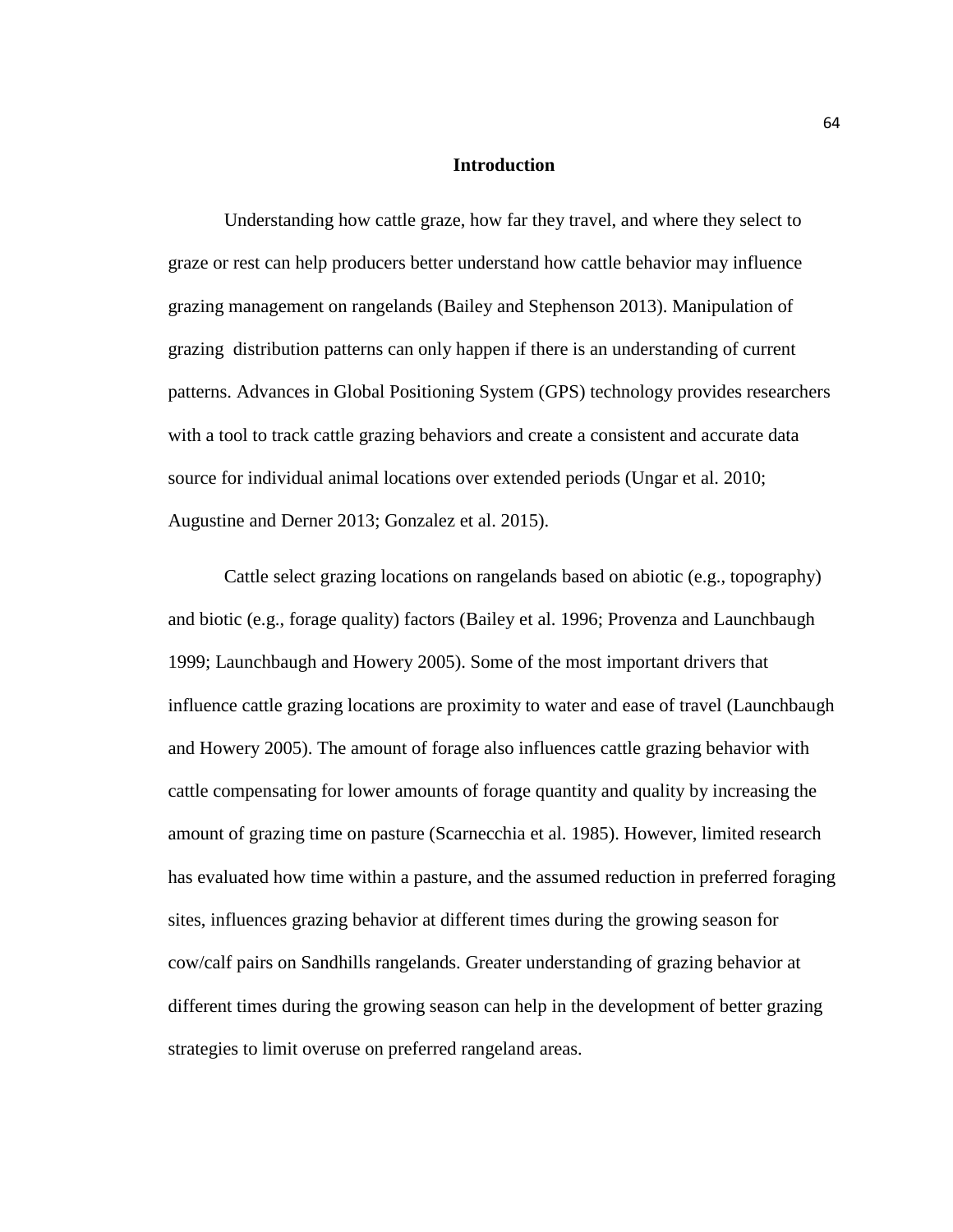## Introduction

Understanding how cattle graze, how far they travel, and where they select to graze or rest can help producers better understand how cattle behavior may influence grazing management on rangelands (Bailey and Stephenson 2013). Manipulation of grazing distribution patterns can only happen if there is an understanding of current patterns. Advances in Global Positioning System (GPS) technology provides researchers with a tool to track cattle grazing behaviors and create a consistent and accurate data source for individual animal locations over extended periods (Ungar et al. 2010; Augustine and Derner 2013; Gonzalez et al. 2015).

Cattle select grazing locations on rangelands based on abiotic (e.g., topography) and biotic (e.g., forage quality) factors (Bailey et al. 1996; Provenza and Launchbaugh 1999; Launchbaugh and Howery 2005). Some of the most important drivers that influence cattle grazing locations are proximity to water and ease of travel (Launchbaugh and Howery 2005). The amount of forage also influences cattle grazing behavior with cattle compensating for lower amounts of forage quantity and quality by increasing the amount of grazing time on pasture (Scarnecchia et al. 1985). However, limited research has evaluated how time within a pasture, and the assumed reduction in preferred foraging sites, influences grazing behavior at different times during the growing season for cow/calf pairs on Sandhills rangelands. Greater understanding of grazing behavior at different times during the growing season can help in the development of better grazing strategies to limit overuse on preferred rangeland areas.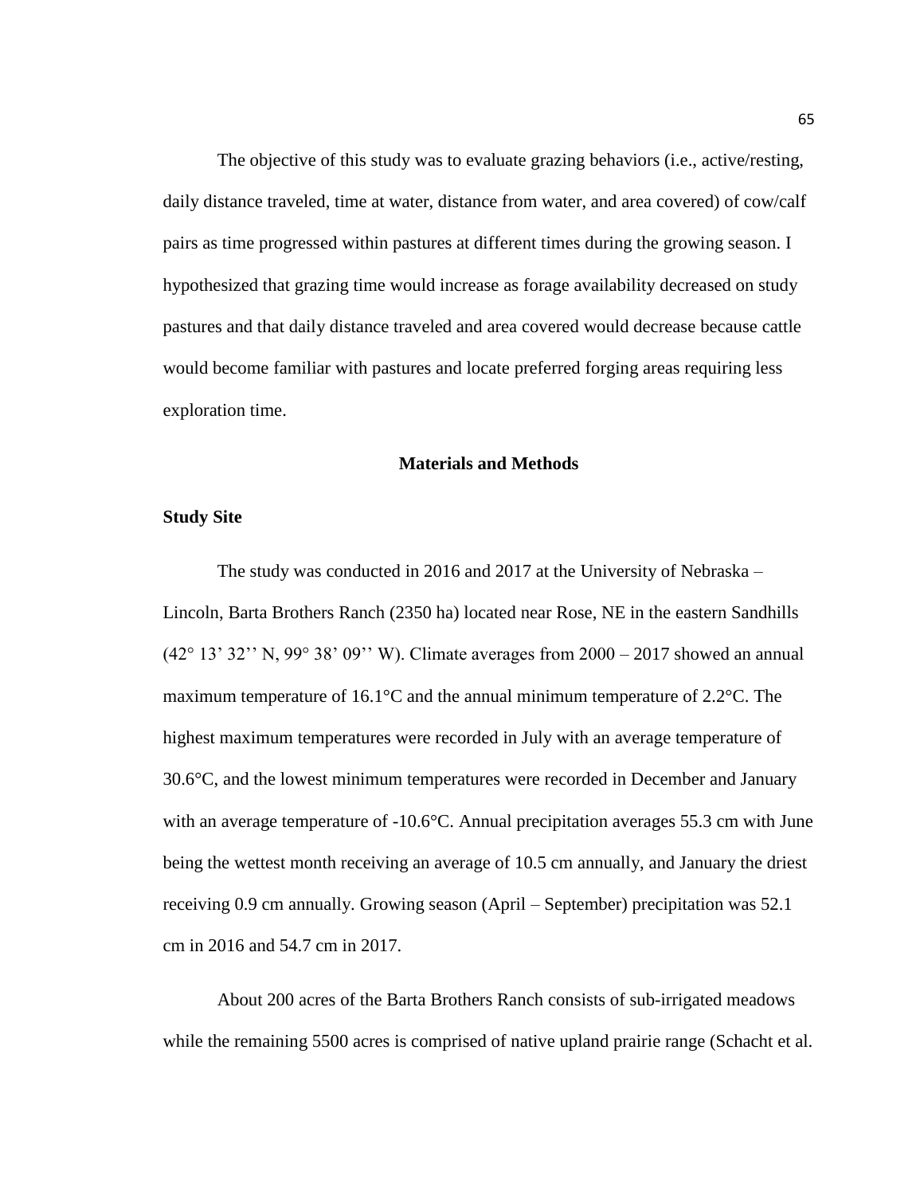The objective of this study was to evaluate grazing behaviors (i.e., active/resting, daily distance traveled, time at water, distance from water, and area covered) of cow/calf pairs as time progressed within pastures at different times during the growing season. I hypothesized that grazing time would increase as forage availability decreased on study pastures and that daily distance traveled and area covered would decrease because cattle would become familiar with pastures and locate preferred forging areas requiring less exploration time.

## Materials and Methods

### Study Site

The study was conducted in 2016 and 2017 at the University of Nebraska – Lincoln, Barta Brothers Ranch (2350 ha) located near Rose, NE in the eastern Sandhills (42° 13' 32'' N, 99° 38' 09'' W). Climate averages from 2000 – 2017 showed an annual maximum temperature of 16.1°C and the annual minimum temperature of 2.2°C. The highest maximum temperatures were recorded in July with an average temperature of 30.6°C, and the lowest minimum temperatures were recorded in December and January with an average temperature of -10.6°C. Annual precipitation averages 55.3 cm with June being the wettest month receiving an average of 10.5 cm annually, and January the driest receiving 0.9 cm annually. Growing season (April – September) precipitation was 52.1 cm in 2016 and 54.7 cm in 2017.

About 200 acres of the Barta Brothers Ranch consists of sub-irrigated meadows while the remaining 5500 acres is comprised of native upland prairie range (Schacht et al.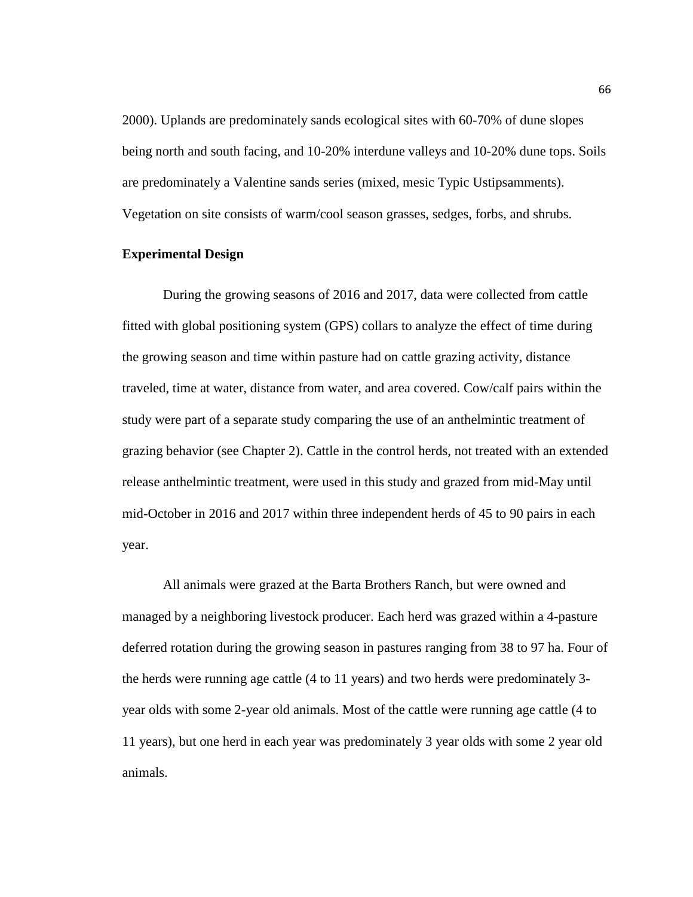2000). Uplands are predominately sands ecological sites with 60-70% of dune slopes being north and south facing, and 10-20% interdune valleys and 10-20% dune tops. Soils are predominately a Valentine sands series (mixed, mesic Typic Ustipsamments). Vegetation on site consists of warm/cool season grasses, sedges, forbs, and shrubs.

**Experimental Design**

During the growing seasons of 2016 and 2017, data were collected from cattle fitted with global positioning system (GPS) collars to analyze the effect of time during the growing season and time within pasture had on cattle grazing activity, distance traveled, time at water, distance from water, and area covered. Cow/calf pairs within the study were part of a separate study comparing the use of an anthelmintic treatment of grazing behavior (see Chapter 2). Cattle in the control herds, not treated with an extended release anthelmintic treatment, were used in this study and grazed from mid-May until mid-October in 2016 and 2017 within three independent herds of 45 to 90 pairs in each year.

All animals were grazed at the Barta Brothers Ranch, but were owned and managed by a neighboring livestock producer. Each herd was grazed within a 4-pasture deferred rotation during the growing season in pastures ranging from 38 to 97 ha. Four of the herds were running age cattle (4 to 11 years) and two herds were predominately 3-year olds with some 2-year old animals. Most of the cattle were running age cattle (4 to 11 years), but one herd in each year was predominately 3 year olds with some 2 year old animals.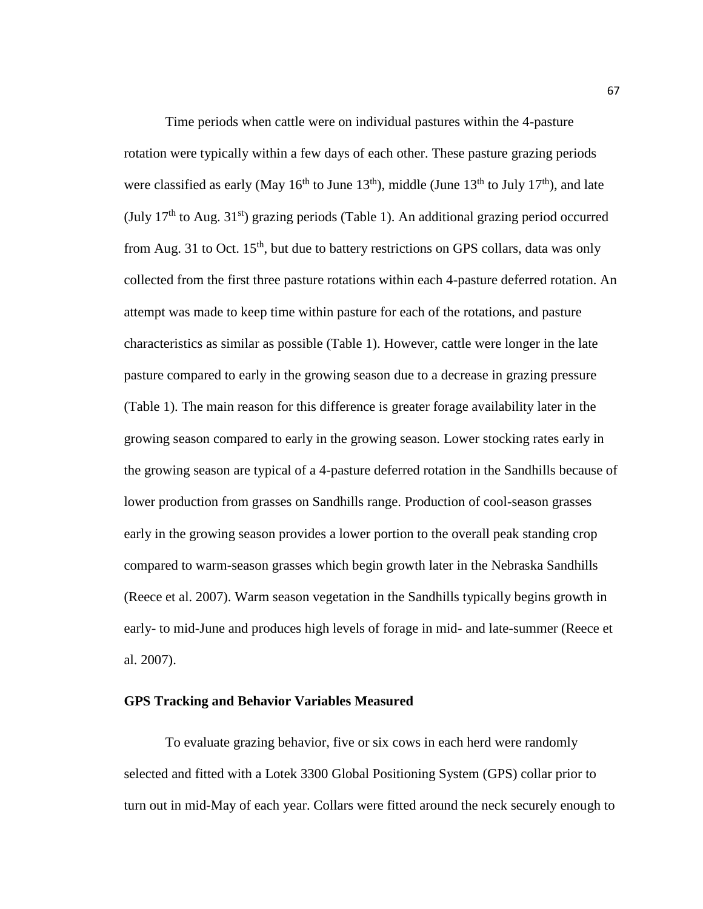Time periods when cattle were on individual pastures within the 4-pasture rotation were typically within a few days of each other. These pasture grazing periods were classified as early (May 16$^{th}$ to June 13$^{th}$), middle (June 13$^{th}$ to July 17$^{th}$), and late (July 17$^{th}$ to Aug. 31$^{st}$) grazing periods (Table 1). An additional grazing period occurred from Aug. 31 to Oct. 15$^{th}$, but due to battery restrictions on GPS collars, data was only collected from the first three pasture rotations within each 4-pasture deferred rotation. An attempt was made to keep time within pasture for each of the rotations, and pasture characteristics as similar as possible (Table 1). However, cattle were longer in the late pasture compared to early in the growing season due to a decrease in grazing pressure (Table 1). The main reason for this difference is greater forage availability later in the growing season compared to early in the growing season. Lower stocking rates early in the growing season are typical of a 4-pasture deferred rotation in the Sandhills because of lower production from grasses on Sandhills range. Production of cool-season grasses early in the growing season provides a lower portion to the overall peak standing crop compared to warm-season grasses which begin growth later in the Nebraska Sandhills (Reece et al. 2007). Warm season vegetation in the Sandhills typically begins growth in early- to mid-June and produces high levels of forage in mid- and late-summer (Reece et al. 2007).

**GPS Tracking and Behavior Variables Measured**

To evaluate grazing behavior, five or six cows in each herd were randomly selected and fitted with a Lotek 3300 Global Positioning System (GPS) collar prior to turn out in mid-May of each year. Collars were fitted around the neck securely enough to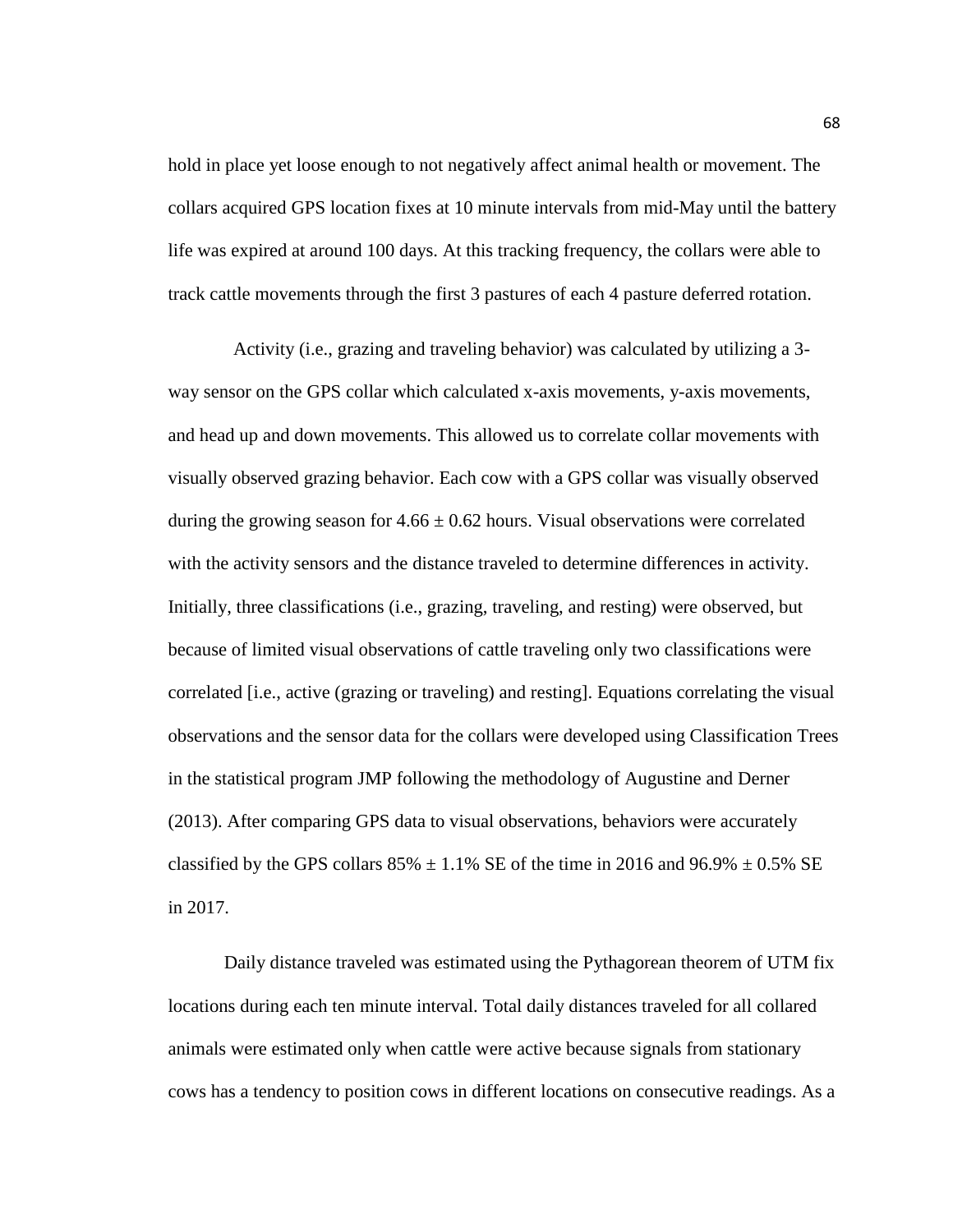hold in place yet loose enough to not negatively affect animal health or movement. The collars acquired GPS location fixes at 10 minute intervals from mid-May until the battery life was expired at around 100 days. At this tracking frequency, the collars were able to track cattle movements through the first 3 pastures of each 4 pasture deferred rotation.

Activity (i.e., grazing and traveling behavior) was calculated by utilizing a 3-way sensor on the GPS collar which calculated x-axis movements, y-axis movements, and head up and down movements. This allowed us to correlate collar movements with visually observed grazing behavior. Each cow with a GPS collar was visually observed during the growing season for $4.66 \pm 0.62$ hours. Visual observations were correlated with the activity sensors and the distance traveled to determine differences in activity. Initially, three classifications (i.e., grazing, traveling, and resting) were observed, but because of limited visual observations of cattle traveling only two classifications were correlated [i.e., active (grazing or traveling) and resting]. Equations correlating the visual observations and the sensor data for the collars were developed using Classification Trees in the statistical program JMP following the methodology of Augustine and Derner (2013). After comparing GPS data to visual observations, behaviors were accurately classified by the GPS collars $85\% \pm 1.1\%$ SE of the time in 2016 and $96.9\% \pm 0.5\%$ SE in 2017.

Daily distance traveled was estimated using the Pythagorean theorem of UTM fix locations during each ten minute interval. Total daily distances traveled for all collared animals were estimated only when cattle were active because signals from stationary cows has a tendency to position cows in different locations on consecutive readings. As a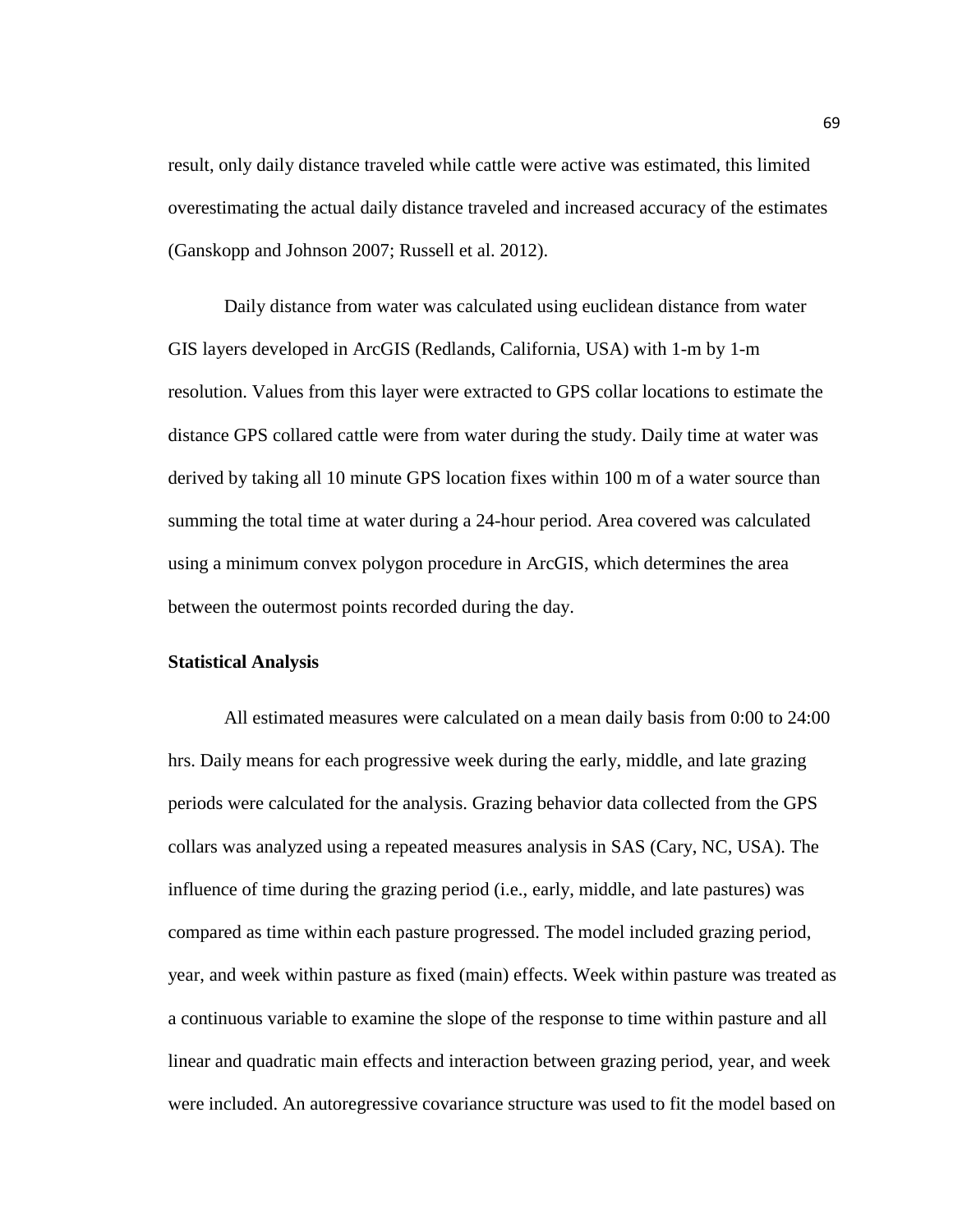result, only daily distance traveled while cattle were active was estimated, this limited overestimating the actual daily distance traveled and increased accuracy of the estimates (Ganskopp and Johnson 2007; Russell et al. 2012).

Daily distance from water was calculated using euclidean distance from water GIS layers developed in ArcGIS (Redlands, California, USA) with 1-m by 1-m resolution. Values from this layer were extracted to GPS collar locations to estimate the distance GPS collared cattle were from water during the study. Daily time at water was derived by taking all 10 minute GPS location fixes within 100 m of a water source than summing the total time at water during a 24-hour period. Area covered was calculated using a minimum convex polygon procedure in ArcGIS, which determines the area between the outermost points recorded during the day.

**Statistical Analysis**

All estimated measures were calculated on a mean daily basis from 0:00 to 24:00 hrs. Daily means for each progressive week during the early, middle, and late grazing periods were calculated for the analysis. Grazing behavior data collected from the GPS collars was analyzed using a repeated measures analysis in SAS (Cary, NC, USA). The influence of time during the grazing period (i.e., early, middle, and late pastures) was compared as time within each pasture progressed. The model included grazing period, year, and week within pasture as fixed (main) effects. Week within pasture was treated as a continuous variable to examine the slope of the response to time within pasture and all linear and quadratic main effects and interaction between grazing period, year, and week were included. An autoregressive covariance structure was used to fit the model based on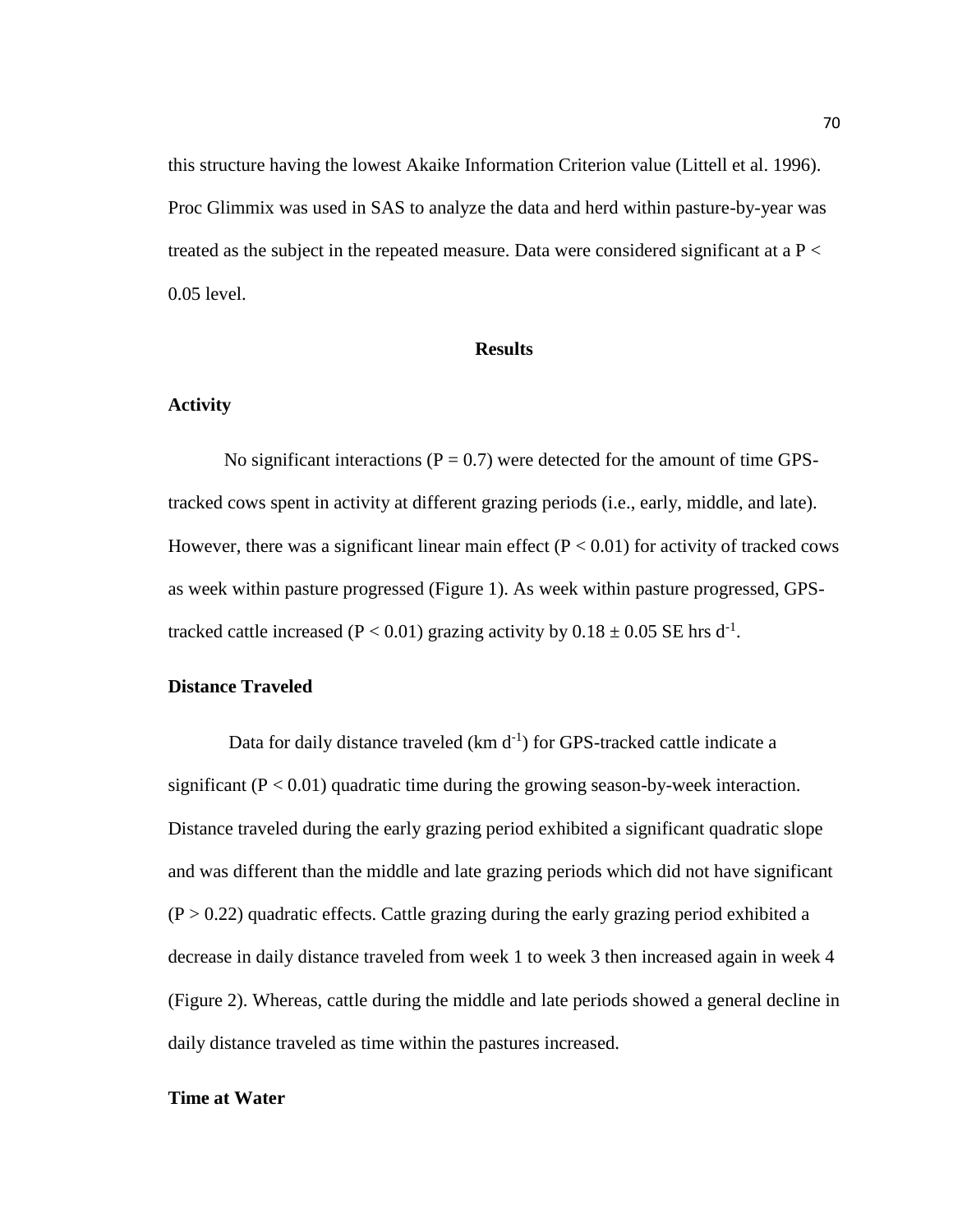this structure having the lowest Akaike Information Criterion value (Littell et al. 1996). Proc Glimmix was used in SAS to analyze the data and herd within pasture-by-year was treated as the subject in the repeated measure. Data were considered significant at a $P < 0.05$ level.

## Results

### Activity

No significant interactions ($P = 0.7$) were detected for the amount of time GPS-tracked cows spent in activity at different grazing periods (i.e., early, middle, and late). However, there was a significant linear main effect ($P < 0.01$) for activity of tracked cows as week within pasture progressed (Figure 1). As week within pasture progressed, GPS-tracked cattle increased ($P < 0.01$) grazing activity by $0.18 \pm 0.05$ SE hrs $d^{-1}$.

### Distance Traveled

Data for daily distance traveled (km $d^{-1}$) for GPS-tracked cattle indicate a significant ($P < 0.01$) quadratic time during the growing season-by-week interaction. Distance traveled during the early grazing period exhibited a significant quadratic slope and was different than the middle and late grazing periods which did not have significant ($P > 0.22$) quadratic effects. Cattle grazing during the early grazing period exhibited a decrease in daily distance traveled from week 1 to week 3 then increased again in week 4 (Figure 2). Whereas, cattle during the middle and late periods showed a general decline in daily distance traveled as time within the pastures increased.

### Time at Water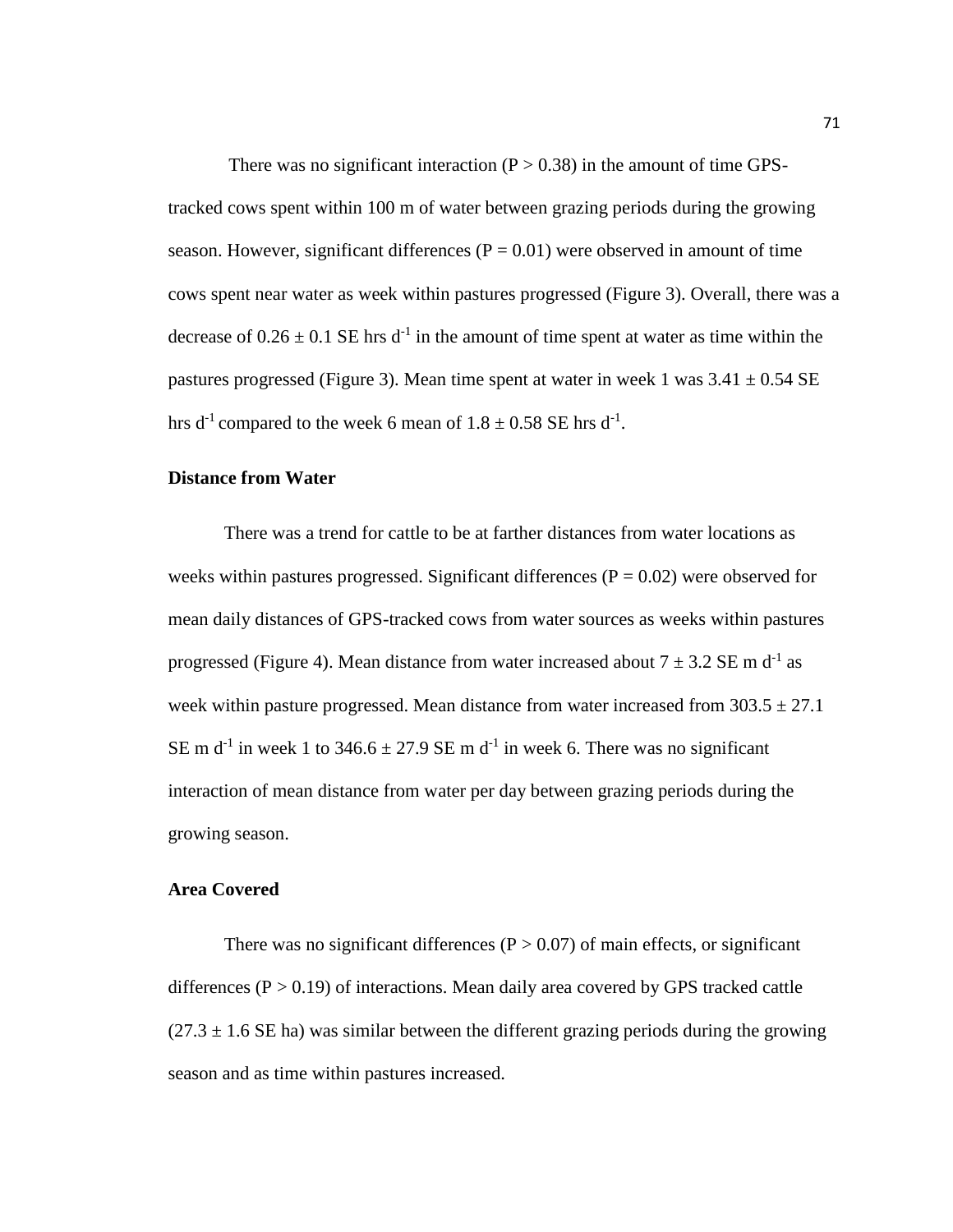There was no significant interaction ($P > 0.38$) in the amount of time GPS-tracked cows spent within 100 m of water between grazing periods during the growing season. However, significant differences ($P = 0.01$) were observed in amount of time cows spent near water as week within pastures progressed (Figure 3). Overall, there was a decrease of $0.26 \pm 0.1$ SE hrs $d^{-1}$ in the amount of time spent at water as time within the pastures progressed (Figure 3). Mean time spent at water in week 1 was $3.41 \pm 0.54$ SE hrs $d^{-1}$ compared to the week 6 mean of $1.8 \pm 0.58$ SE hrs $d^{-1}$.

### Distance from Water

There was a trend for cattle to be at farther distances from water locations as weeks within pastures progressed. Significant differences ($P = 0.02$) were observed for mean daily distances of GPS-tracked cows from water sources as weeks within pastures progressed (Figure 4). Mean distance from water increased about $7 \pm 3.2$ SE m $d^{-1}$ as week within pasture progressed. Mean distance from water increased from $303.5 \pm 27.1$ SE m $d^{-1}$ in week 1 to $346.6 \pm 27.9$ SE m $d^{-1}$ in week 6. There was no significant interaction of mean distance from water per day between grazing periods during the growing season.

### Area Covered

There was no significant differences ($P > 0.07$) of main effects, or significant differences ($P > 0.19$) of interactions. Mean daily area covered by GPS tracked cattle ($27.3 \pm 1.6$ SE ha) was similar between the different grazing periods during the growing season and as time within pastures increased.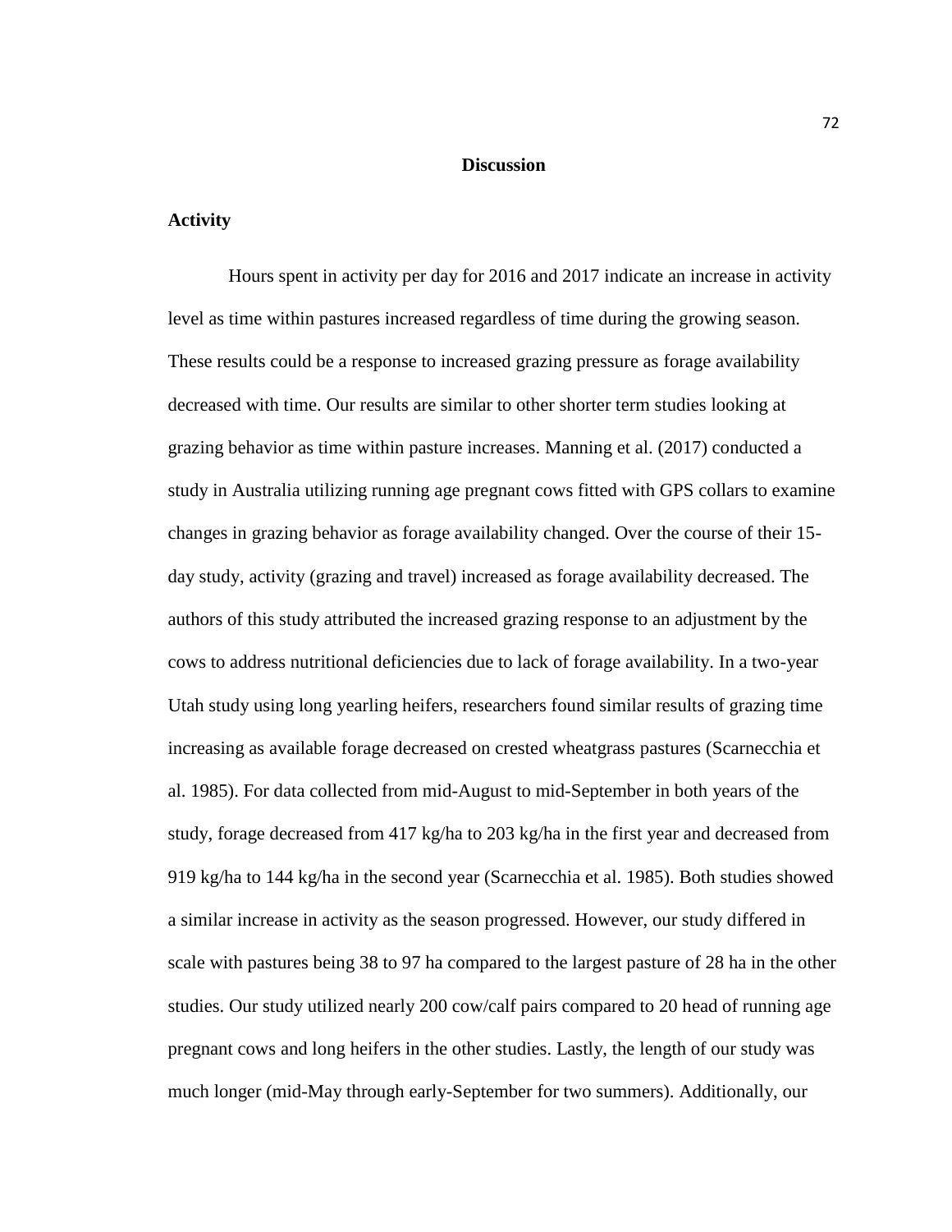# Discussion

## Activity

Hours spent in activity per day for 2016 and 2017 indicate an increase in activity level as time within pastures increased regardless of time during the growing season. These results could be a response to increased grazing pressure as forage availability decreased with time. Our results are similar to other shorter term studies looking at grazing behavior as time within pasture increases. Manning et al. (2017) conducted a study in Australia utilizing running age pregnant cows fitted with GPS collars to examine changes in grazing behavior as forage availability changed. Over the course of their 15-day study, activity (grazing and travel) increased as forage availability decreased. The authors of this study attributed the increased grazing response to an adjustment by the cows to address nutritional deficiencies due to lack of forage availability. In a two-year Utah study using long yearling heifers, researchers found similar results of grazing time increasing as available forage decreased on crested wheatgrass pastures (Scarnecchia et al. 1985). For data collected from mid-August to mid-September in both years of the study, forage decreased from 417 kg/ha to 203 kg/ha in the first year and decreased from 919 kg/ha to 144 kg/ha in the second year (Scarnecchia et al. 1985). Both studies showed a similar increase in activity as the season progressed. However, our study differed in scale with pastures being 38 to 97 ha compared to the largest pasture of 28 ha in the other studies. Our study utilized nearly 200 cow/calf pairs compared to 20 head of running age pregnant cows and long heifers in the other studies. Lastly, the length of our study was much longer (mid-May through early-September for two summers). Additionally, our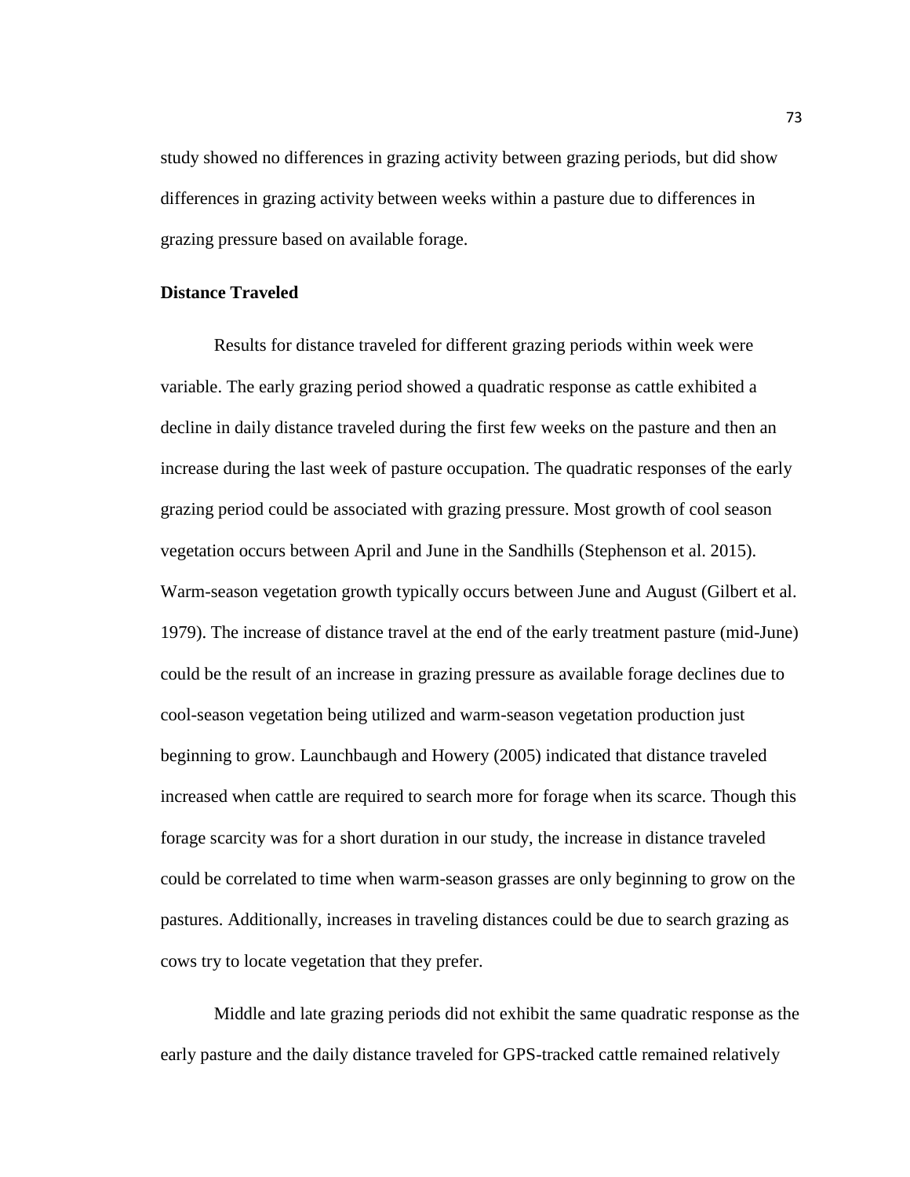study showed no differences in grazing activity between grazing periods, but did show differences in grazing activity between weeks within a pasture due to differences in grazing pressure based on available forage.

### Distance Traveled

Results for distance traveled for different grazing periods within week were variable. The early grazing period showed a quadratic response as cattle exhibited a decline in daily distance traveled during the first few weeks on the pasture and then an increase during the last week of pasture occupation. The quadratic responses of the early grazing period could be associated with grazing pressure. Most growth of cool season vegetation occurs between April and June in the Sandhills (Stephenson et al. 2015). Warm-season vegetation growth typically occurs between June and August (Gilbert et al. 1979). The increase of distance travel at the end of the early treatment pasture (mid-June) could be the result of an increase in grazing pressure as available forage declines due to cool-season vegetation being utilized and warm-season vegetation production just beginning to grow. Launchbaugh and Howery (2005) indicated that distance traveled increased when cattle are required to search more for forage when its scarce. Though this forage scarcity was for a short duration in our study, the increase in distance traveled could be correlated to time when warm-season grasses are only beginning to grow on the pastures. Additionally, increases in traveling distances could be due to search grazing as cows try to locate vegetation that they prefer.

Middle and late grazing periods did not exhibit the same quadratic response as the early pasture and the daily distance traveled for GPS-tracked cattle remained relatively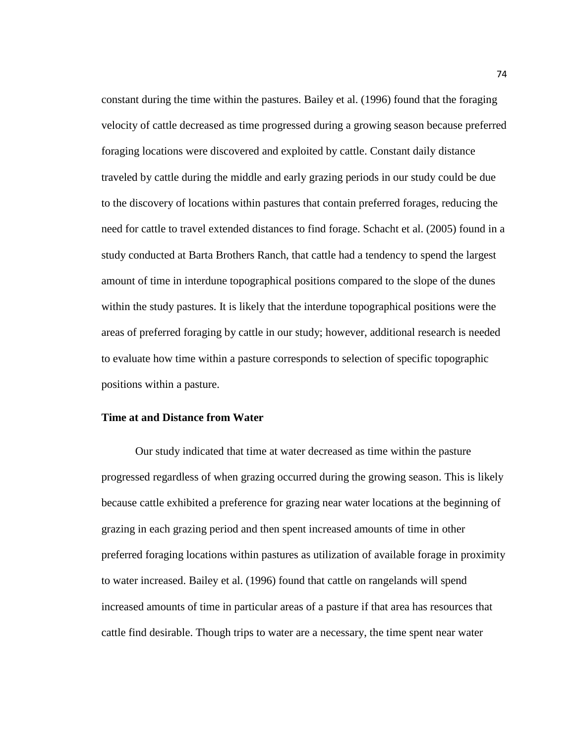constant during the time within the pastures. Bailey et al. (1996) found that the foraging velocity of cattle decreased as time progressed during a growing season because preferred foraging locations were discovered and exploited by cattle. Constant daily distance traveled by cattle during the middle and early grazing periods in our study could be due to the discovery of locations within pastures that contain preferred forages, reducing the need for cattle to travel extended distances to find forage. Schacht et al. (2005) found in a study conducted at Barta Brothers Ranch, that cattle had a tendency to spend the largest amount of time in interdune topographical positions compared to the slope of the dunes within the study pastures. It is likely that the interdune topographical positions were the areas of preferred foraging by cattle in our study; however, additional research is needed to evaluate how time within a pasture corresponds to selection of specific topographic positions within a pasture.

**Time at and Distance from Water**

Our study indicated that time at water decreased as time within the pasture progressed regardless of when grazing occurred during the growing season. This is likely because cattle exhibited a preference for grazing near water locations at the beginning of grazing in each grazing period and then spent increased amounts of time in other preferred foraging locations within pastures as utilization of available forage in proximity to water increased. Bailey et al. (1996) found that cattle on rangelands will spend increased amounts of time in particular areas of a pasture if that area has resources that cattle find desirable. Though trips to water are a necessary, the time spent near water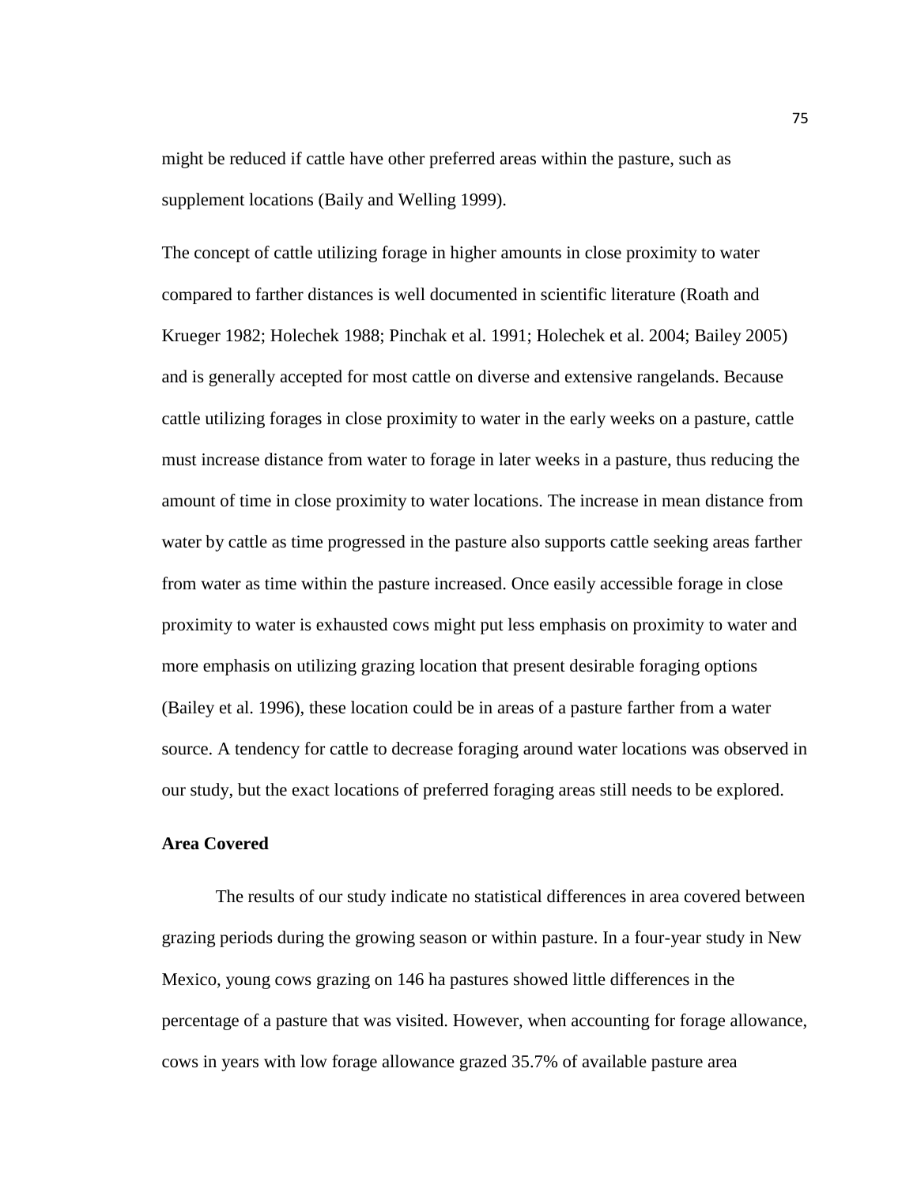might be reduced if cattle have other preferred areas within the pasture, such as supplement locations (Baily and Welling 1999).

The concept of cattle utilizing forage in higher amounts in close proximity to water compared to farther distances is well documented in scientific literature (Roath and Krueger 1982; Holechek 1988; Pinchak et al. 1991; Holechek et al. 2004; Bailey 2005) and is generally accepted for most cattle on diverse and extensive rangelands. Because cattle utilizing forages in close proximity to water in the early weeks on a pasture, cattle must increase distance from water to forage in later weeks in a pasture, thus reducing the amount of time in close proximity to water locations. The increase in mean distance from water by cattle as time progressed in the pasture also supports cattle seeking areas farther from water as time within the pasture increased. Once easily accessible forage in close proximity to water is exhausted cows might put less emphasis on proximity to water and more emphasis on utilizing grazing location that present desirable foraging options (Bailey et al. 1996), these location could be in areas of a pasture farther from a water source. A tendency for cattle to decrease foraging around water locations was observed in our study, but the exact locations of preferred foraging areas still needs to be explored.

**Area Covered**

The results of our study indicate no statistical differences in area covered between grazing periods during the growing season or within pasture. In a four-year study in New Mexico, young cows grazing on 146 ha pastures showed little differences in the percentage of a pasture that was visited. However, when accounting for forage allowance, cows in years with low forage allowance grazed 35.7% of available pasture area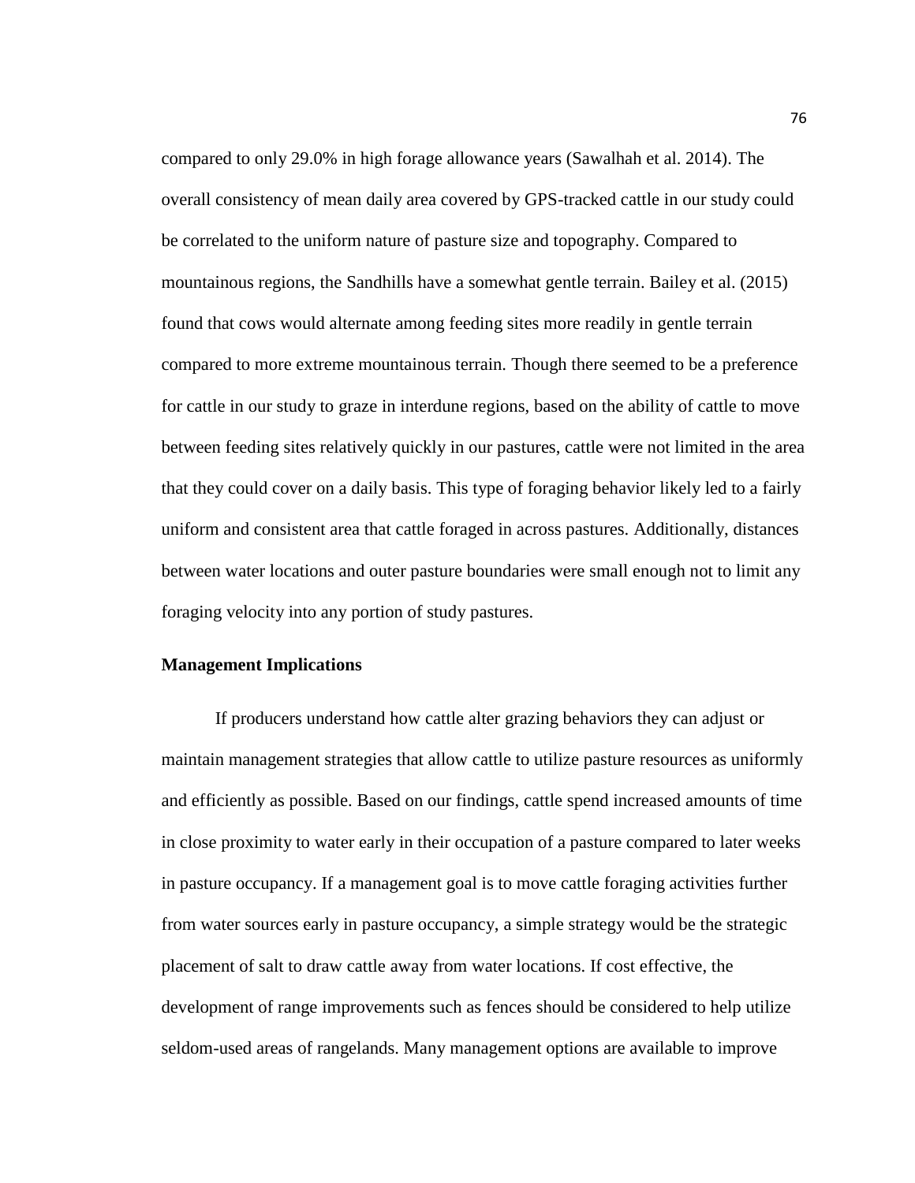compared to only 29.0% in high forage allowance years (Sawalhah et al. 2014). The overall consistency of mean daily area covered by GPS-tracked cattle in our study could be correlated to the uniform nature of pasture size and topography. Compared to mountainous regions, the Sandhills have a somewhat gentle terrain. Bailey et al. (2015) found that cows would alternate among feeding sites more readily in gentle terrain compared to more extreme mountainous terrain. Though there seemed to be a preference for cattle in our study to graze in interdune regions, based on the ability of cattle to move between feeding sites relatively quickly in our pastures, cattle were not limited in the area that they could cover on a daily basis. This type of foraging behavior likely led to a fairly uniform and consistent area that cattle foraged in across pastures. Additionally, distances between water locations and outer pasture boundaries were small enough not to limit any foraging velocity into any portion of study pastures.

**Management Implications**

If producers understand how cattle alter grazing behaviors they can adjust or maintain management strategies that allow cattle to utilize pasture resources as uniformly and efficiently as possible. Based on our findings, cattle spend increased amounts of time in close proximity to water early in their occupation of a pasture compared to later weeks in pasture occupancy. If a management goal is to move cattle foraging activities further from water sources early in pasture occupancy, a simple strategy would be the strategic placement of salt to draw cattle away from water locations. If cost effective, the development of range improvements such as fences should be considered to help utilize seldom-used areas of rangelands. Many management options are available to improve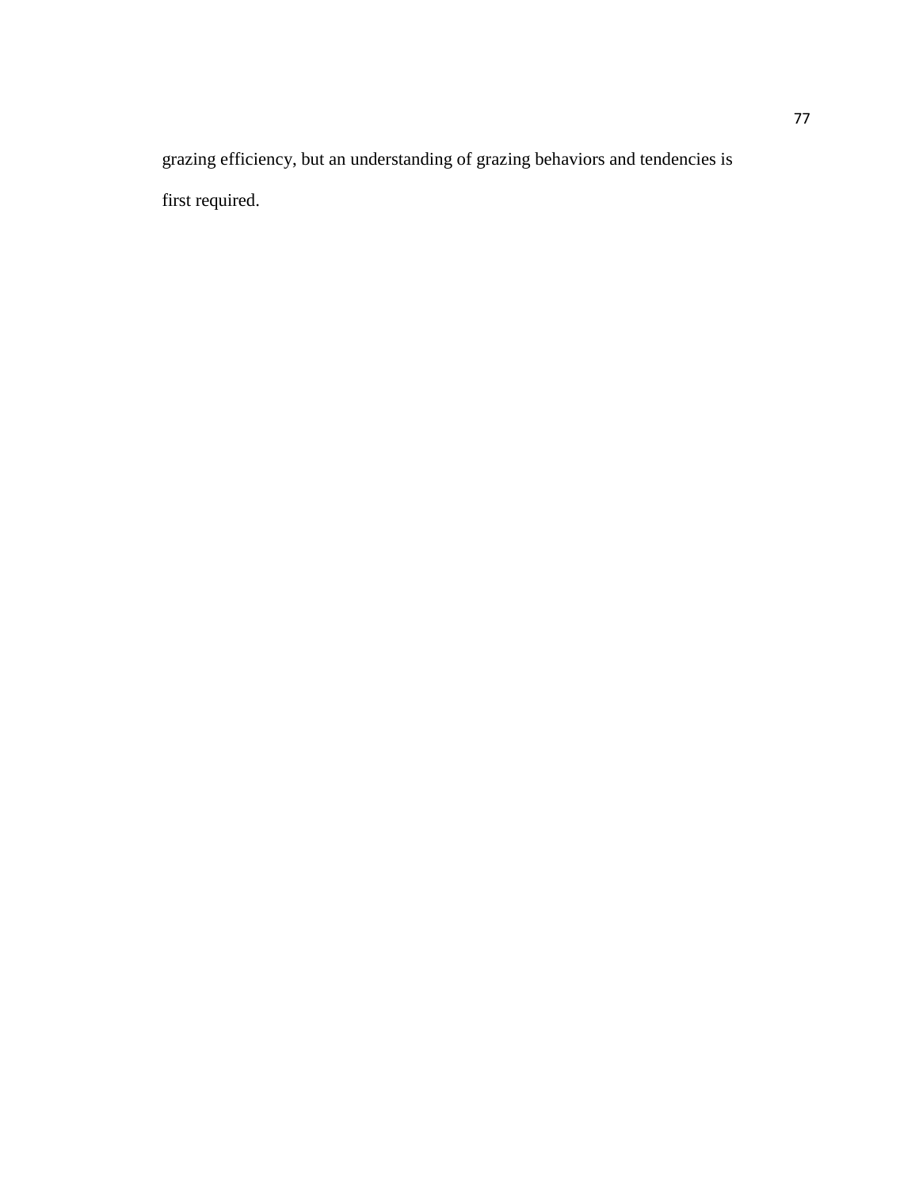grazing efficiency, but an understanding of grazing behaviors and tendencies is first required.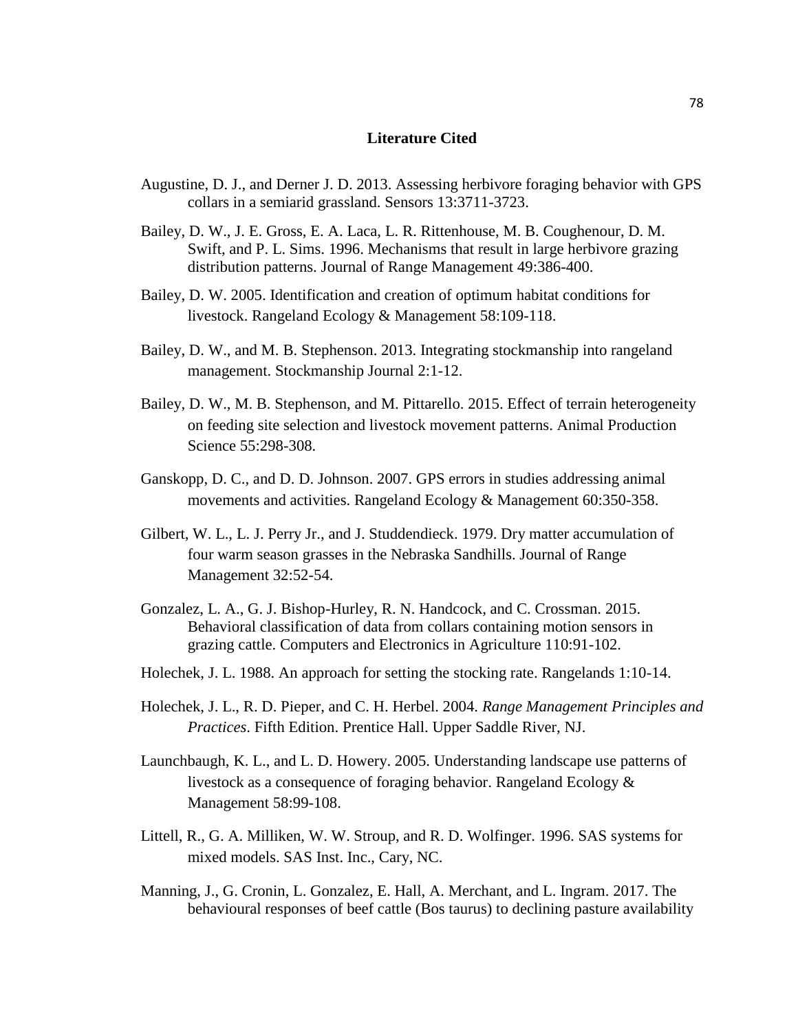## Literature Cited

Augustine, D. J., and Derner J. D. 2013. Assessing herbivore foraging behavior with GPS collars in a semiarid grassland. Sensors 13:3711-3723.

Bailey, D. W., J. E. Gross, E. A. Laca, L. R. Rittenhouse, M. B. Coughenour, D. M. Swift, and P. L. Sims. 1996. Mechanisms that result in large herbivore grazing distribution patterns. Journal of Range Management 49:386-400.

Bailey, D. W. 2005. Identification and creation of optimum habitat conditions for livestock. Rangeland Ecology & Management 58:109-118.

Bailey, D. W., and M. B. Stephenson. 2013. Integrating stockmanship into rangeland management. Stockmanship Journal 2:1-12.

Bailey, D. W., M. B. Stephenson, and M. Pittarello. 2015. Effect of terrain heterogeneity on feeding site selection and livestock movement patterns. Animal Production Science 55:298-308.

Ganskopp, D. C., and D. D. Johnson. 2007. GPS errors in studies addressing animal movements and activities. Rangeland Ecology & Management 60:350-358.

Gilbert, W. L., L. J. Perry Jr., and J. Studdendieck. 1979. Dry matter accumulation of four warm season grasses in the Nebraska Sandhills. Journal of Range Management 32:52-54.

Gonzalez, L. A., G. J. Bishop-Hurley, R. N. Handcock, and C. Crossman. 2015. Behavioral classification of data from collars containing motion sensors in grazing cattle. Computers and Electronics in Agriculture 110:91-102.

Holechek, J. L. 1988. An approach for setting the stocking rate. Rangelands 1:10-14.

Holechek, J. L., R. D. Pieper, and C. H. Herbel. 2004. *Range Management Principles and Practices*. Fifth Edition. Prentice Hall. Upper Saddle River, NJ.

Launchbaugh, K. L., and L. D. Howery. 2005. Understanding landscape use patterns of livestock as a consequence of foraging behavior. Rangeland Ecology & Management 58:99-108.

Littell, R., G. A. Milliken, W. W. Stroup, and R. D. Wolfinger. 1996. SAS systems for mixed models. SAS Inst. Inc., Cary, NC.

Manning, J., G. Cronin, L. Gonzalez, E. Hall, A. Merchant, and L. Ingram. 2017. The behavioural responses of beef cattle (Bos taurus) to declining pasture availability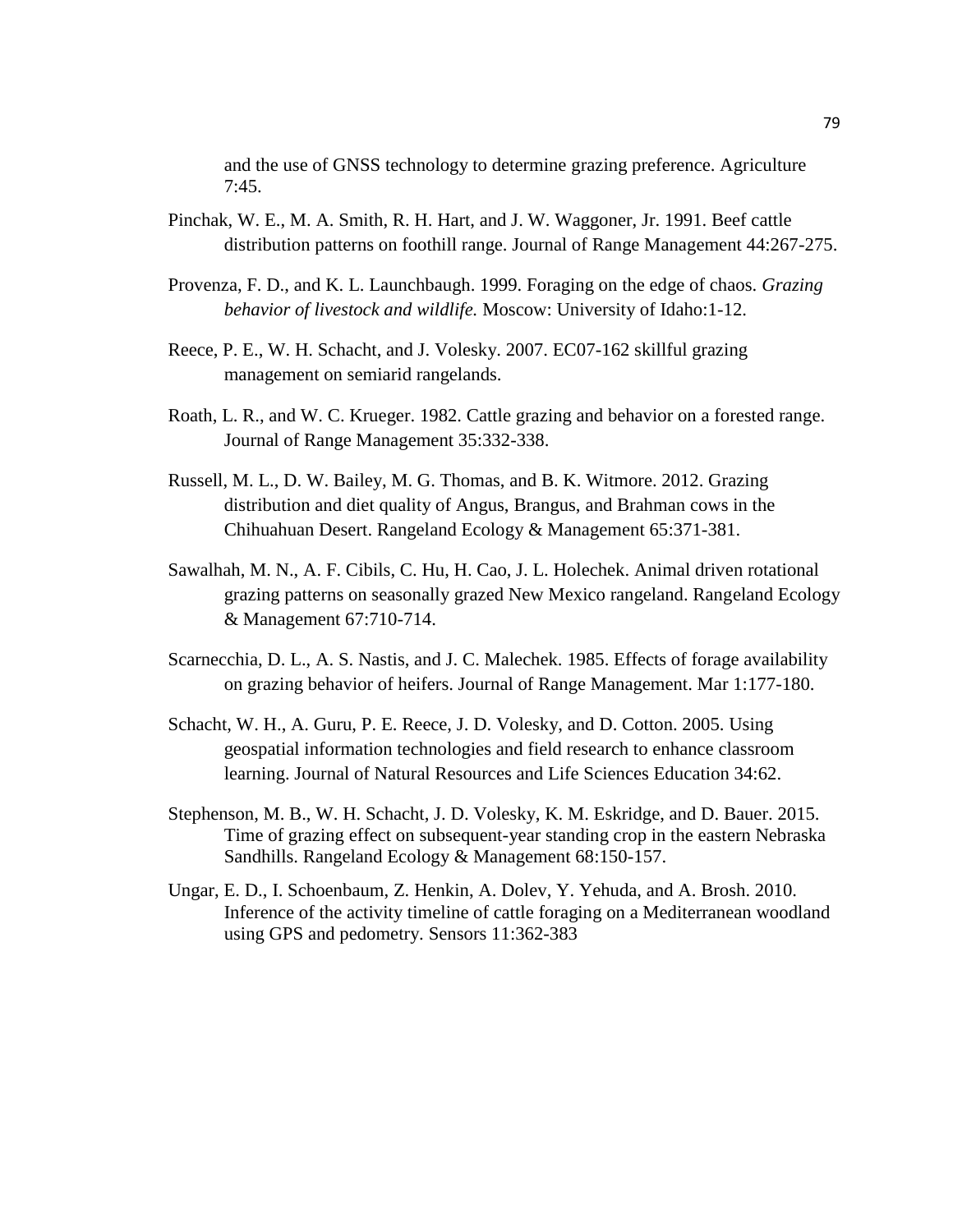and the use of GNSS technology to determine grazing preference. Agriculture 7:45.

Pinchak, W. E., M. A. Smith, R. H. Hart, and J. W. Waggoner, Jr. 1991. Beef cattle distribution patterns on foothill range. Journal of Range Management 44:267-275.

Provenza, F. D., and K. L. Launchbaugh. 1999. Foraging on the edge of chaos. *Grazing behavior of livestock and wildlife.* Moscow: University of Idaho:1-12.

Reece, P. E., W. H. Schacht, and J. Volesky. 2007. EC07-162 skillful grazing management on semiarid rangelands.

Roath, L. R., and W. C. Krueger. 1982. Cattle grazing and behavior on a forested range. Journal of Range Management 35:332-338.

Russell, M. L., D. W. Bailey, M. G. Thomas, and B. K. Witmore. 2012. Grazing distribution and diet quality of Angus, Brangus, and Brahman cows in the Chihuahuan Desert. Rangeland Ecology & Management 65:371-381.

Sawalhah, M. N., A. F. Cibils, C. Hu, H. Cao, J. L. Holechek. Animal driven rotational grazing patterns on seasonally grazed New Mexico rangeland. Rangeland Ecology & Management 67:710-714.

Scarnecchia, D. L., A. S. Nastis, and J. C. Malechek. 1985. Effects of forage availability on grazing behavior of heifers. Journal of Range Management. Mar 1:177-180.

Schacht, W. H., A. Guru, P. E. Reece, J. D. Volesky, and D. Cotton. 2005. Using geospatial information technologies and field research to enhance classroom learning. Journal of Natural Resources and Life Sciences Education 34:62.

Stephenson, M. B., W. H. Schacht, J. D. Volesky, K. M. Eskridge, and D. Bauer. 2015. Time of grazing effect on subsequent-year standing crop in the eastern Nebraska Sandhills. Rangeland Ecology & Management 68:150-157.

Ungar, E. D., I. Schoenbaum, Z. Henkin, A. Dolev, Y. Yehuda, and A. Brosh. 2010. Inference of the activity timeline of cattle foraging on a Mediterranean woodland using GPS and pedometry. Sensors 11:362-383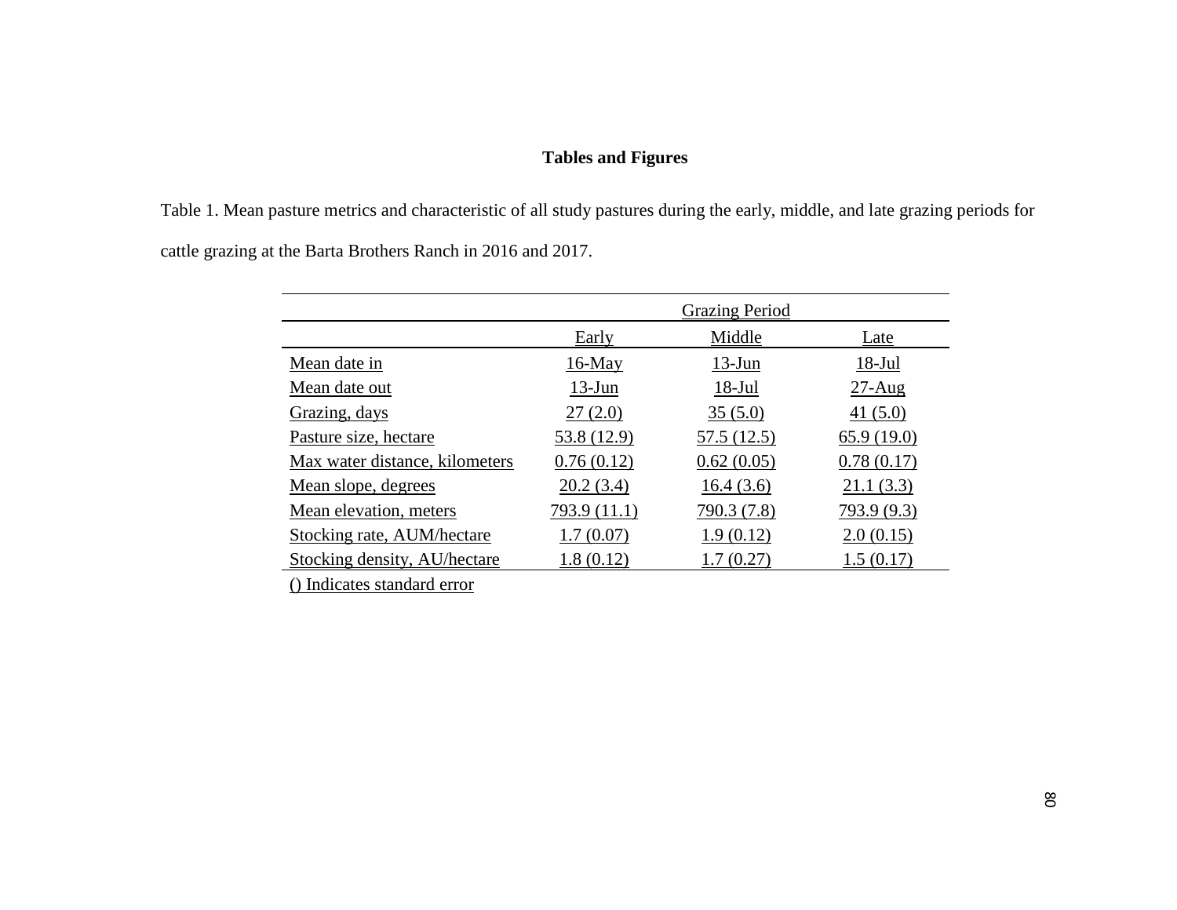## Tables and Figures

Table 1. Mean pasture metrics and characteristic of all study pastures during the early, middle, and late grazing periods for cattle grazing at the Barta Brothers Ranch in 2016 and 2017.

| | Grazing Period | | |
|---|---|---|---|
| | Early | Middle | Late |
| Mean date in | 16-May | 13-Jun | 18-Jul |
| Mean date out | 13-Jun | 18-Jul | 27-Aug |
| Grazing, days | 27 (2.0) | 35 (5.0) | 41 (5.0) |
| Pasture size, hectare | 53.8 (12.9) | 57.5 (12.5) | 65.9 (19.0) |
| Max water distance, kilometers | 0.76 (0.12) | 0.62 (0.05) | 0.78 (0.17) |
| Mean slope, degrees | 20.2 (3.4) | 16.4 (3.6) | 21.1 (3.3) |
| Mean elevation, meters | 793.9 (11.1) | 790.3 (7.8) | 793.9 (9.3) |
| Stocking rate, AUM/hectare | 1.7 (0.07) | 1.9 (0.12) | 2.0 (0.15) |
| Stocking density, AU/hectare | 1.8 (0.12) | 1.7 (0.27) | 1.5 (0.17) |

() Indicates standard error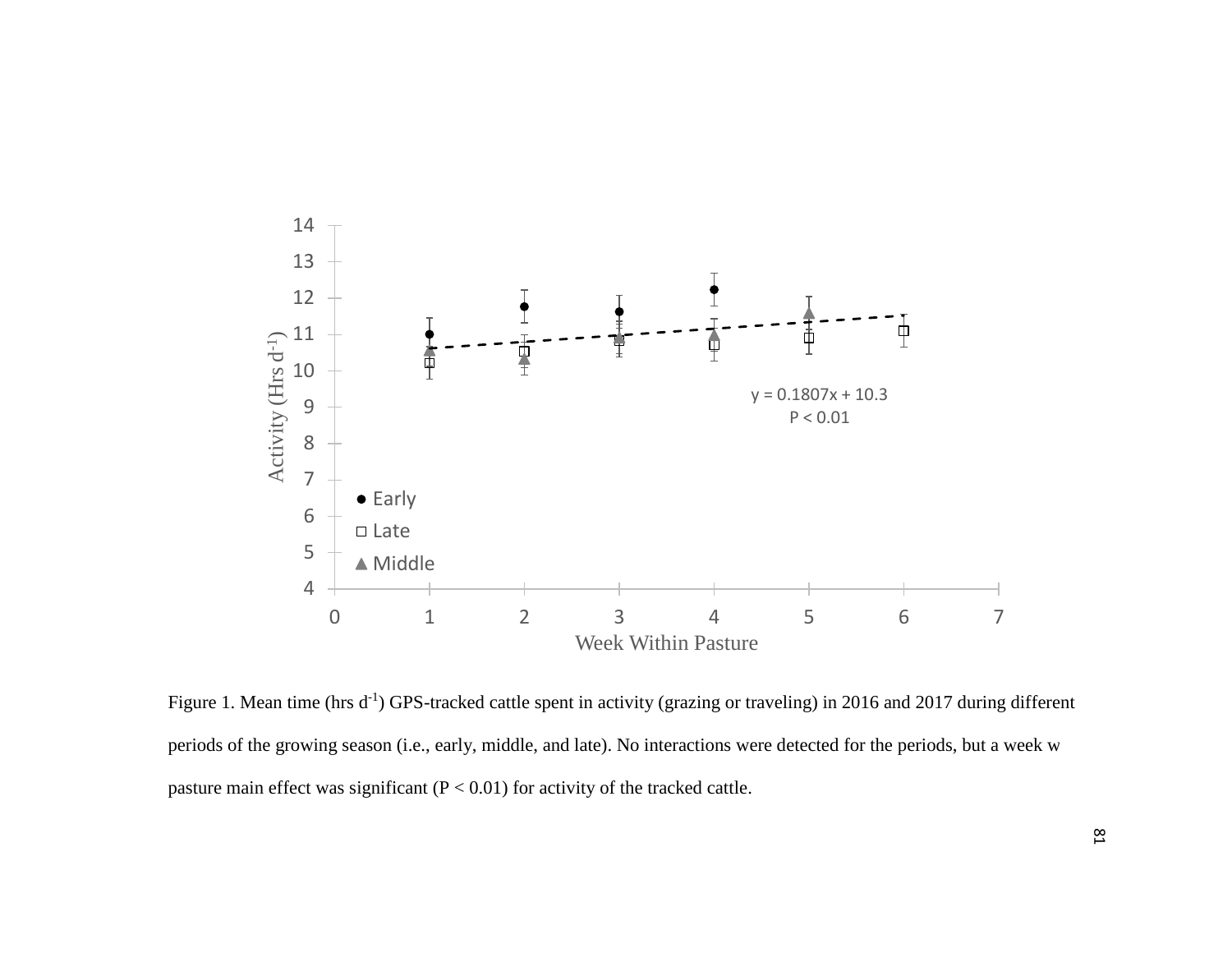Figure 1. Mean time (hrs $d^{-1}$) GPS-tracked cattle spent in activity (grazing or traveling) in 2016 and 2017 during different periods of the growing season (i.e., early, middle, and late). No interactions were detected for the periods, but a week w pasture main effect was significant ($P < 0.01$) for activity of the tracked cattle.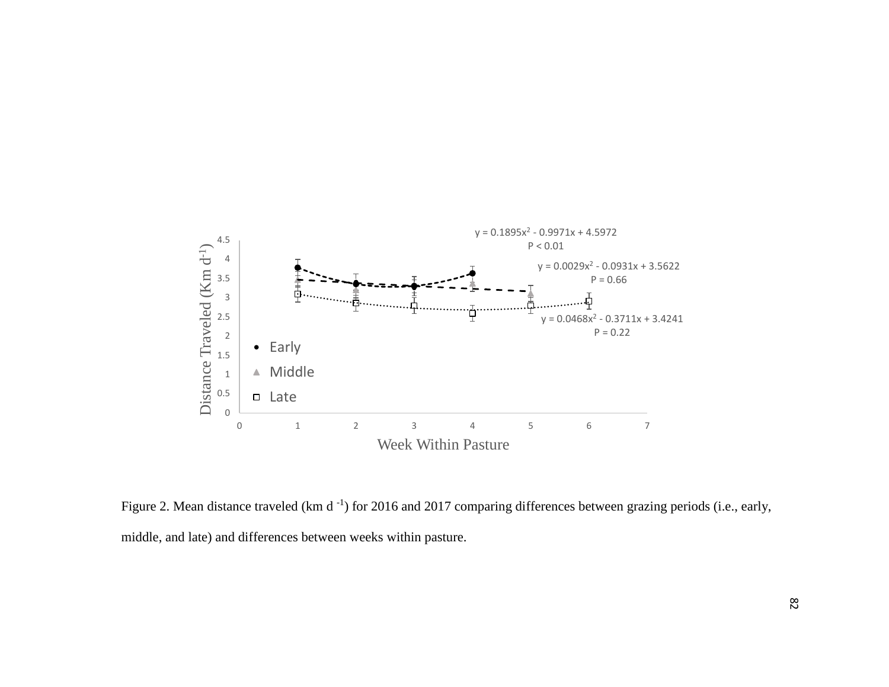Figure 2. Mean distance traveled (km $d^{-1}$) for 2016 and 2017 comparing differences between grazing periods (i.e., early, middle, and late) and differences between weeks within pasture.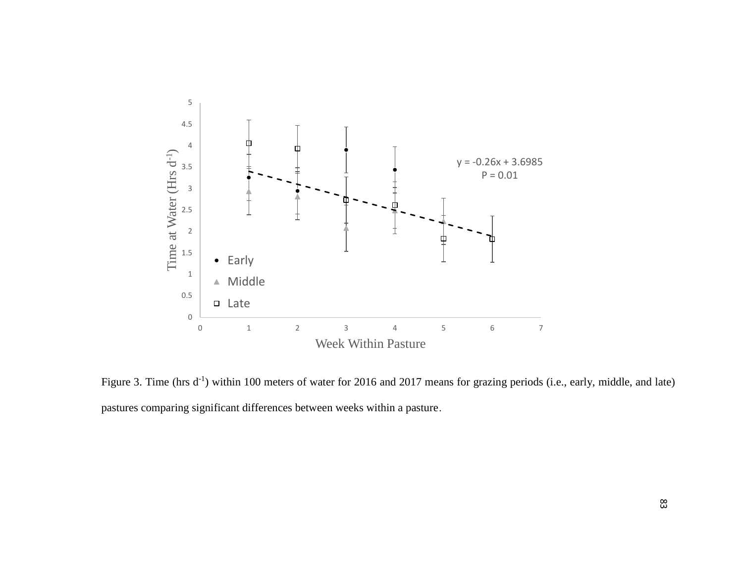Figure 3. Time (hrs $d^{-1}$) within 100 meters of water for 2016 and 2017 means for grazing periods (i.e., early, middle, and late) pastures comparing significant differences between weeks within a pasture.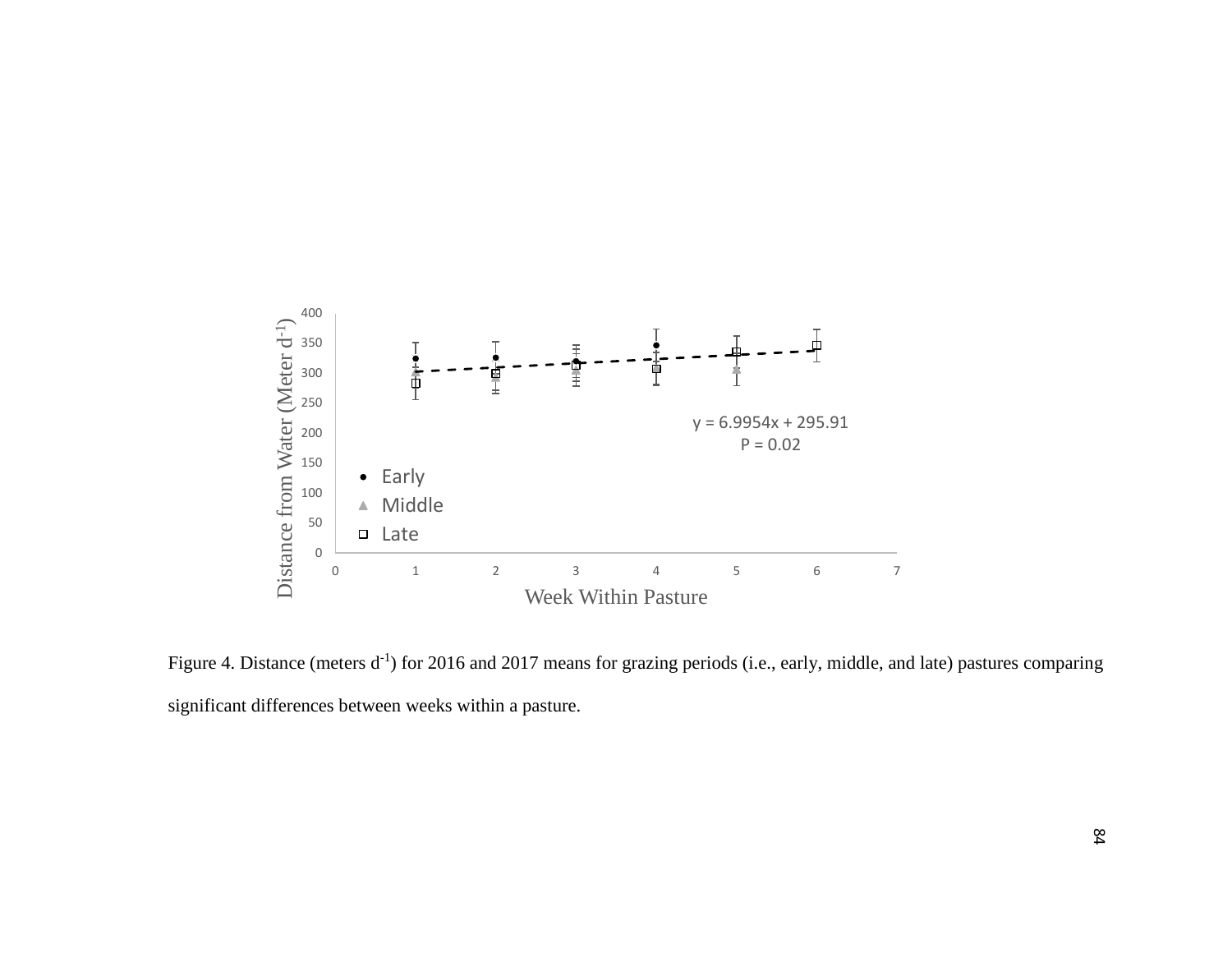400
350
300
250
200
150
100
50
0

0 1 2 3 4 5 6 7

Distance from Water (Meter $d^{-1}$)

Week Within Pasture

y = 6.9954x + 295.91
P = 0.02

Early
Middle
Late

Figure 4. Distance (meters $d^{-1}$) for 2016 and 2017 means for grazing periods (i.e., early, middle, and late) pastures comparing significant differences between weeks within a pasture.